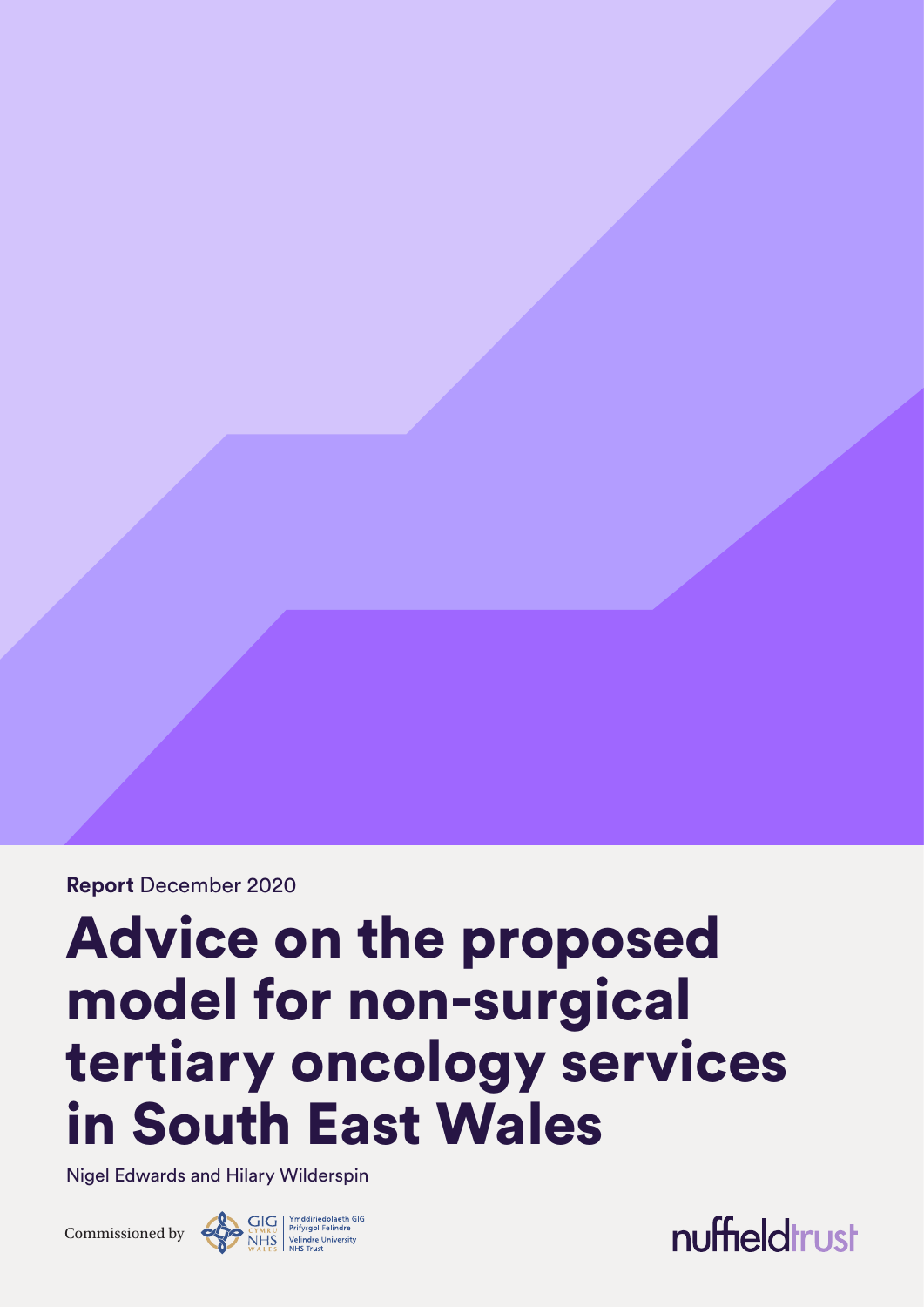**Report** December 2020

# Advice on the proposed model for non-surgical tertiary oncology services in South East Wales

Nigel Edwards and Hilary Wilderspin

Commissioned by GIG CYMRU NHS WALES | Ymddiriedolaeth GIG Prifysgol Felindre Velindre University NHS Trust

nuffieldtrust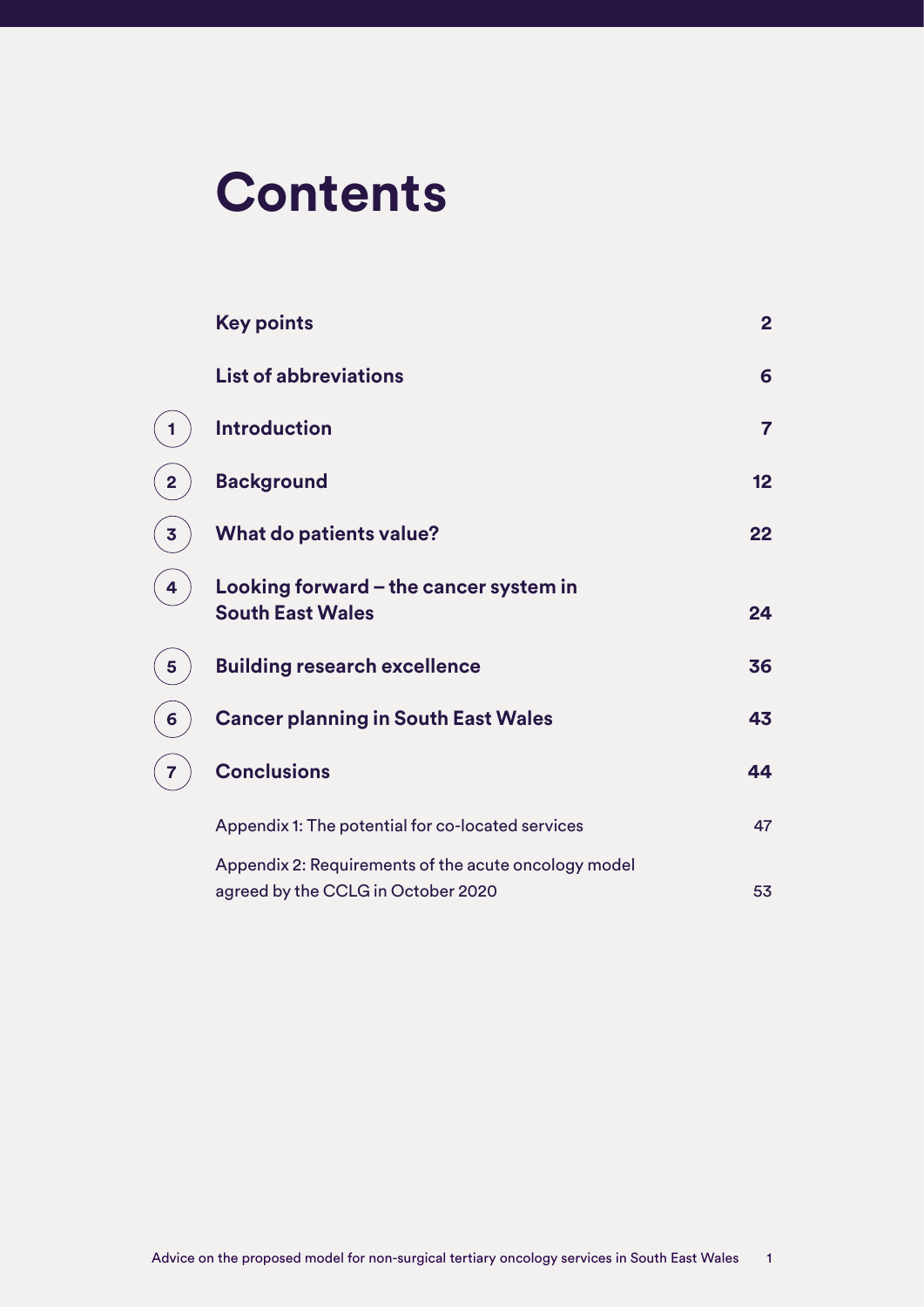# Contents

| | | |
|---|---|---|
| | **Key points** | **2** |
| | **List of abbreviations** | **6** |
| 1 | **Introduction** | **7** |
| 2 | **Background** | **12** |
| 3 | **What do patients value?** | **22** |
| 4 | **Looking forward – the cancer system in South East Wales** | **24** |
| 5 | **Building research excellence** | **36** |
| 6 | **Cancer planning in South East Wales** | **43** |
| 7 | **Conclusions** | **44** |
| | Appendix 1: The potential for co-located services | 47 |
| | Appendix 2: Requirements of the acute oncology model agreed by the CCLG in October 2020 | 53 |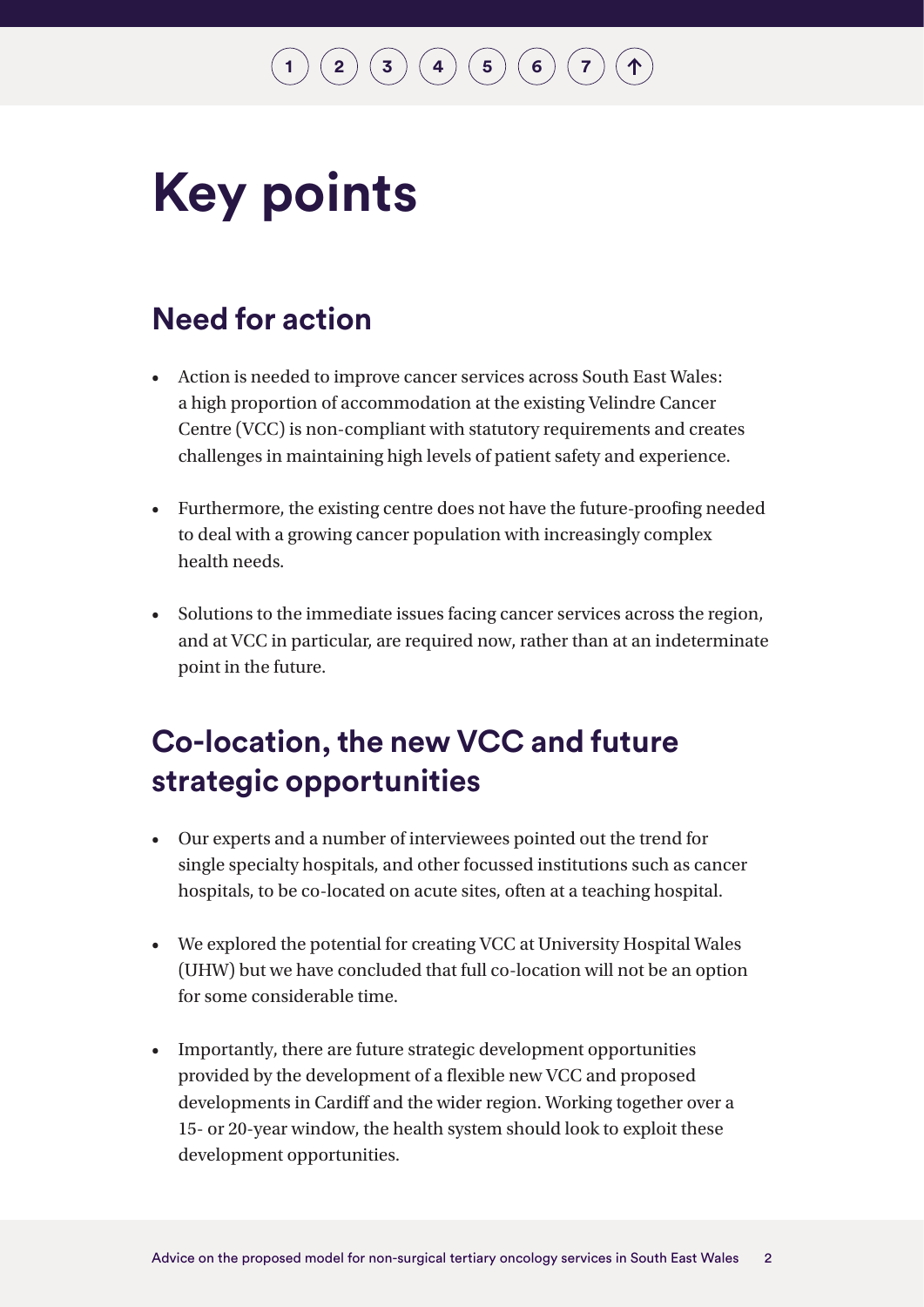# Key points

## Need for action

- Action is needed to improve cancer services across South East Wales: a high proportion of accommodation at the existing Velindre Cancer Centre (VCC) is non-compliant with statutory requirements and creates challenges in maintaining high levels of patient safety and experience.
- Furthermore, the existing centre does not have the future-proofing needed to deal with a growing cancer population with increasingly complex health needs.
- Solutions to the immediate issues facing cancer services across the region, and at VCC in particular, are required now, rather than at an indeterminate point in the future.

## Co-location, the new VCC and future strategic opportunities

- Our experts and a number of interviewees pointed out the trend for single specialty hospitals, and other focussed institutions such as cancer hospitals, to be co-located on acute sites, often at a teaching hospital.
- We explored the potential for creating VCC at University Hospital Wales (UHW) but we have concluded that full co-location will not be an option for some considerable time.
- Importantly, there are future strategic development opportunities provided by the development of a flexible new VCC and proposed developments in Cardiff and the wider region. Working together over a 15- or 20-year window, the health system should look to exploit these development opportunities.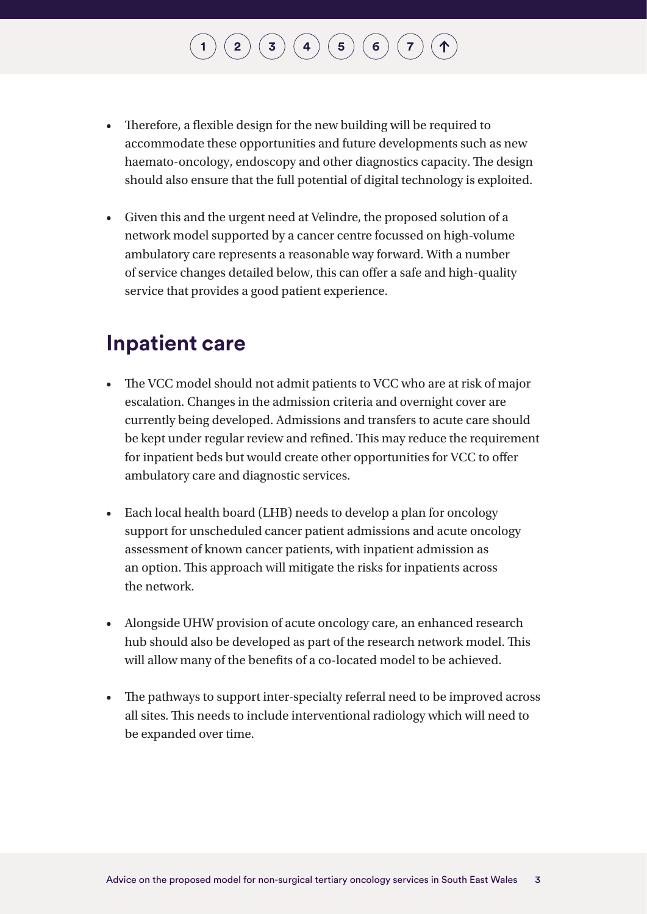- Therefore, a flexible design for the new building will be required to accommodate these opportunities and future developments such as new haemato-oncology, endoscopy and other diagnostics capacity. The design should also ensure that the full potential of digital technology is exploited.

- Given this and the urgent need at Velindre, the proposed solution of a network model supported by a cancer centre focussed on high-volume ambulatory care represents a reasonable way forward. With a number of service changes detailed below, this can offer a safe and high-quality service that provides a good patient experience.

## Inpatient care

- The VCC model should not admit patients to VCC who are at risk of major escalation. Changes in the admission criteria and overnight cover are currently being developed. Admissions and transfers to acute care should be kept under regular review and refined. This may reduce the requirement for inpatient beds but would create other opportunities for VCC to offer ambulatory care and diagnostic services.

- Each local health board (LHB) needs to develop a plan for oncology support for unscheduled cancer patient admissions and acute oncology assessment of known cancer patients, with inpatient admission as an option. This approach will mitigate the risks for inpatients across the network.

- Alongside UHW provision of acute oncology care, an enhanced research hub should also be developed as part of the research network model. This will allow many of the benefits of a co-located model to be achieved.

- The pathways to support inter-specialty referral need to be improved across all sites. This needs to include interventional radiology which will need to be expanded over time.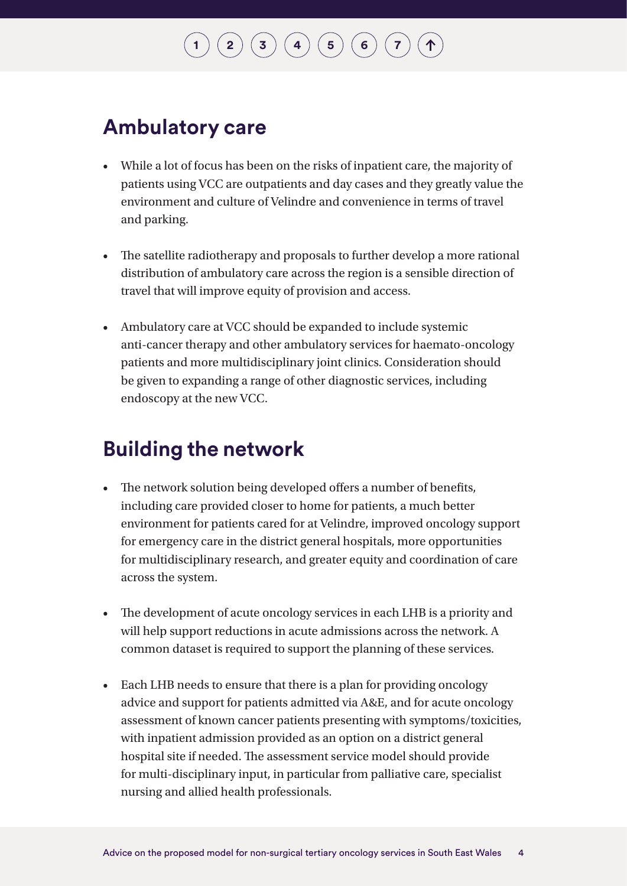## Ambulatory care

- While a lot of focus has been on the risks of inpatient care, the majority of patients using VCC are outpatients and day cases and they greatly value the environment and culture of Velindre and convenience in terms of travel and parking.
- The satellite radiotherapy and proposals to further develop a more rational distribution of ambulatory care across the region is a sensible direction of travel that will improve equity of provision and access.
- Ambulatory care at VCC should be expanded to include systemic anti-cancer therapy and other ambulatory services for haemato-oncology patients and more multidisciplinary joint clinics. Consideration should be given to expanding a range of other diagnostic services, including endoscopy at the new VCC.

## Building the network

- The network solution being developed offers a number of benefits, including care provided closer to home for patients, a much better environment for patients cared for at Velindre, improved oncology support for emergency care in the district general hospitals, more opportunities for multidisciplinary research, and greater equity and coordination of care across the system.
- The development of acute oncology services in each LHB is a priority and will help support reductions in acute admissions across the network. A common dataset is required to support the planning of these services.
- Each LHB needs to ensure that there is a plan for providing oncology advice and support for patients admitted via A&E, and for acute oncology assessment of known cancer patients presenting with symptoms/toxicities, with inpatient admission provided as an option on a district general hospital site if needed. The assessment service model should provide for multi-disciplinary input, in particular from palliative care, specialist nursing and allied health professionals.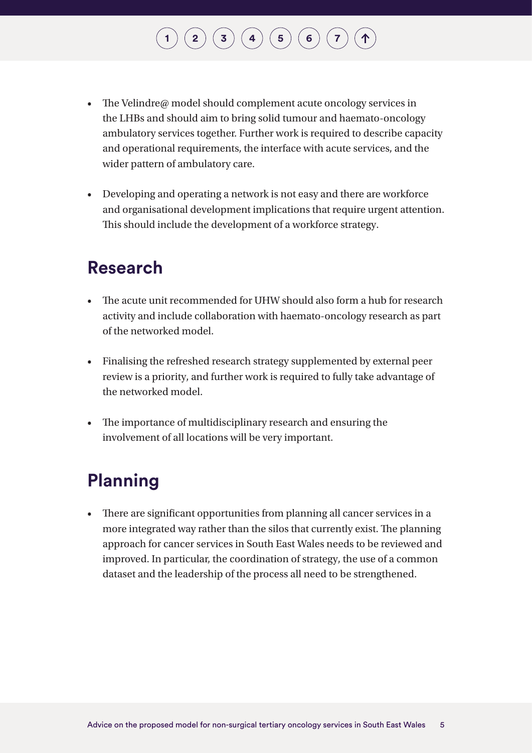- The Velindre@ model should complement acute oncology services in the LHBs and should aim to bring solid tumour and haemato-oncology ambulatory services together. Further work is required to describe capacity and operational requirements, the interface with acute services, and the wider pattern of ambulatory care.

- Developing and operating a network is not easy and there are workforce and organisational development implications that require urgent attention. This should include the development of a workforce strategy.

## Research

- The acute unit recommended for UHW should also form a hub for research activity and include collaboration with haemato-oncology research as part of the networked model.

- Finalising the refreshed research strategy supplemented by external peer review is a priority, and further work is required to fully take advantage of the networked model.

- The importance of multidisciplinary research and ensuring the involvement of all locations will be very important.

## Planning

- There are significant opportunities from planning all cancer services in a more integrated way rather than the silos that currently exist. The planning approach for cancer services in South East Wales needs to be reviewed and improved. In particular, the coordination of strategy, the use of a common dataset and the leadership of the process all need to be strengthened.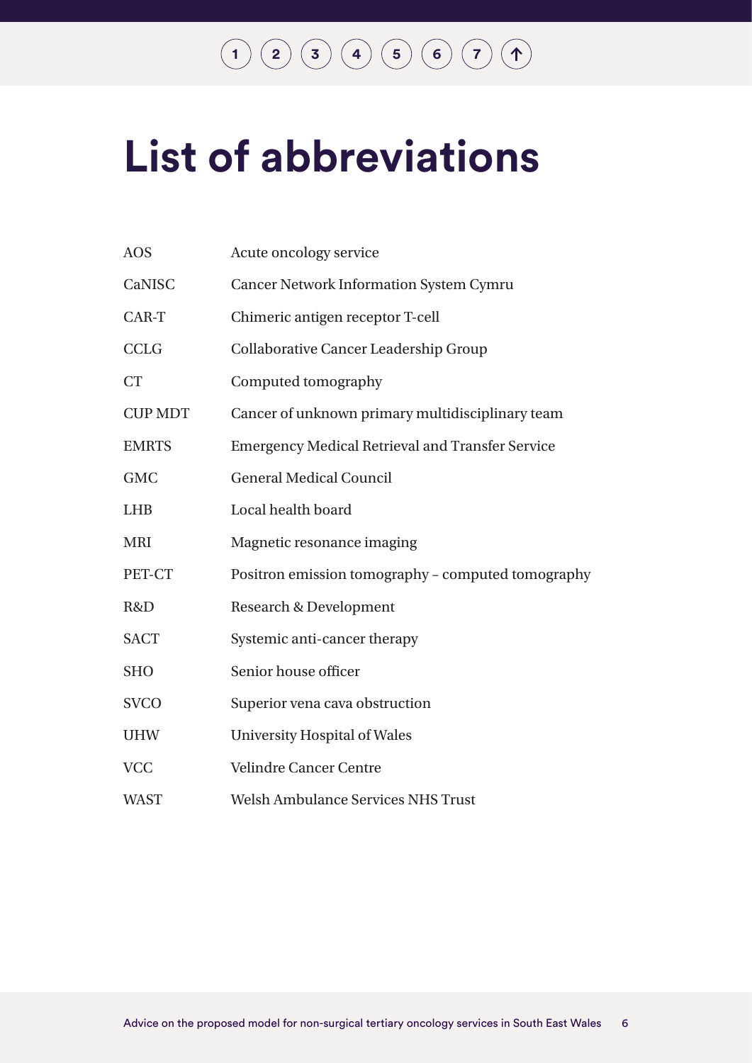# List of abbreviations

| | |
|---|---|
| AOS | Acute oncology service |
| CaNISC | Cancer Network Information System Cymru |
| CAR-T | Chimeric antigen receptor T-cell |
| CCLG | Collaborative Cancer Leadership Group |
| CT | Computed tomography |
| CUP MDT | Cancer of unknown primary multidisciplinary team |
| EMRTS | Emergency Medical Retrieval and Transfer Service |
| GMC | General Medical Council |
| LHB | Local health board |
| MRI | Magnetic resonance imaging |
| PET-CT | Positron emission tomography – computed tomography |
| R&D | Research & Development |
| SACT | Systemic anti-cancer therapy |
| SHO | Senior house officer |
| SVCO | Superior vena cava obstruction |
| UHW | University Hospital of Wales |
| VCC | Velindre Cancer Centre |
| WAST | Welsh Ambulance Services NHS Trust |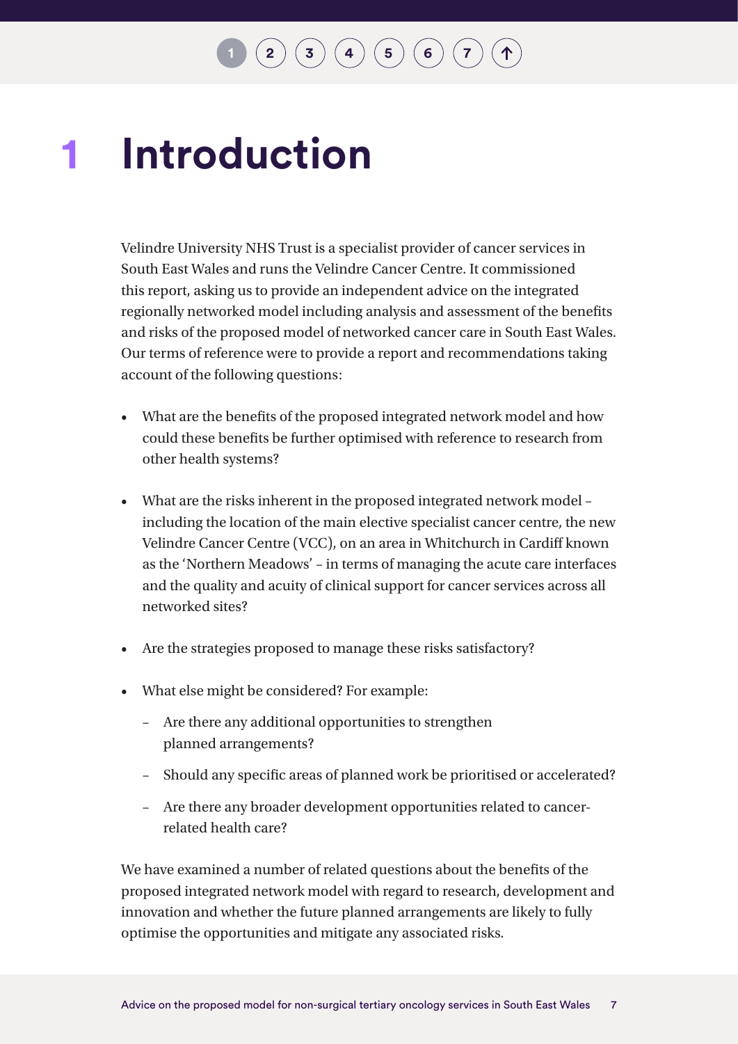# 1 Introduction

Velindre University NHS Trust is a specialist provider of cancer services in South East Wales and runs the Velindre Cancer Centre. It commissioned this report, asking us to provide an independent advice on the integrated regionally networked model including analysis and assessment of the benefits and risks of the proposed model of networked cancer care in South East Wales. Our terms of reference were to provide a report and recommendations taking account of the following questions:

- What are the benefits of the proposed integrated network model and how could these benefits be further optimised with reference to research from other health systems?
- What are the risks inherent in the proposed integrated network model – including the location of the main elective specialist cancer centre, the new Velindre Cancer Centre (VCC), on an area in Whitchurch in Cardiff known as the 'Northern Meadows' – in terms of managing the acute care interfaces and the quality and acuity of clinical support for cancer services across all networked sites?
- Are the strategies proposed to manage these risks satisfactory?
- What else might be considered? For example:
  - Are there any additional opportunities to strengthen planned arrangements?
  - Should any specific areas of planned work be prioritised or accelerated?
  - Are there any broader development opportunities related to cancer-related health care?

We have examined a number of related questions about the benefits of the proposed integrated network model with regard to research, development and innovation and whether the future planned arrangements are likely to fully optimise the opportunities and mitigate any associated risks.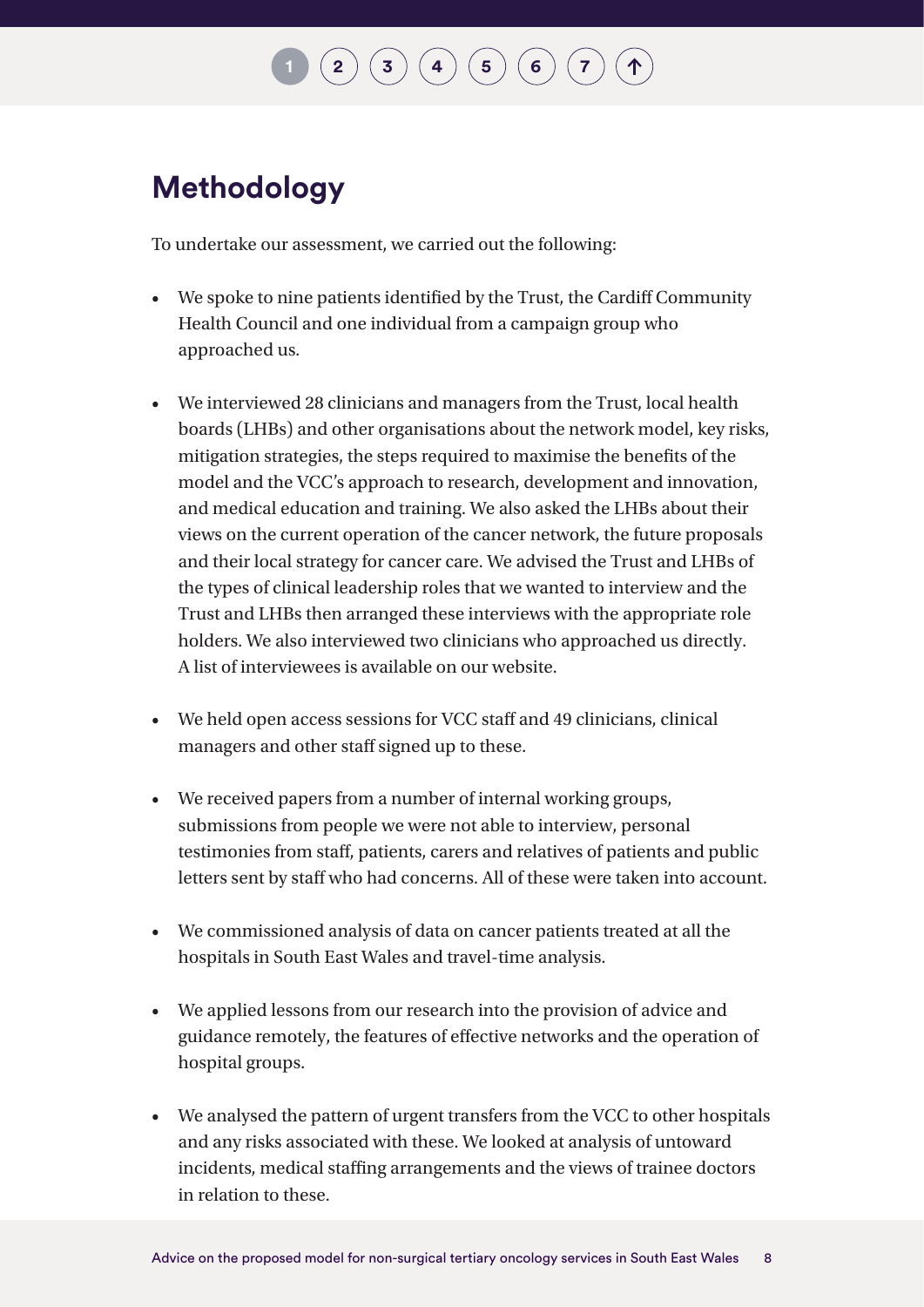## Methodology

To undertake our assessment, we carried out the following:

- We spoke to nine patients identified by the Trust, the Cardiff Community Health Council and one individual from a campaign group who approached us.
- We interviewed 28 clinicians and managers from the Trust, local health boards (LHBs) and other organisations about the network model, key risks, mitigation strategies, the steps required to maximise the benefits of the model and the VCC's approach to research, development and innovation, and medical education and training. We also asked the LHBs about their views on the current operation of the cancer network, the future proposals and their local strategy for cancer care. We advised the Trust and LHBs of the types of clinical leadership roles that we wanted to interview and the Trust and LHBs then arranged these interviews with the appropriate role holders. We also interviewed two clinicians who approached us directly. A list of interviewees is available on our website.
- We held open access sessions for VCC staff and 49 clinicians, clinical managers and other staff signed up to these.
- We received papers from a number of internal working groups, submissions from people we were not able to interview, personal testimonies from staff, patients, carers and relatives of patients and public letters sent by staff who had concerns. All of these were taken into account.
- We commissioned analysis of data on cancer patients treated at all the hospitals in South East Wales and travel-time analysis.
- We applied lessons from our research into the provision of advice and guidance remotely, the features of effective networks and the operation of hospital groups.
- We analysed the pattern of urgent transfers from the VCC to other hospitals and any risks associated with these. We looked at analysis of untoward incidents, medical staffing arrangements and the views of trainee doctors in relation to these.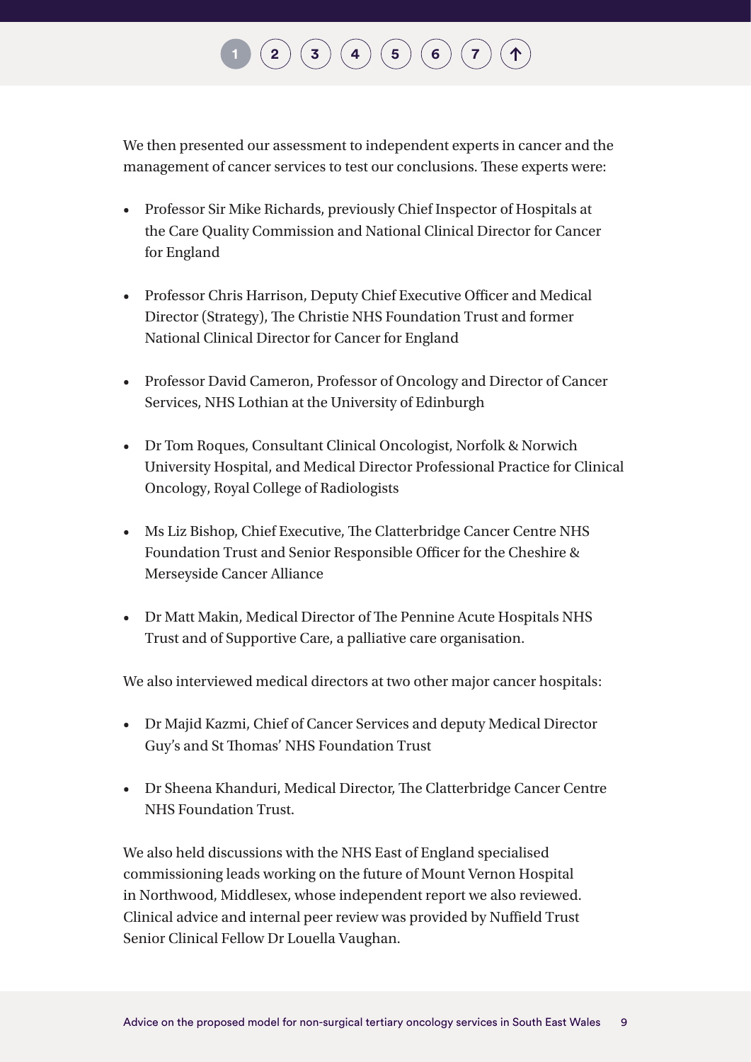We then presented our assessment to independent experts in cancer and the management of cancer services to test our conclusions. These experts were:

- Professor Sir Mike Richards, previously Chief Inspector of Hospitals at the Care Quality Commission and National Clinical Director for Cancer for England
- Professor Chris Harrison, Deputy Chief Executive Officer and Medical Director (Strategy), The Christie NHS Foundation Trust and former National Clinical Director for Cancer for England
- Professor David Cameron, Professor of Oncology and Director of Cancer Services, NHS Lothian at the University of Edinburgh
- Dr Tom Roques, Consultant Clinical Oncologist, Norfolk & Norwich University Hospital, and Medical Director Professional Practice for Clinical Oncology, Royal College of Radiologists
- Ms Liz Bishop, Chief Executive, The Clatterbridge Cancer Centre NHS Foundation Trust and Senior Responsible Officer for the Cheshire & Merseyside Cancer Alliance
- Dr Matt Makin, Medical Director of The Pennine Acute Hospitals NHS Trust and of Supportive Care, a palliative care organisation.

We also interviewed medical directors at two other major cancer hospitals:

- Dr Majid Kazmi, Chief of Cancer Services and deputy Medical Director Guy's and St Thomas' NHS Foundation Trust
- Dr Sheena Khanduri, Medical Director, The Clatterbridge Cancer Centre NHS Foundation Trust.

We also held discussions with the NHS East of England specialised commissioning leads working on the future of Mount Vernon Hospital in Northwood, Middlesex, whose independent report we also reviewed. Clinical advice and internal peer review was provided by Nuffield Trust Senior Clinical Fellow Dr Louella Vaughan.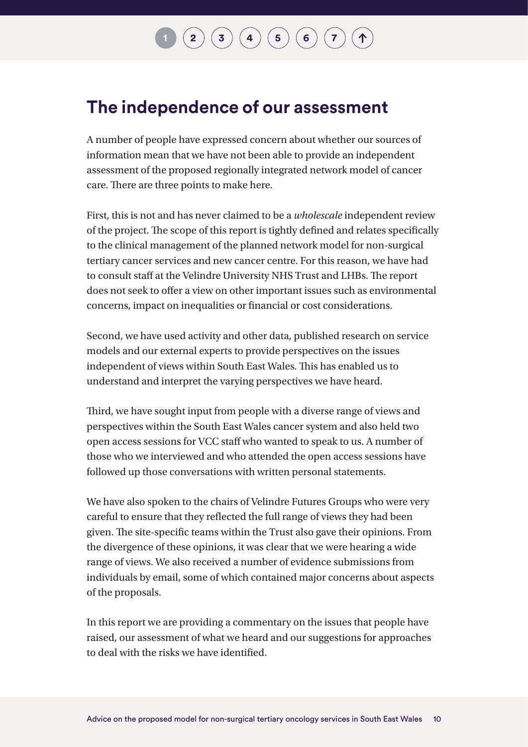## The independence of our assessment

A number of people have expressed concern about whether our sources of information mean that we have not been able to provide an independent assessment of the proposed regionally integrated network model of cancer care. There are three points to make here.

First, this is not and has never claimed to be a *wholescale* independent review of the project. The scope of this report is tightly defined and relates specifically to the clinical management of the planned network model for non-surgical tertiary cancer services and new cancer centre. For this reason, we have had to consult staff at the Velindre University NHS Trust and LHBs. The report does not seek to offer a view on other important issues such as environmental concerns, impact on inequalities or financial or cost considerations.

Second, we have used activity and other data, published research on service models and our external experts to provide perspectives on the issues independent of views within South East Wales. This has enabled us to understand and interpret the varying perspectives we have heard.

Third, we have sought input from people with a diverse range of views and perspectives within the South East Wales cancer system and also held two open access sessions for VCC staff who wanted to speak to us. A number of those who we interviewed and who attended the open access sessions have followed up those conversations with written personal statements.

We have also spoken to the chairs of Velindre Futures Groups who were very careful to ensure that they reflected the full range of views they had been given. The site-specific teams within the Trust also gave their opinions. From the divergence of these opinions, it was clear that we were hearing a wide range of views. We also received a number of evidence submissions from individuals by email, some of which contained major concerns about aspects of the proposals.

In this report we are providing a commentary on the issues that people have raised, our assessment of what we heard and our suggestions for approaches to deal with the risks we have identified.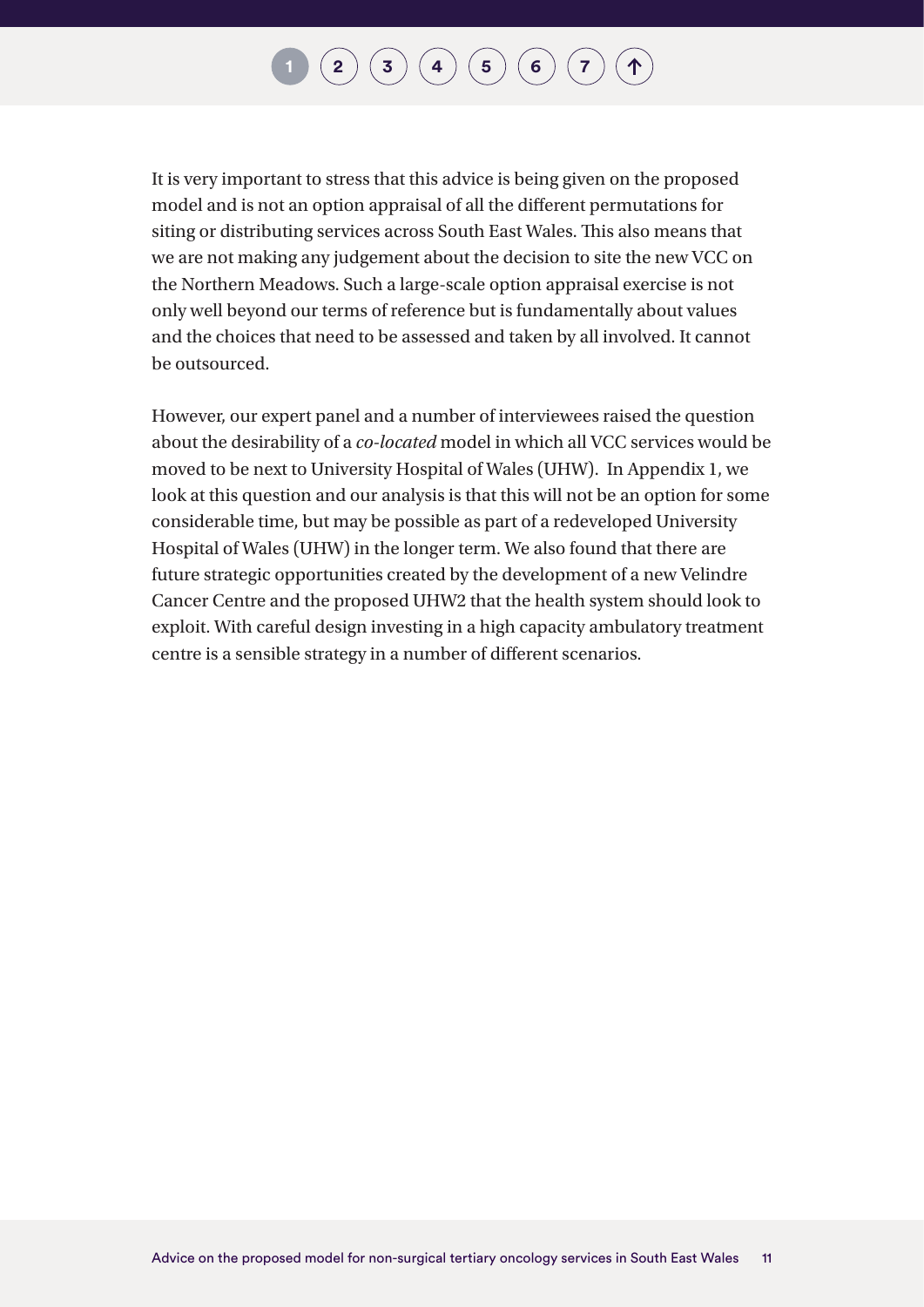It is very important to stress that this advice is being given on the proposed model and is not an option appraisal of all the different permutations for siting or distributing services across South East Wales. This also means that we are not making any judgement about the decision to site the new VCC on the Northern Meadows. Such a large-scale option appraisal exercise is not only well beyond our terms of reference but is fundamentally about values and the choices that need to be assessed and taken by all involved. It cannot be outsourced.

However, our expert panel and a number of interviewees raised the question about the desirability of a *co-located* model in which all VCC services would be moved to be next to University Hospital of Wales (UHW).  In Appendix 1, we look at this question and our analysis is that this will not be an option for some considerable time, but may be possible as part of a redeveloped University Hospital of Wales (UHW) in the longer term. We also found that there are future strategic opportunities created by the development of a new Velindre Cancer Centre and the proposed UHW2 that the health system should look to exploit. With careful design investing in a high capacity ambulatory treatment centre is a sensible strategy in a number of different scenarios.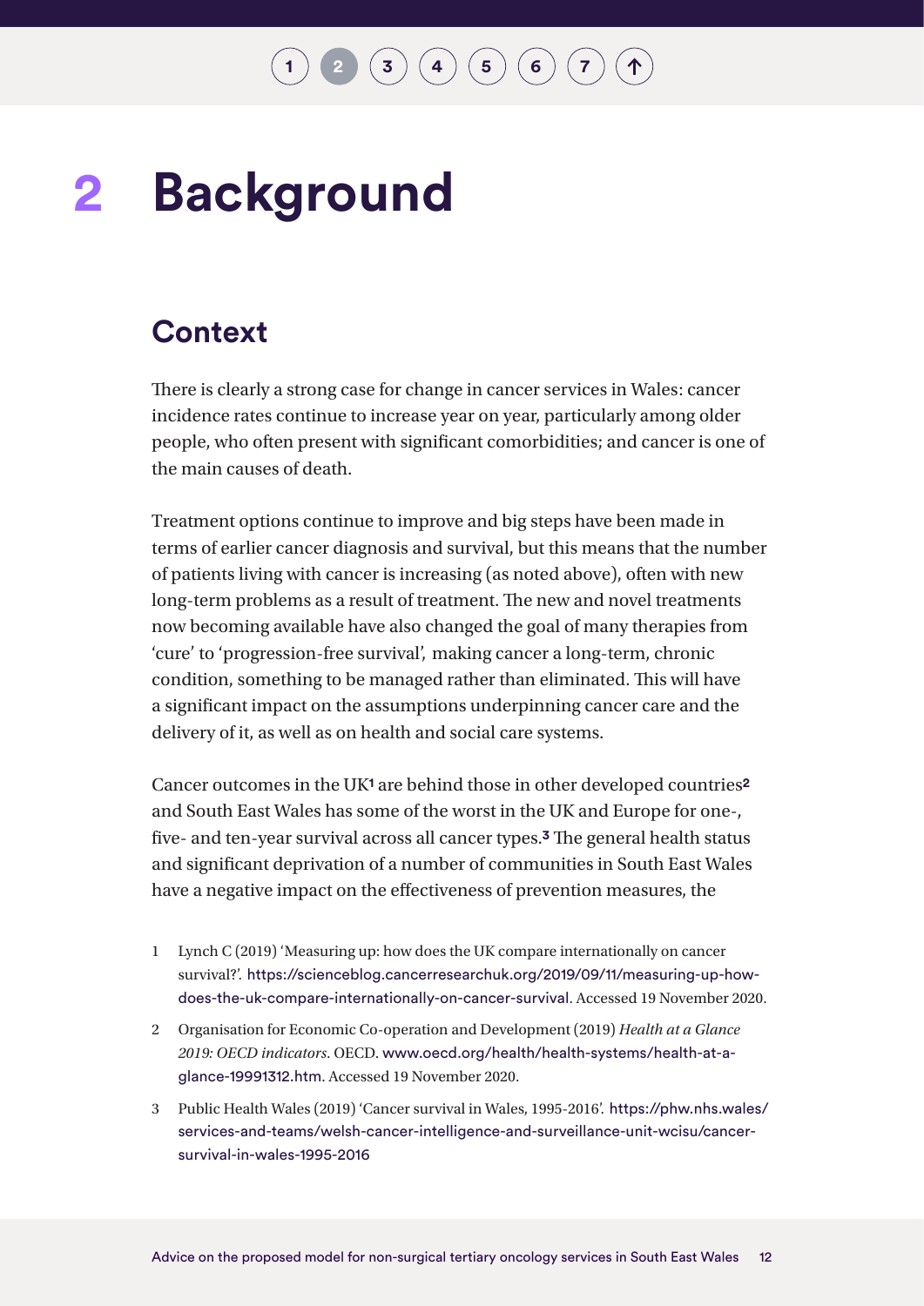# 2 Background

## Context

There is clearly a strong case for change in cancer services in Wales: cancer incidence rates continue to increase year on year, particularly among older people, who often present with significant comorbidities; and cancer is one of the main causes of death.

Treatment options continue to improve and big steps have been made in terms of earlier cancer diagnosis and survival, but this means that the number of patients living with cancer is increasing (as noted above), often with new long-term problems as a result of treatment. The new and novel treatments now becoming available have also changed the goal of many therapies from 'cure' to 'progression-free survival', making cancer a long-term, chronic condition, something to be managed rather than eliminated. This will have a significant impact on the assumptions underpinning cancer care and the delivery of it, as well as on health and social care systems.

Cancer outcomes in the UK[1] are behind those in other developed countries[2] and South East Wales has some of the worst in the UK and Europe for one-, five- and ten-year survival across all cancer types.[3] The general health status and significant deprivation of a number of communities in South East Wales have a negative impact on the effectiveness of prevention measures, the

1 Lynch C (2019) 'Measuring up: how does the UK compare internationally on cancer survival?'. https://scienceblog.cancerresearchuk.org/2019/09/11/measuring-up-how-does-the-uk-compare-internationally-on-cancer-survival. Accessed 19 November 2020.

2 Organisation for Economic Co-operation and Development (2019) *Health at a Glance 2019: OECD indicators*. OECD. www.oecd.org/health/health-systems/health-at-a-glance-19991312.htm. Accessed 19 November 2020.

3 Public Health Wales (2019) 'Cancer survival in Wales, 1995-2016'. https://phw.nhs.wales/services-and-teams/welsh-cancer-intelligence-and-surveillance-unit-wcisu/cancer-survival-in-wales-1995-2016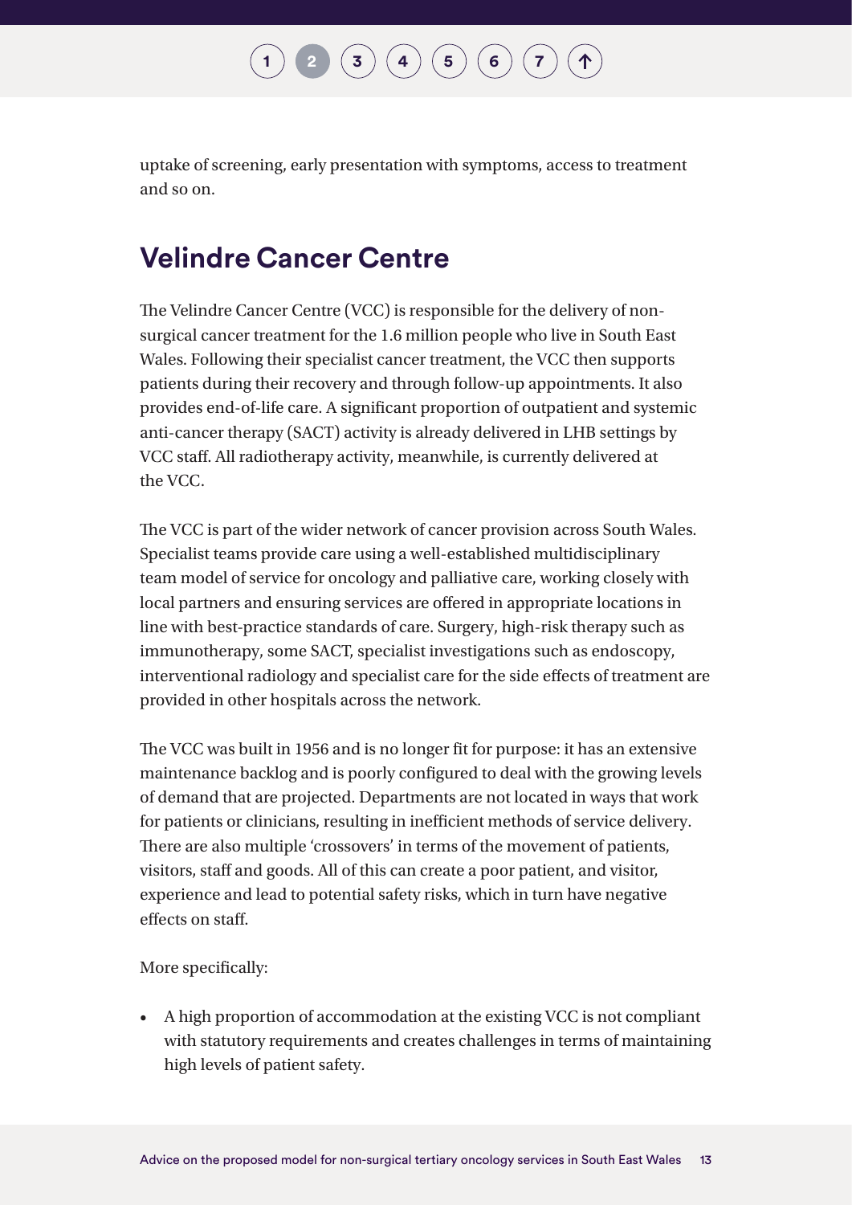uptake of screening, early presentation with symptoms, access to treatment and so on.

## Velindre Cancer Centre

The Velindre Cancer Centre (VCC) is responsible for the delivery of non-surgical cancer treatment for the 1.6 million people who live in South East Wales. Following their specialist cancer treatment, the VCC then supports patients during their recovery and through follow-up appointments. It also provides end-of-life care. A significant proportion of outpatient and systemic anti-cancer therapy (SACT) activity is already delivered in LHB settings by VCC staff. All radiotherapy activity, meanwhile, is currently delivered at the VCC.

The VCC is part of the wider network of cancer provision across South Wales. Specialist teams provide care using a well-established multidisciplinary team model of service for oncology and palliative care, working closely with local partners and ensuring services are offered in appropriate locations in line with best-practice standards of care. Surgery, high-risk therapy such as immunotherapy, some SACT, specialist investigations such as endoscopy, interventional radiology and specialist care for the side effects of treatment are provided in other hospitals across the network.

The VCC was built in 1956 and is no longer fit for purpose: it has an extensive maintenance backlog and is poorly configured to deal with the growing levels of demand that are projected. Departments are not located in ways that work for patients or clinicians, resulting in inefficient methods of service delivery. There are also multiple 'crossovers' in terms of the movement of patients, visitors, staff and goods. All of this can create a poor patient, and visitor, experience and lead to potential safety risks, which in turn have negative effects on staff.

More specifically:

- A high proportion of accommodation at the existing VCC is not compliant with statutory requirements and creates challenges in terms of maintaining high levels of patient safety.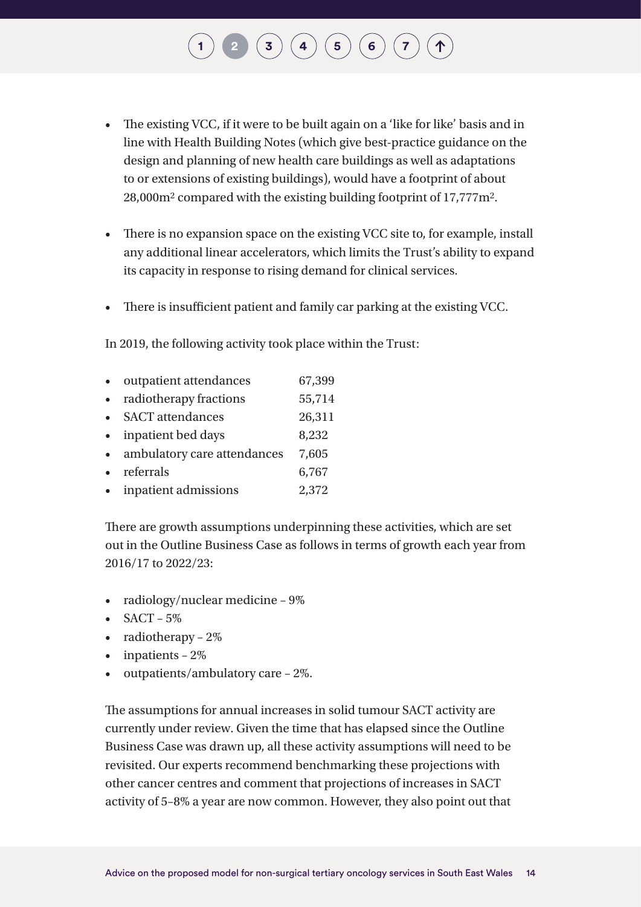- The existing VCC, if it were to be built again on a 'like for like' basis and in line with Health Building Notes (which give best-practice guidance on the design and planning of new health care buildings as well as adaptations to or extensions of existing buildings), would have a footprint of about 28,000m$^2$ compared with the existing building footprint of 17,777m$^2$.
- There is no expansion space on the existing VCC site to, for example, install any additional linear accelerators, which limits the Trust's ability to expand its capacity in response to rising demand for clinical services.
- There is insufficient patient and family car parking at the existing VCC.

In 2019, the following activity took place within the Trust:

- outpatient attendances 67,399
- radiotherapy fractions 55,714
- SACT attendances 26,311
- inpatient bed days 8,232
- ambulatory care attendances 7,605
- referrals 6,767
- inpatient admissions 2,372

There are growth assumptions underpinning these activities, which are set out in the Outline Business Case as follows in terms of growth each year from 2016/17 to 2022/23:

- radiology/nuclear medicine – 9%
- SACT – 5%
- radiotherapy – 2%
- inpatients – 2%
- outpatients/ambulatory care – 2%.

The assumptions for annual increases in solid tumour SACT activity are currently under review. Given the time that has elapsed since the Outline Business Case was drawn up, all these activity assumptions will need to be revisited. Our experts recommend benchmarking these projections with other cancer centres and comment that projections of increases in SACT activity of 5–8% a year are now common. However, they also point out that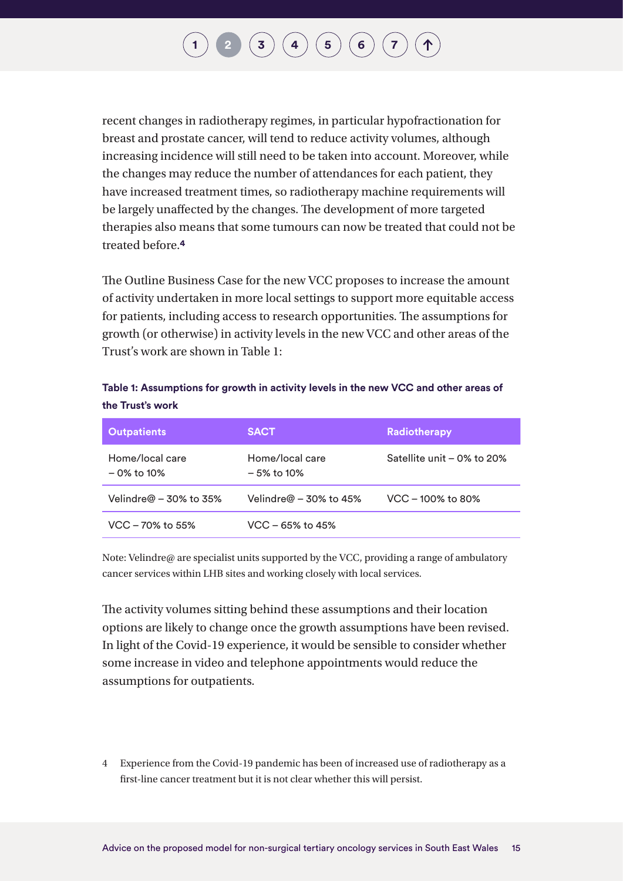recent changes in radiotherapy regimes, in particular hypofractionation for breast and prostate cancer, will tend to reduce activity volumes, although increasing incidence will still need to be taken into account. Moreover, while the changes may reduce the number of attendances for each patient, they have increased treatment times, so radiotherapy machine requirements will be largely unaffected by the changes. The development of more targeted therapies also means that some tumours can now be treated that could not be treated before.[4]

The Outline Business Case for the new VCC proposes to increase the amount of activity undertaken in more local settings to support more equitable access for patients, including access to research opportunities. The assumptions for growth (or otherwise) in activity levels in the new VCC and other areas of the Trust's work are shown in Table 1:

**Table 1: Assumptions for growth in activity levels in the new VCC and other areas of the Trust's work**

| Outpatients | SACT | Radiotherapy |
|---|---|---|
| Home/local care – 0% to 10% | Home/local care – 5% to 10% | Satellite unit – 0% to 20% |
| Velindre@ – 30% to 35% | Velindre@ – 30% to 45% | VCC – 100% to 80% |
| VCC – 70% to 55% | VCC – 65% to 45% | |

Note: Velindre@ are specialist units supported by the VCC, providing a range of ambulatory cancer services within LHB sites and working closely with local services.

The activity volumes sitting behind these assumptions and their location options are likely to change once the growth assumptions have been revised. In light of the Covid-19 experience, it would be sensible to consider whether some increase in video and telephone appointments would reduce the assumptions for outpatients.

4 Experience from the Covid-19 pandemic has been of increased use of radiotherapy as a first-line cancer treatment but it is not clear whether this will persist.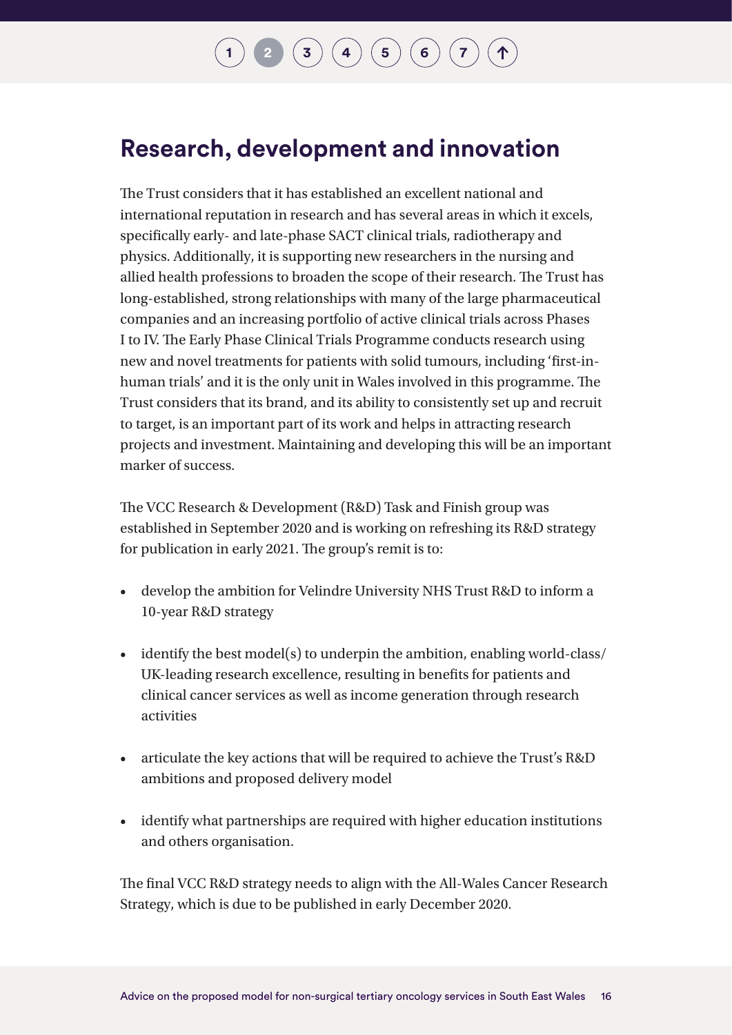## Research, development and innovation

The Trust considers that it has established an excellent national and international reputation in research and has several areas in which it excels, specifically early- and late-phase SACT clinical trials, radiotherapy and physics. Additionally, it is supporting new researchers in the nursing and allied health professions to broaden the scope of their research. The Trust has long-established, strong relationships with many of the large pharmaceutical companies and an increasing portfolio of active clinical trials across Phases I to IV. The Early Phase Clinical Trials Programme conducts research using new and novel treatments for patients with solid tumours, including 'first-in-human trials' and it is the only unit in Wales involved in this programme. The Trust considers that its brand, and its ability to consistently set up and recruit to target, is an important part of its work and helps in attracting research projects and investment. Maintaining and developing this will be an important marker of success.

The VCC Research & Development (R&D) Task and Finish group was established in September 2020 and is working on refreshing its R&D strategy for publication in early 2021. The group's remit is to:

- develop the ambition for Velindre University NHS Trust R&D to inform a 10-year R&D strategy
- identify the best model(s) to underpin the ambition, enabling world-class/ UK-leading research excellence, resulting in benefits for patients and clinical cancer services as well as income generation through research activities
- articulate the key actions that will be required to achieve the Trust's R&D ambitions and proposed delivery model
- identify what partnerships are required with higher education institutions and others organisation.

The final VCC R&D strategy needs to align with the All-Wales Cancer Research Strategy, which is due to be published in early December 2020.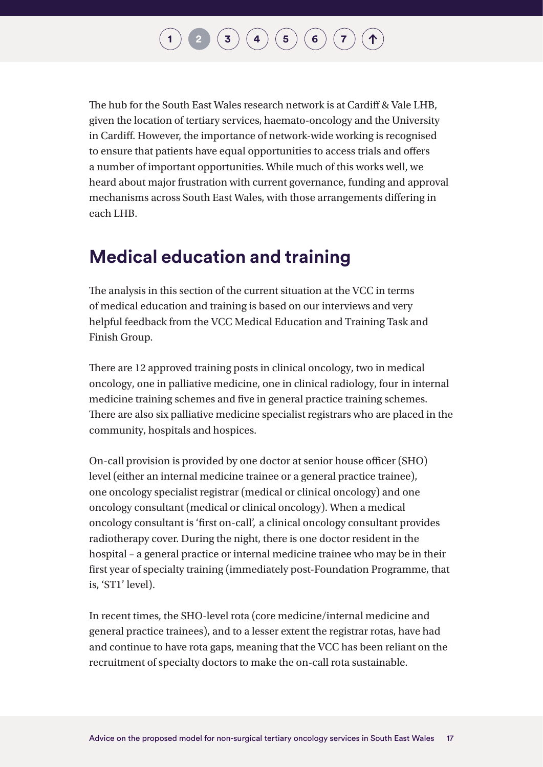The hub for the South East Wales research network is at Cardiff & Vale LHB, given the location of tertiary services, haemato-oncology and the University in Cardiff. However, the importance of network-wide working is recognised to ensure that patients have equal opportunities to access trials and offers a number of important opportunities. While much of this works well, we heard about major frustration with current governance, funding and approval mechanisms across South East Wales, with those arrangements differing in each LHB.

## Medical education and training

The analysis in this section of the current situation at the VCC in terms of medical education and training is based on our interviews and very helpful feedback from the VCC Medical Education and Training Task and Finish Group.

There are 12 approved training posts in clinical oncology, two in medical oncology, one in palliative medicine, one in clinical radiology, four in internal medicine training schemes and five in general practice training schemes. There are also six palliative medicine specialist registrars who are placed in the community, hospitals and hospices.

On-call provision is provided by one doctor at senior house officer (SHO) level (either an internal medicine trainee or a general practice trainee), one oncology specialist registrar (medical or clinical oncology) and one oncology consultant (medical or clinical oncology). When a medical oncology consultant is 'first on-call', a clinical oncology consultant provides radiotherapy cover. During the night, there is one doctor resident in the hospital – a general practice or internal medicine trainee who may be in their first year of specialty training (immediately post-Foundation Programme, that is, 'ST1' level).

In recent times, the SHO-level rota (core medicine/internal medicine and general practice trainees), and to a lesser extent the registrar rotas, have had and continue to have rota gaps, meaning that the VCC has been reliant on the recruitment of specialty doctors to make the on-call rota sustainable.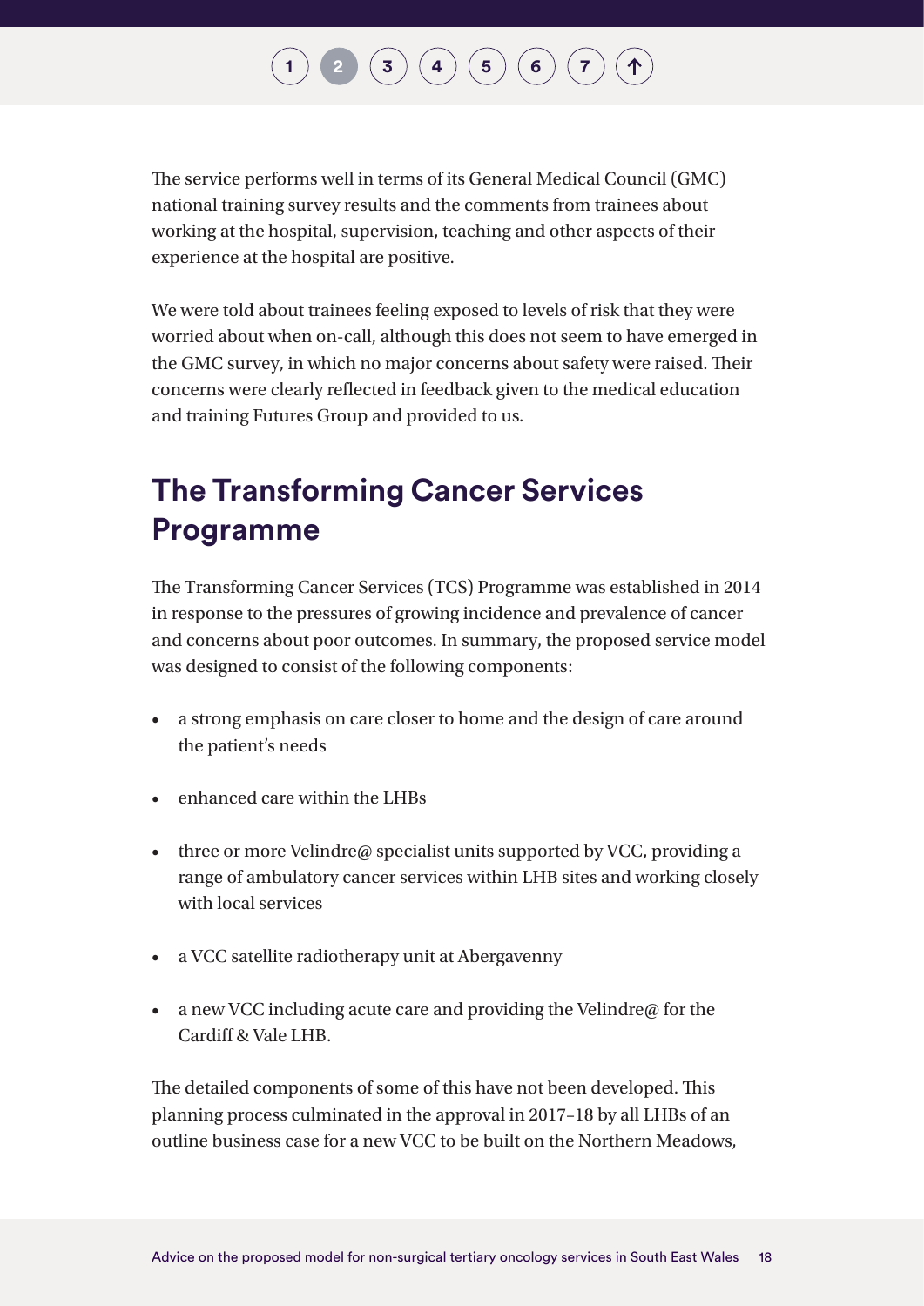The service performs well in terms of its General Medical Council (GMC) national training survey results and the comments from trainees about working at the hospital, supervision, teaching and other aspects of their experience at the hospital are positive.

We were told about trainees feeling exposed to levels of risk that they were worried about when on-call, although this does not seem to have emerged in the GMC survey, in which no major concerns about safety were raised. Their concerns were clearly reflected in feedback given to the medical education and training Futures Group and provided to us.

## The Transforming Cancer Services Programme

The Transforming Cancer Services (TCS) Programme was established in 2014 in response to the pressures of growing incidence and prevalence of cancer and concerns about poor outcomes. In summary, the proposed service model was designed to consist of the following components:

- a strong emphasis on care closer to home and the design of care around the patient's needs
- enhanced care within the LHBs
- three or more Velindre@ specialist units supported by VCC, providing a range of ambulatory cancer services within LHB sites and working closely with local services
- a VCC satellite radiotherapy unit at Abergavenny
- a new VCC including acute care and providing the Velindre@ for the Cardiff & Vale LHB.

The detailed components of some of this have not been developed. This planning process culminated in the approval in 2017–18 by all LHBs of an outline business case for a new VCC to be built on the Northern Meadows,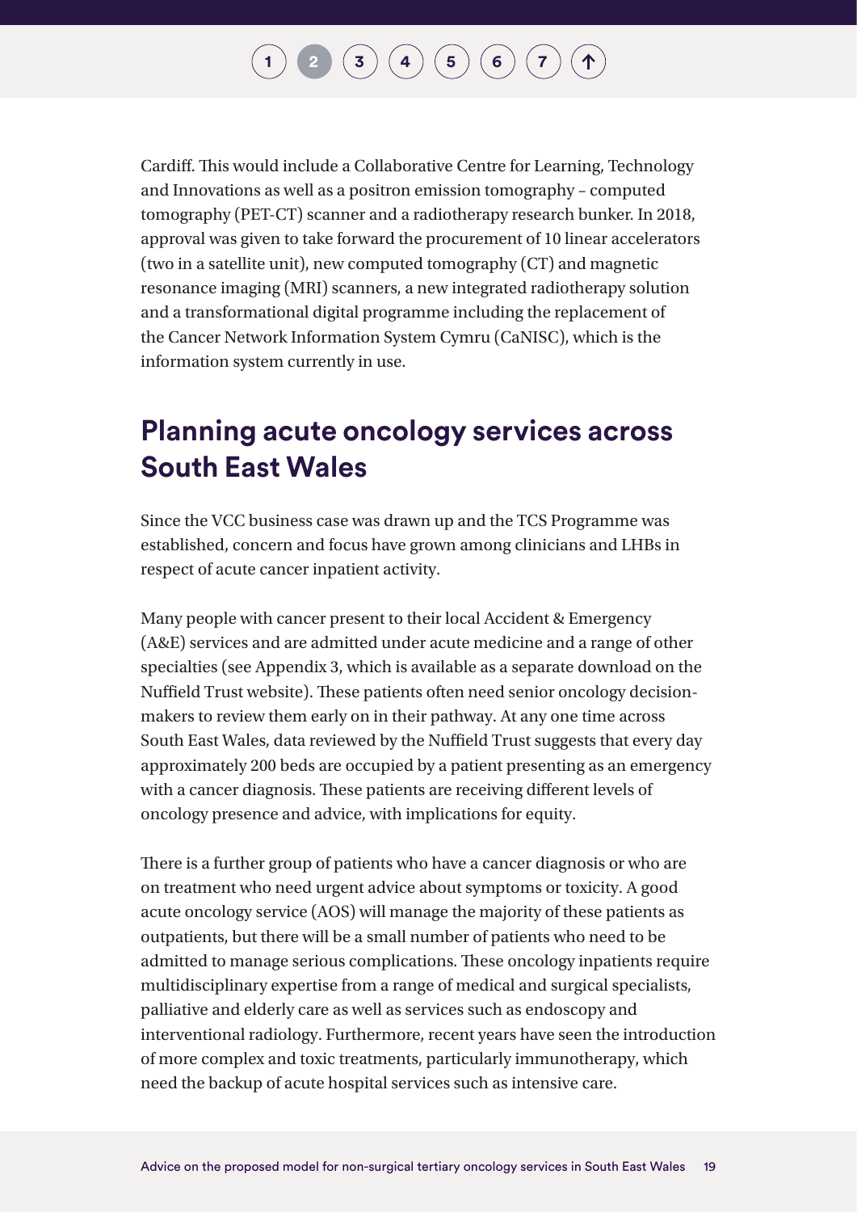Cardiff. This would include a Collaborative Centre for Learning, Technology and Innovations as well as a positron emission tomography – computed tomography (PET-CT) scanner and a radiotherapy research bunker. In 2018, approval was given to take forward the procurement of 10 linear accelerators (two in a satellite unit), new computed tomography (CT) and magnetic resonance imaging (MRI) scanners, a new integrated radiotherapy solution and a transformational digital programme including the replacement of the Cancer Network Information System Cymru (CaNISC), which is the information system currently in use.

## Planning acute oncology services across South East Wales

Since the VCC business case was drawn up and the TCS Programme was established, concern and focus have grown among clinicians and LHBs in respect of acute cancer inpatient activity.

Many people with cancer present to their local Accident & Emergency (A&E) services and are admitted under acute medicine and a range of other specialties (see Appendix 3, which is available as a separate download on the Nuffield Trust website). These patients often need senior oncology decision-makers to review them early on in their pathway. At any one time across South East Wales, data reviewed by the Nuffield Trust suggests that every day approximately 200 beds are occupied by a patient presenting as an emergency with a cancer diagnosis. These patients are receiving different levels of oncology presence and advice, with implications for equity.

There is a further group of patients who have a cancer diagnosis or who are on treatment who need urgent advice about symptoms or toxicity. A good acute oncology service (AOS) will manage the majority of these patients as outpatients, but there will be a small number of patients who need to be admitted to manage serious complications. These oncology inpatients require multidisciplinary expertise from a range of medical and surgical specialists, palliative and elderly care as well as services such as endoscopy and interventional radiology. Furthermore, recent years have seen the introduction of more complex and toxic treatments, particularly immunotherapy, which need the backup of acute hospital services such as intensive care.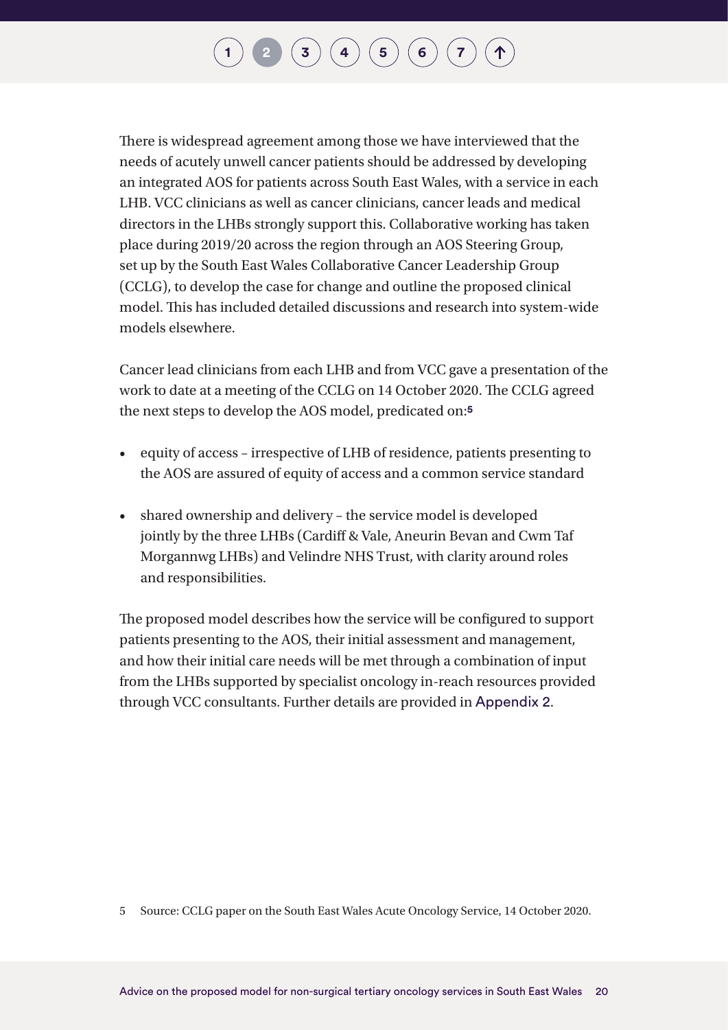There is widespread agreement among those we have interviewed that the needs of acutely unwell cancer patients should be addressed by developing an integrated AOS for patients across South East Wales, with a service in each LHB. VCC clinicians as well as cancer clinicians, cancer leads and medical directors in the LHBs strongly support this. Collaborative working has taken place during 2019/20 across the region through an AOS Steering Group, set up by the South East Wales Collaborative Cancer Leadership Group (CCLG), to develop the case for change and outline the proposed clinical model. This has included detailed discussions and research into system-wide models elsewhere.

Cancer lead clinicians from each LHB and from VCC gave a presentation of the work to date at a meeting of the CCLG on 14 October 2020. The CCLG agreed the next steps to develop the AOS model, predicated on:[5]

- equity of access – irrespective of LHB of residence, patients presenting to the AOS are assured of equity of access and a common service standard
- shared ownership and delivery – the service model is developed jointly by the three LHBs (Cardiff & Vale, Aneurin Bevan and Cwm Taf Morgannwg LHBs) and Velindre NHS Trust, with clarity around roles and responsibilities.

The proposed model describes how the service will be configured to support patients presenting to the AOS, their initial assessment and management, and how their initial care needs will be met through a combination of input from the LHBs supported by specialist oncology in-reach resources provided through VCC consultants. Further details are provided in Appendix 2.

5 Source: CCLG paper on the South East Wales Acute Oncology Service, 14 October 2020.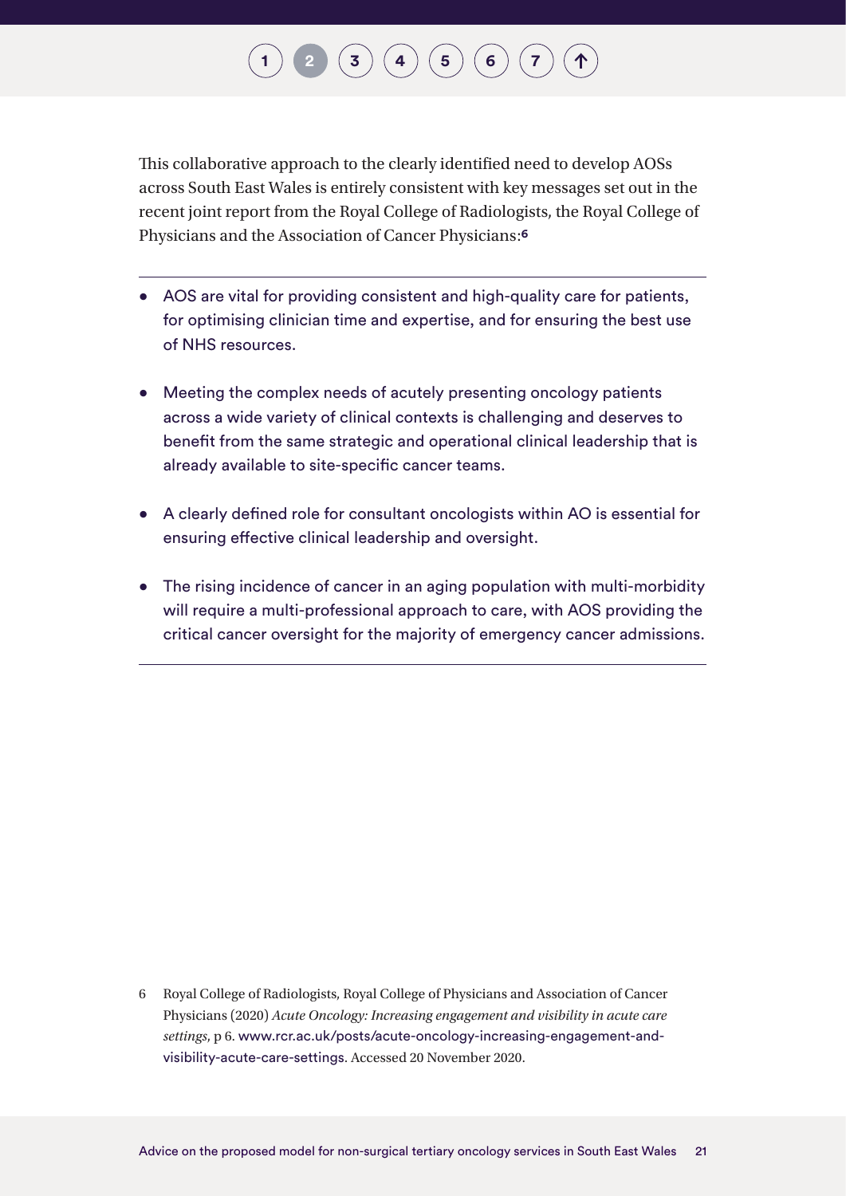This collaborative approach to the clearly identified need to develop AOSs across South East Wales is entirely consistent with key messages set out in the recent joint report from the Royal College of Radiologists, the Royal College of Physicians and the Association of Cancer Physicians:[6]

---

- AOS are vital for providing consistent and high-quality care for patients, for optimising clinician time and expertise, and for ensuring the best use of NHS resources.
- Meeting the complex needs of acutely presenting oncology patients across a wide variety of clinical contexts is challenging and deserves to benefit from the same strategic and operational clinical leadership that is already available to site-specific cancer teams.
- A clearly defined role for consultant oncologists within AO is essential for ensuring effective clinical leadership and oversight.
- The rising incidence of cancer in an aging population with multi-morbidity will require a multi-professional approach to care, with AOS providing the critical cancer oversight for the majority of emergency cancer admissions.

---

6 Royal College of Radiologists, Royal College of Physicians and Association of Cancer Physicians (2020) *Acute Oncology: Increasing engagement and visibility in acute care settings*, p 6. www.rcr.ac.uk/posts/acute-oncology-increasing-engagement-and-visibility-acute-care-settings. Accessed 20 November 2020.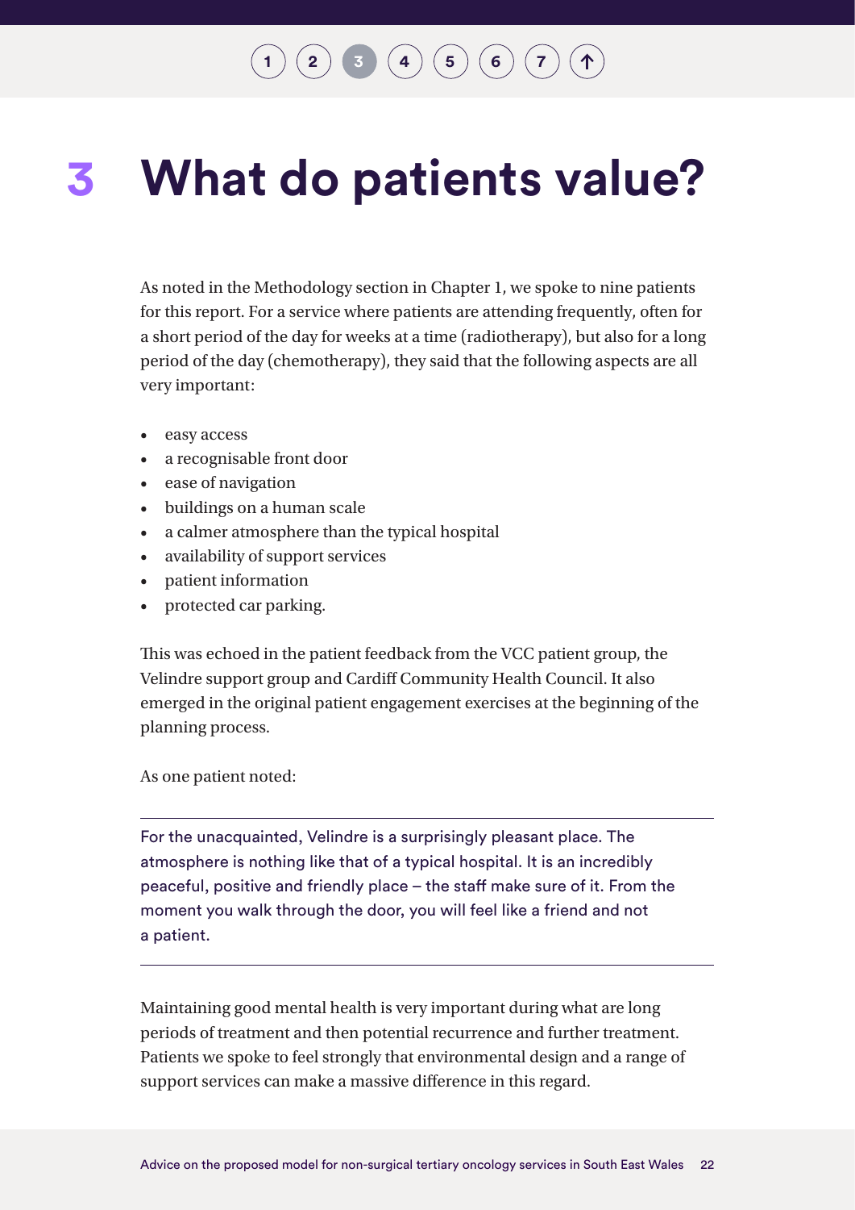# 3 What do patients value?

As noted in the Methodology section in Chapter 1, we spoke to nine patients for this report. For a service where patients are attending frequently, often for a short period of the day for weeks at a time (radiotherapy), but also for a long period of the day (chemotherapy), they said that the following aspects are all very important:

- easy access
- a recognisable front door
- ease of navigation
- buildings on a human scale
- a calmer atmosphere than the typical hospital
- availability of support services
- patient information
- protected car parking.

This was echoed in the patient feedback from the VCC patient group, the Velindre support group and Cardiff Community Health Council. It also emerged in the original patient engagement exercises at the beginning of the planning process.

As one patient noted:

> For the unacquainted, Velindre is a surprisingly pleasant place. The atmosphere is nothing like that of a typical hospital. It is an incredibly peaceful, positive and friendly place – the staff make sure of it. From the moment you walk through the door, you will feel like a friend and not a patient.

Maintaining good mental health is very important during what are long periods of treatment and then potential recurrence and further treatment. Patients we spoke to feel strongly that environmental design and a range of support services can make a massive difference in this regard.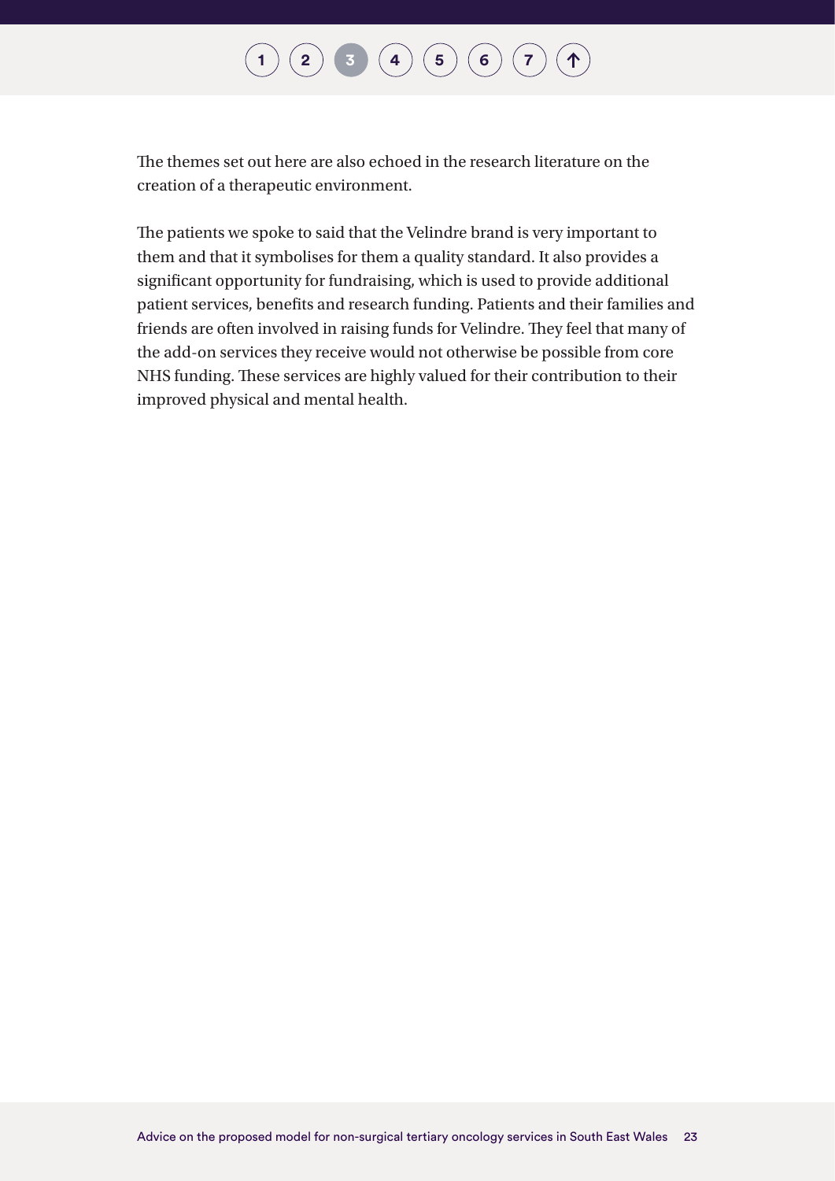The themes set out here are also echoed in the research literature on the creation of a therapeutic environment.

The patients we spoke to said that the Velindre brand is very important to them and that it symbolises for them a quality standard. It also provides a significant opportunity for fundraising, which is used to provide additional patient services, benefits and research funding. Patients and their families and friends are often involved in raising funds for Velindre. They feel that many of the add-on services they receive would not otherwise be possible from core NHS funding. These services are highly valued for their contribution to their improved physical and mental health.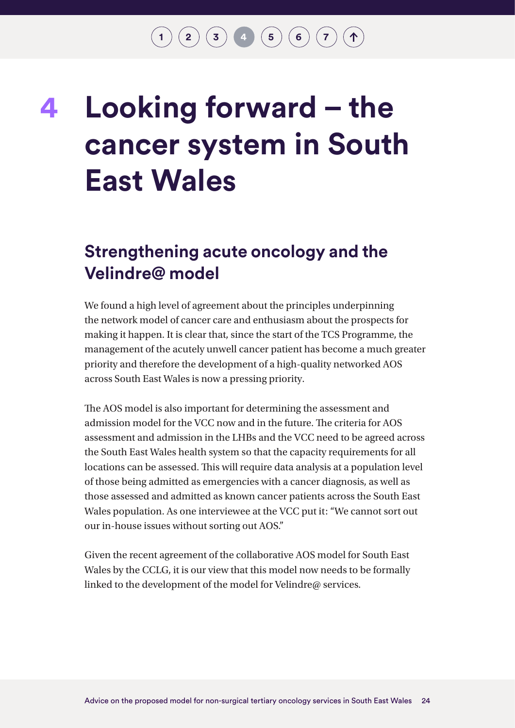# 4 Looking forward – the cancer system in South East Wales

## Strengthening acute oncology and the Velindre@ model

We found a high level of agreement about the principles underpinning the network model of cancer care and enthusiasm about the prospects for making it happen. It is clear that, since the start of the TCS Programme, the management of the acutely unwell cancer patient has become a much greater priority and therefore the development of a high-quality networked AOS across South East Wales is now a pressing priority.

The AOS model is also important for determining the assessment and admission model for the VCC now and in the future. The criteria for AOS assessment and admission in the LHBs and the VCC need to be agreed across the South East Wales health system so that the capacity requirements for all locations can be assessed. This will require data analysis at a population level of those being admitted as emergencies with a cancer diagnosis, as well as those assessed and admitted as known cancer patients across the South East Wales population. As one interviewee at the VCC put it: "We cannot sort out our in-house issues without sorting out AOS."

Given the recent agreement of the collaborative AOS model for South East Wales by the CCLG, it is our view that this model now needs to be formally linked to the development of the model for Velindre@ services.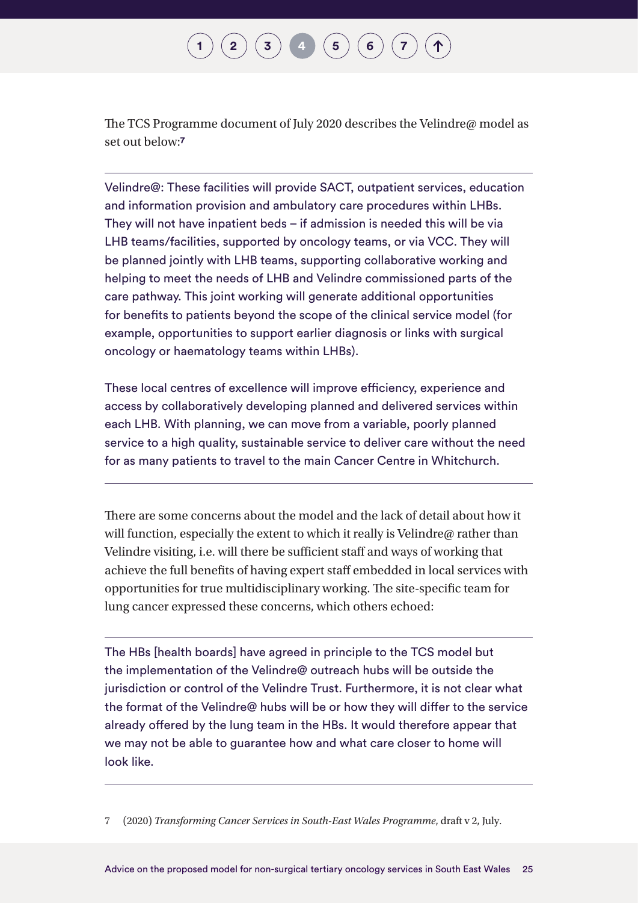The TCS Programme document of July 2020 describes the Velindre@ model as set out below:[7]

> Velindre@: These facilities will provide SACT, outpatient services, education and information provision and ambulatory care procedures within LHBs. They will not have inpatient beds – if admission is needed this will be via LHB teams/facilities, supported by oncology teams, or via VCC. They will be planned jointly with LHB teams, supporting collaborative working and helping to meet the needs of LHB and Velindre commissioned parts of the care pathway. This joint working will generate additional opportunities for benefits to patients beyond the scope of the clinical service model (for example, opportunities to support earlier diagnosis or links with surgical oncology or haematology teams within LHBs).
>
> These local centres of excellence will improve efficiency, experience and access by collaboratively developing planned and delivered services within each LHB. With planning, we can move from a variable, poorly planned service to a high quality, sustainable service to deliver care without the need for as many patients to travel to the main Cancer Centre in Whitchurch.

There are some concerns about the model and the lack of detail about how it will function, especially the extent to which it really is Velindre@ rather than Velindre visiting, i.e. will there be sufficient staff and ways of working that achieve the full benefits of having expert staff embedded in local services with opportunities for true multidisciplinary working. The site-specific team for lung cancer expressed these concerns, which others echoed:

> The HBs [health boards] have agreed in principle to the TCS model but the implementation of the Velindre@ outreach hubs will be outside the jurisdiction or control of the Velindre Trust. Furthermore, it is not clear what the format of the Velindre@ hubs will be or how they will differ to the service already offered by the lung team in the HBs. It would therefore appear that we may not be able to guarantee how and what care closer to home will look like.

7 (2020) *Transforming Cancer Services in South-East Wales Programme*, draft v 2, July.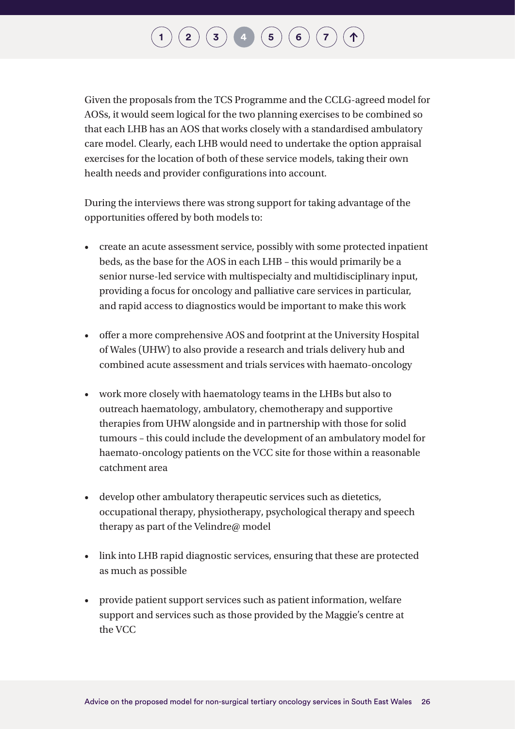Given the proposals from the TCS Programme and the CCLG-agreed model for AOSs, it would seem logical for the two planning exercises to be combined so that each LHB has an AOS that works closely with a standardised ambulatory care model. Clearly, each LHB would need to undertake the option appraisal exercises for the location of both of these service models, taking their own health needs and provider configurations into account.

During the interviews there was strong support for taking advantage of the opportunities offered by both models to:

- create an acute assessment service, possibly with some protected inpatient beds, as the base for the AOS in each LHB – this would primarily be a senior nurse-led service with multispecialty and multidisciplinary input, providing a focus for oncology and palliative care services in particular, and rapid access to diagnostics would be important to make this work
- offer a more comprehensive AOS and footprint at the University Hospital of Wales (UHW) to also provide a research and trials delivery hub and combined acute assessment and trials services with haemato-oncology
- work more closely with haematology teams in the LHBs but also to outreach haematology, ambulatory, chemotherapy and supportive therapies from UHW alongside and in partnership with those for solid tumours – this could include the development of an ambulatory model for haemato-oncology patients on the VCC site for those within a reasonable catchment area
- develop other ambulatory therapeutic services such as dietetics, occupational therapy, physiotherapy, psychological therapy and speech therapy as part of the Velindre@ model
- link into LHB rapid diagnostic services, ensuring that these are protected as much as possible
- provide patient support services such as patient information, welfare support and services such as those provided by the Maggie's centre at the VCC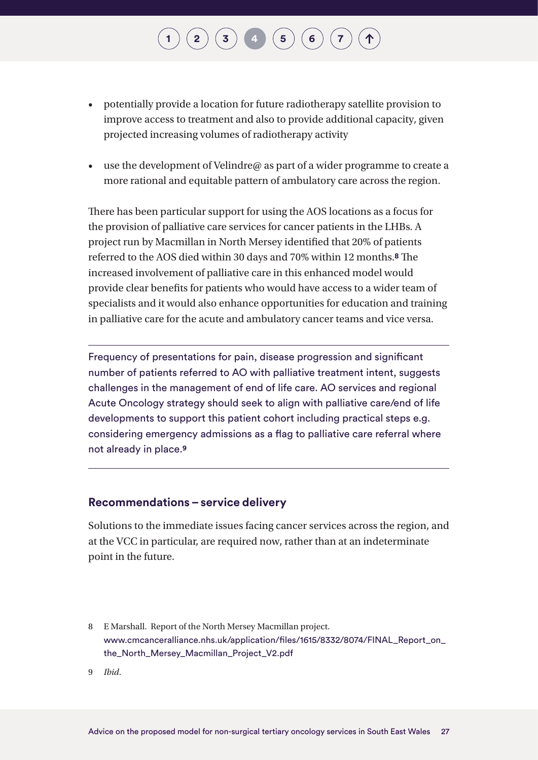- potentially provide a location for future radiotherapy satellite provision to improve access to treatment and also to provide additional capacity, given projected increasing volumes of radiotherapy activity
- use the development of Velindre@ as part of a wider programme to create a more rational and equitable pattern of ambulatory care across the region.

There has been particular support for using the AOS locations as a focus for the provision of palliative care services for cancer patients in the LHBs. A project run by Macmillan in North Mersey identified that 20% of patients referred to the AOS died within 30 days and 70% within 12 months.[8] The increased involvement of palliative care in this enhanced model would provide clear benefits for patients who would have access to a wider team of specialists and it would also enhance opportunities for education and training in palliative care for the acute and ambulatory cancer teams and vice versa.

---

Frequency of presentations for pain, disease progression and significant number of patients referred to AO with palliative treatment intent, suggests challenges in the management of end of life care. AO services and regional Acute Oncology strategy should seek to align with palliative care/end of life developments to support this patient cohort including practical steps e.g. considering emergency admissions as a flag to palliative care referral where not already in place.[9]

---

### Recommendations – service delivery

Solutions to the immediate issues facing cancer services across the region, and at the VCC in particular, are required now, rather than at an indeterminate point in the future.

8 E Marshall. Report of the North Mersey Macmillan project. www.cmcanceralliance.nhs.uk/application/files/1615/8332/8074/FINAL_Report_on_the_North_Mersey_Macmillan_Project_V2.pdf

9 *Ibid*.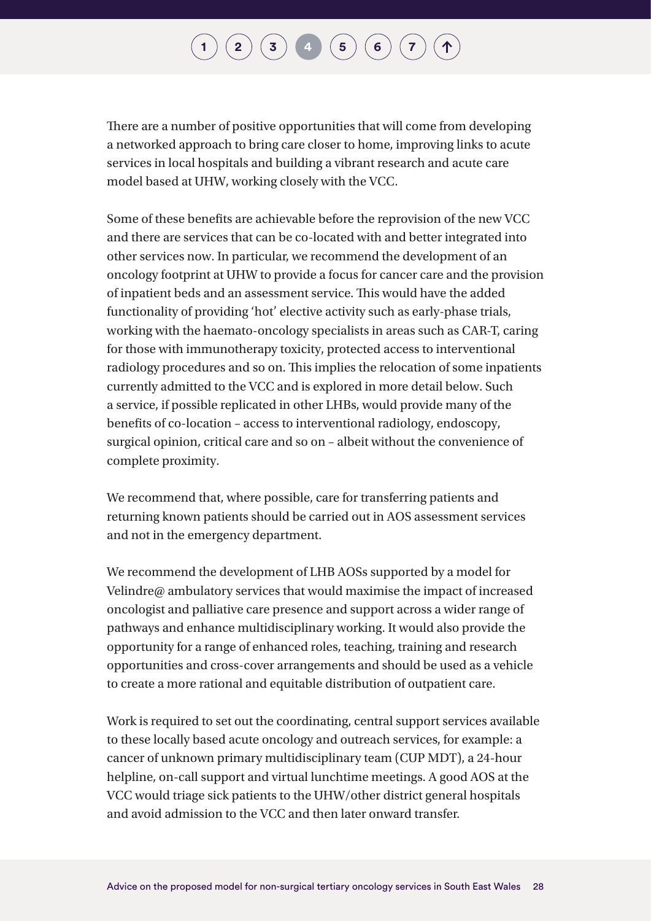There are a number of positive opportunities that will come from developing a networked approach to bring care closer to home, improving links to acute services in local hospitals and building a vibrant research and acute care model based at UHW, working closely with the VCC.

Some of these benefits are achievable before the reprovision of the new VCC and there are services that can be co-located with and better integrated into other services now. In particular, we recommend the development of an oncology footprint at UHW to provide a focus for cancer care and the provision of inpatient beds and an assessment service. This would have the added functionality of providing 'hot' elective activity such as early-phase trials, working with the haemato-oncology specialists in areas such as CAR-T, caring for those with immunotherapy toxicity, protected access to interventional radiology procedures and so on. This implies the relocation of some inpatients currently admitted to the VCC and is explored in more detail below. Such a service, if possible replicated in other LHBs, would provide many of the benefits of co-location – access to interventional radiology, endoscopy, surgical opinion, critical care and so on – albeit without the convenience of complete proximity.

We recommend that, where possible, care for transferring patients and returning known patients should be carried out in AOS assessment services and not in the emergency department.

We recommend the development of LHB AOSs supported by a model for Velindre@ ambulatory services that would maximise the impact of increased oncologist and palliative care presence and support across a wider range of pathways and enhance multidisciplinary working. It would also provide the opportunity for a range of enhanced roles, teaching, training and research opportunities and cross-cover arrangements and should be used as a vehicle to create a more rational and equitable distribution of outpatient care.

Work is required to set out the coordinating, central support services available to these locally based acute oncology and outreach services, for example: a cancer of unknown primary multidisciplinary team (CUP MDT), a 24-hour helpline, on-call support and virtual lunchtime meetings. A good AOS at the VCC would triage sick patients to the UHW/other district general hospitals and avoid admission to the VCC and then later onward transfer.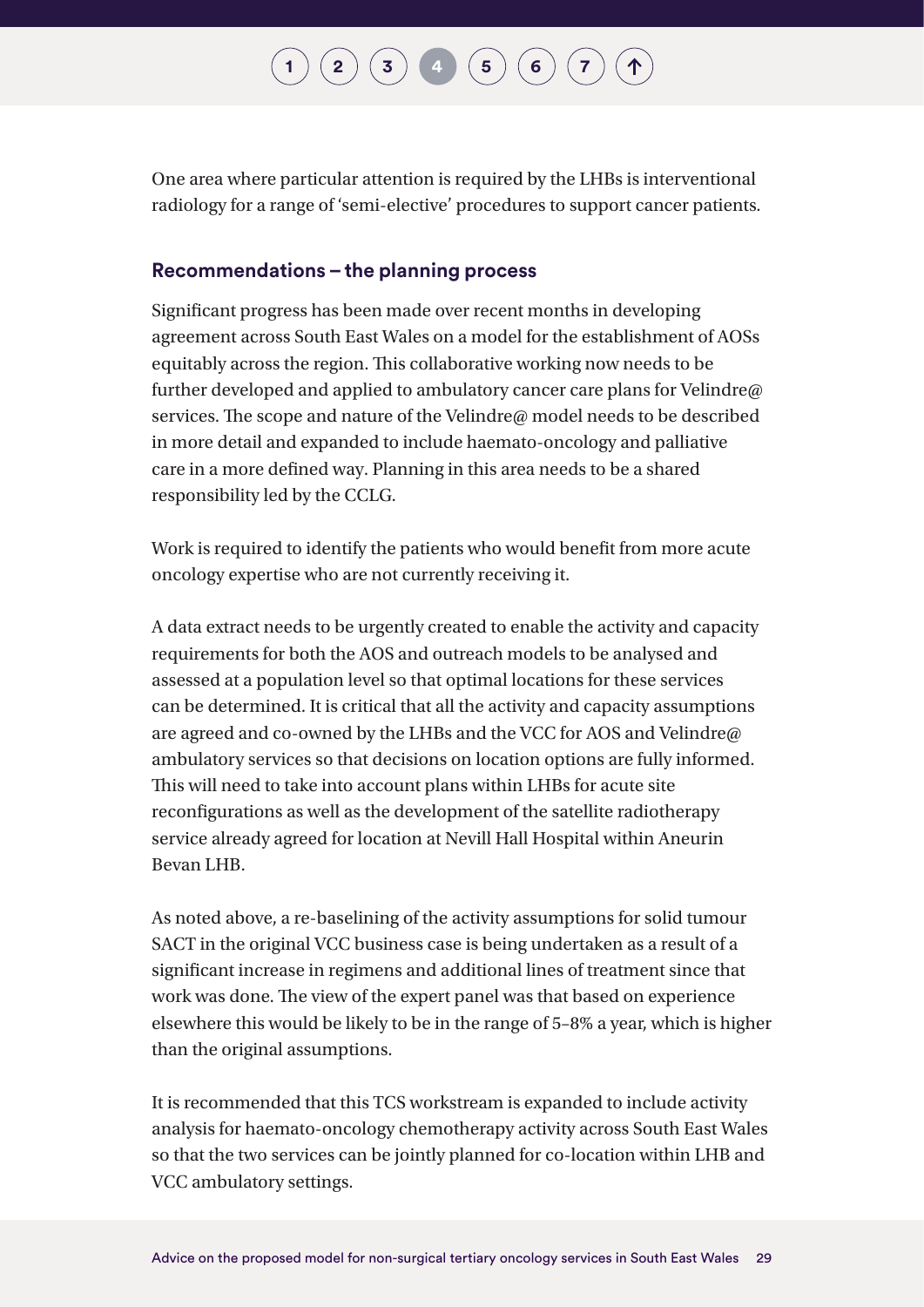One area where particular attention is required by the LHBs is interventional radiology for a range of 'semi-elective' procedures to support cancer patients.

### Recommendations – the planning process

Significant progress has been made over recent months in developing agreement across South East Wales on a model for the establishment of AOSs equitably across the region. This collaborative working now needs to be further developed and applied to ambulatory cancer care plans for Velindre@ services. The scope and nature of the Velindre@ model needs to be described in more detail and expanded to include haemato-oncology and palliative care in a more defined way. Planning in this area needs to be a shared responsibility led by the CCLG.

Work is required to identify the patients who would benefit from more acute oncology expertise who are not currently receiving it.

A data extract needs to be urgently created to enable the activity and capacity requirements for both the AOS and outreach models to be analysed and assessed at a population level so that optimal locations for these services can be determined. It is critical that all the activity and capacity assumptions are agreed and co-owned by the LHBs and the VCC for AOS and Velindre@ ambulatory services so that decisions on location options are fully informed. This will need to take into account plans within LHBs for acute site reconfigurations as well as the development of the satellite radiotherapy service already agreed for location at Nevill Hall Hospital within Aneurin Bevan LHB.

As noted above, a re-baselining of the activity assumptions for solid tumour SACT in the original VCC business case is being undertaken as a result of a significant increase in regimens and additional lines of treatment since that work was done. The view of the expert panel was that based on experience elsewhere this would be likely to be in the range of 5–8% a year, which is higher than the original assumptions.

It is recommended that this TCS workstream is expanded to include activity analysis for haemato-oncology chemotherapy activity across South East Wales so that the two services can be jointly planned for co-location within LHB and VCC ambulatory settings.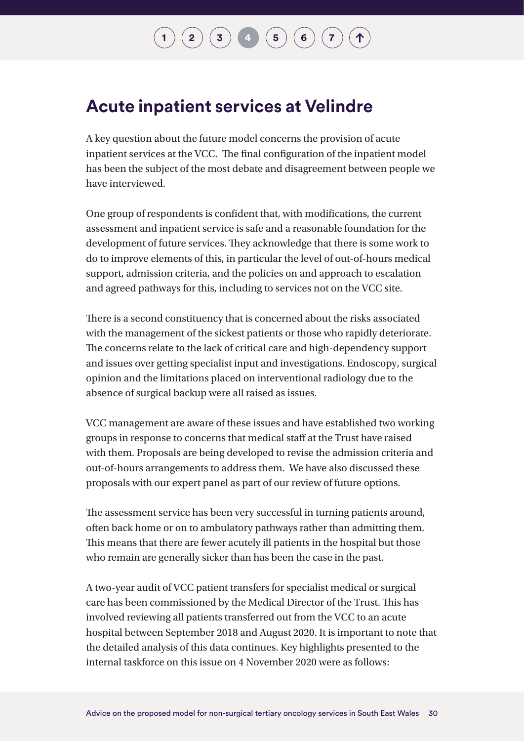## Acute inpatient services at Velindre

A key question about the future model concerns the provision of acute inpatient services at the VCC. The final configuration of the inpatient model has been the subject of the most debate and disagreement between people we have interviewed.

One group of respondents is confident that, with modifications, the current assessment and inpatient service is safe and a reasonable foundation for the development of future services. They acknowledge that there is some work to do to improve elements of this, in particular the level of out-of-hours medical support, admission criteria, and the policies on and approach to escalation and agreed pathways for this, including to services not on the VCC site.

There is a second constituency that is concerned about the risks associated with the management of the sickest patients or those who rapidly deteriorate. The concerns relate to the lack of critical care and high-dependency support and issues over getting specialist input and investigations. Endoscopy, surgical opinion and the limitations placed on interventional radiology due to the absence of surgical backup were all raised as issues.

VCC management are aware of these issues and have established two working groups in response to concerns that medical staff at the Trust have raised with them. Proposals are being developed to revise the admission criteria and out-of-hours arrangements to address them. We have also discussed these proposals with our expert panel as part of our review of future options.

The assessment service has been very successful in turning patients around, often back home or on to ambulatory pathways rather than admitting them. This means that there are fewer acutely ill patients in the hospital but those who remain are generally sicker than has been the case in the past.

A two-year audit of VCC patient transfers for specialist medical or surgical care has been commissioned by the Medical Director of the Trust. This has involved reviewing all patients transferred out from the VCC to an acute hospital between September 2018 and August 2020. It is important to note that the detailed analysis of this data continues. Key highlights presented to the internal taskforce on this issue on 4 November 2020 were as follows: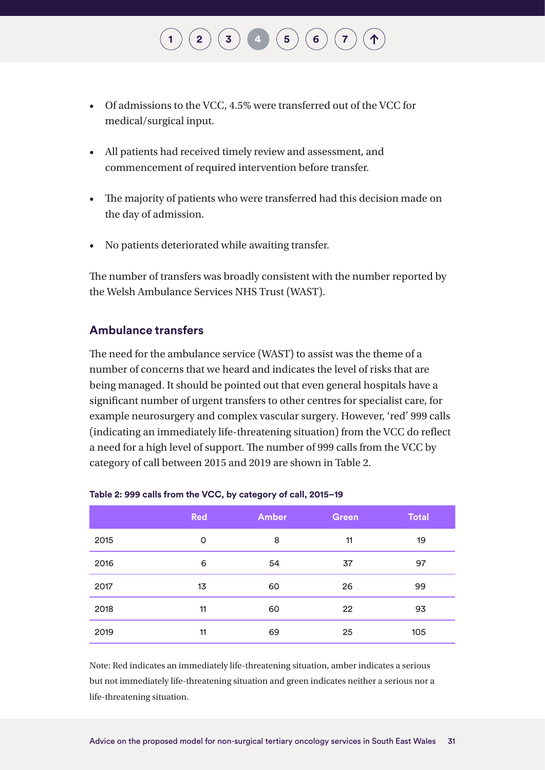- Of admissions to the VCC, 4.5% were transferred out of the VCC for medical/surgical input.
- All patients had received timely review and assessment, and commencement of required intervention before transfer.
- The majority of patients who were transferred had this decision made on the day of admission.
- No patients deteriorated while awaiting transfer.

The number of transfers was broadly consistent with the number reported by the Welsh Ambulance Services NHS Trust (WAST).

### Ambulance transfers

The need for the ambulance service (WAST) to assist was the theme of a number of concerns that we heard and indicates the level of risks that are being managed. It should be pointed out that even general hospitals have a significant number of urgent transfers to other centres for specialist care, for example neurosurgery and complex vascular surgery. However, 'red' 999 calls (indicating an immediately life-threatening situation) from the VCC do reflect a need for a high level of support. The number of 999 calls from the VCC by category of call between 2015 and 2019 are shown in Table 2.

**Table 2: 999 calls from the VCC, by category of call, 2015–19**

| | Red | Amber | Green | Total |
|---|---|---|---|---|
| 2015 | 0 | 8 | 11 | 19 |
| 2016 | 6 | 54 | 37 | 97 |
| 2017 | 13 | 60 | 26 | 99 |
| 2018 | 11 | 60 | 22 | 93 |
| 2019 | 11 | 69 | 25 | 105 |

Note: Red indicates an immediately life-threatening situation, amber indicates a serious but not immediately life-threatening situation and green indicates neither a serious nor a life-threatening situation.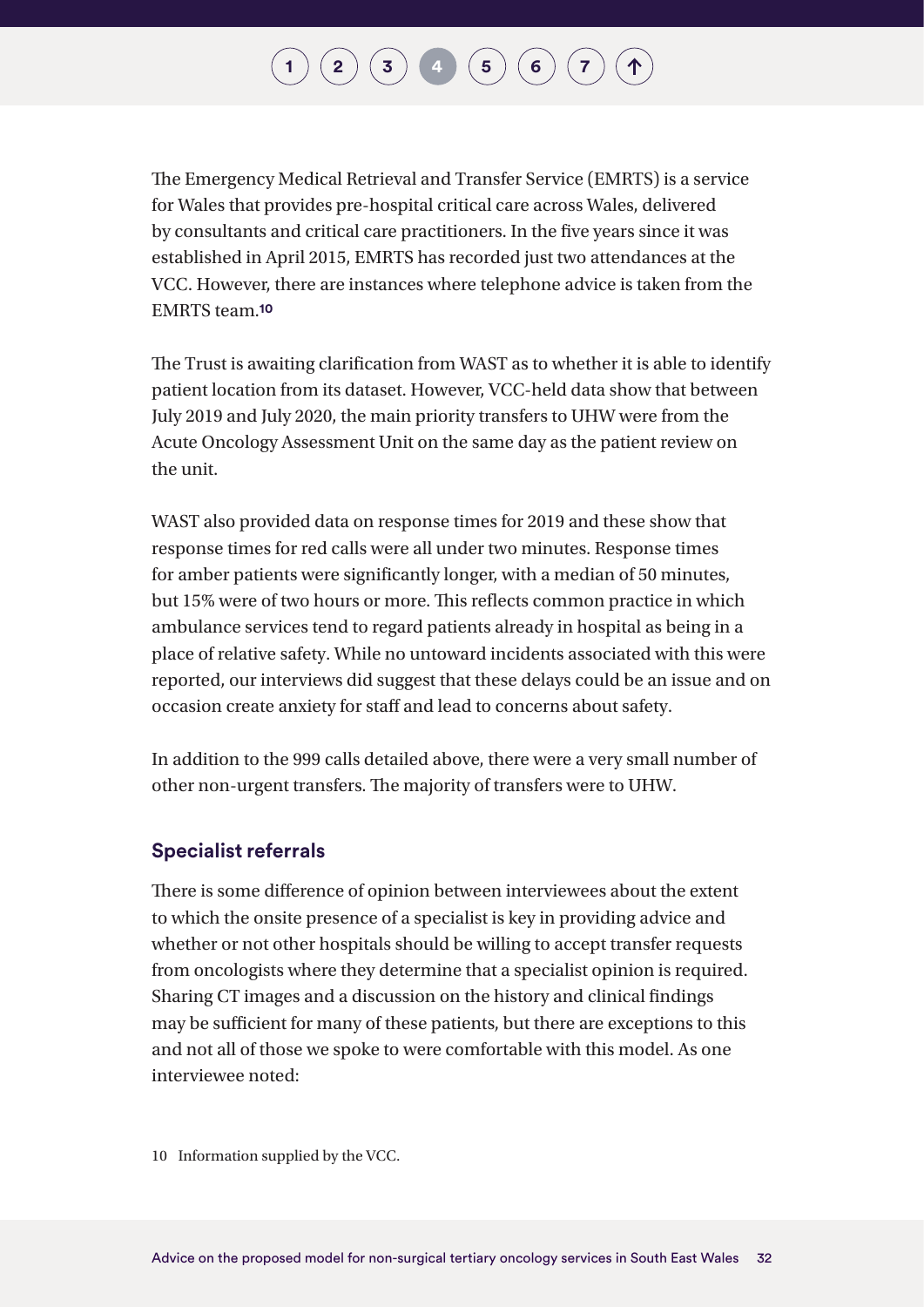The Emergency Medical Retrieval and Transfer Service (EMRTS) is a service for Wales that provides pre-hospital critical care across Wales, delivered by consultants and critical care practitioners. In the five years since it was established in April 2015, EMRTS has recorded just two attendances at the VCC. However, there are instances where telephone advice is taken from the EMRTS team.[10]

The Trust is awaiting clarification from WAST as to whether it is able to identify patient location from its dataset. However, VCC-held data show that between July 2019 and July 2020, the main priority transfers to UHW were from the Acute Oncology Assessment Unit on the same day as the patient review on the unit.

WAST also provided data on response times for 2019 and these show that response times for red calls were all under two minutes. Response times for amber patients were significantly longer, with a median of 50 minutes, but 15% were of two hours or more. This reflects common practice in which ambulance services tend to regard patients already in hospital as being in a place of relative safety. While no untoward incidents associated with this were reported, our interviews did suggest that these delays could be an issue and on occasion create anxiety for staff and lead to concerns about safety.

In addition to the 999 calls detailed above, there were a very small number of other non-urgent transfers. The majority of transfers were to UHW.

### Specialist referrals

There is some difference of opinion between interviewees about the extent to which the onsite presence of a specialist is key in providing advice and whether or not other hospitals should be willing to accept transfer requests from oncologists where they determine that a specialist opinion is required. Sharing CT images and a discussion on the history and clinical findings may be sufficient for many of these patients, but there are exceptions to this and not all of those we spoke to were comfortable with this model. As one interviewee noted:

10 Information supplied by the VCC.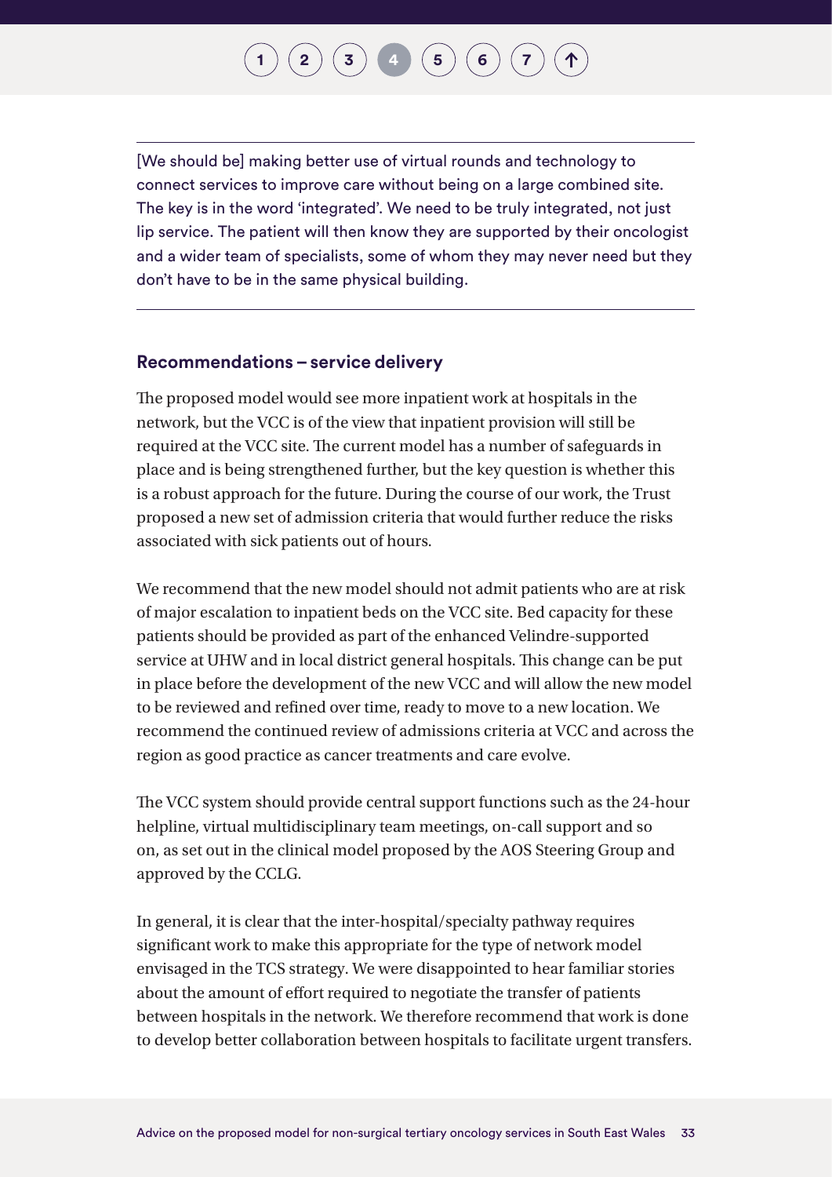[We should be] making better use of virtual rounds and technology to connect services to improve care without being on a large combined site. The key is in the word 'integrated'. We need to be truly integrated, not just lip service. The patient will then know they are supported by their oncologist and a wider team of specialists, some of whom they may never need but they don't have to be in the same physical building.

### Recommendations – service delivery

The proposed model would see more inpatient work at hospitals in the network, but the VCC is of the view that inpatient provision will still be required at the VCC site. The current model has a number of safeguards in place and is being strengthened further, but the key question is whether this is a robust approach for the future. During the course of our work, the Trust proposed a new set of admission criteria that would further reduce the risks associated with sick patients out of hours.

We recommend that the new model should not admit patients who are at risk of major escalation to inpatient beds on the VCC site. Bed capacity for these patients should be provided as part of the enhanced Velindre-supported service at UHW and in local district general hospitals. This change can be put in place before the development of the new VCC and will allow the new model to be reviewed and refined over time, ready to move to a new location. We recommend the continued review of admissions criteria at VCC and across the region as good practice as cancer treatments and care evolve.

The VCC system should provide central support functions such as the 24-hour helpline, virtual multidisciplinary team meetings, on-call support and so on, as set out in the clinical model proposed by the AOS Steering Group and approved by the CCLG.

In general, it is clear that the inter-hospital/specialty pathway requires significant work to make this appropriate for the type of network model envisaged in the TCS strategy. We were disappointed to hear familiar stories about the amount of effort required to negotiate the transfer of patients between hospitals in the network. We therefore recommend that work is done to develop better collaboration between hospitals to facilitate urgent transfers.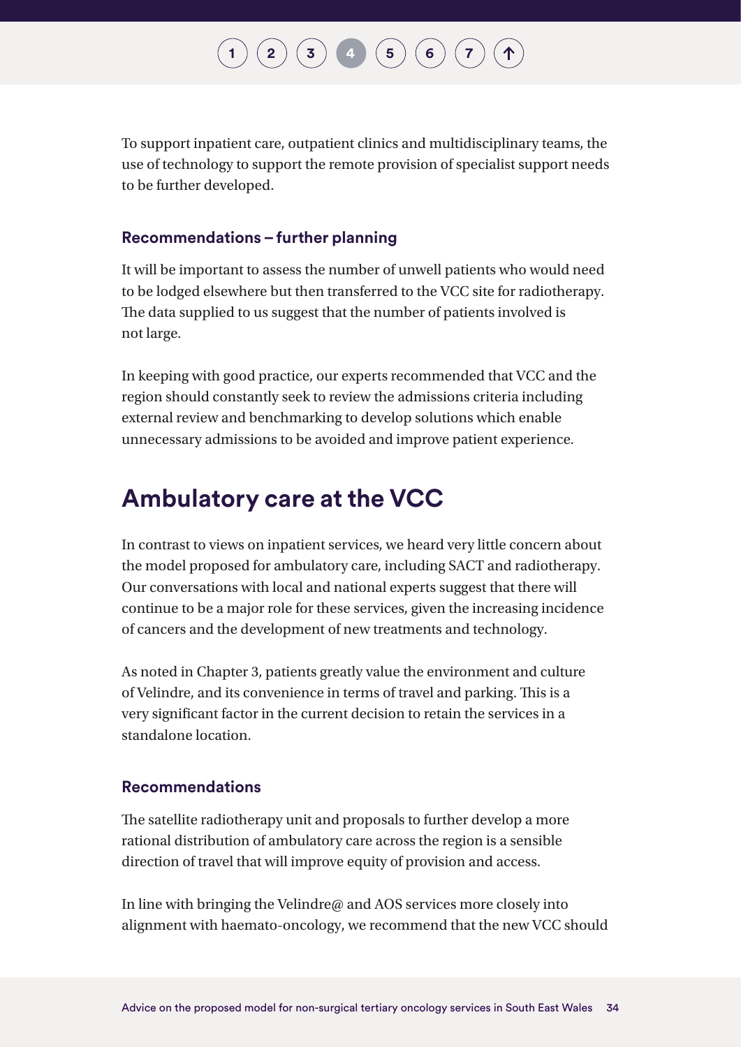To support inpatient care, outpatient clinics and multidisciplinary teams, the use of technology to support the remote provision of specialist support needs to be further developed.

### Recommendations – further planning

It will be important to assess the number of unwell patients who would need to be lodged elsewhere but then transferred to the VCC site for radiotherapy. The data supplied to us suggest that the number of patients involved is not large.

In keeping with good practice, our experts recommended that VCC and the region should constantly seek to review the admissions criteria including external review and benchmarking to develop solutions which enable unnecessary admissions to be avoided and improve patient experience.

## Ambulatory care at the VCC

In contrast to views on inpatient services, we heard very little concern about the model proposed for ambulatory care, including SACT and radiotherapy. Our conversations with local and national experts suggest that there will continue to be a major role for these services, given the increasing incidence of cancers and the development of new treatments and technology.

As noted in Chapter 3, patients greatly value the environment and culture of Velindre, and its convenience in terms of travel and parking. This is a very significant factor in the current decision to retain the services in a standalone location.

### Recommendations

The satellite radiotherapy unit and proposals to further develop a more rational distribution of ambulatory care across the region is a sensible direction of travel that will improve equity of provision and access.

In line with bringing the Velindre@ and AOS services more closely into alignment with haemato-oncology, we recommend that the new VCC should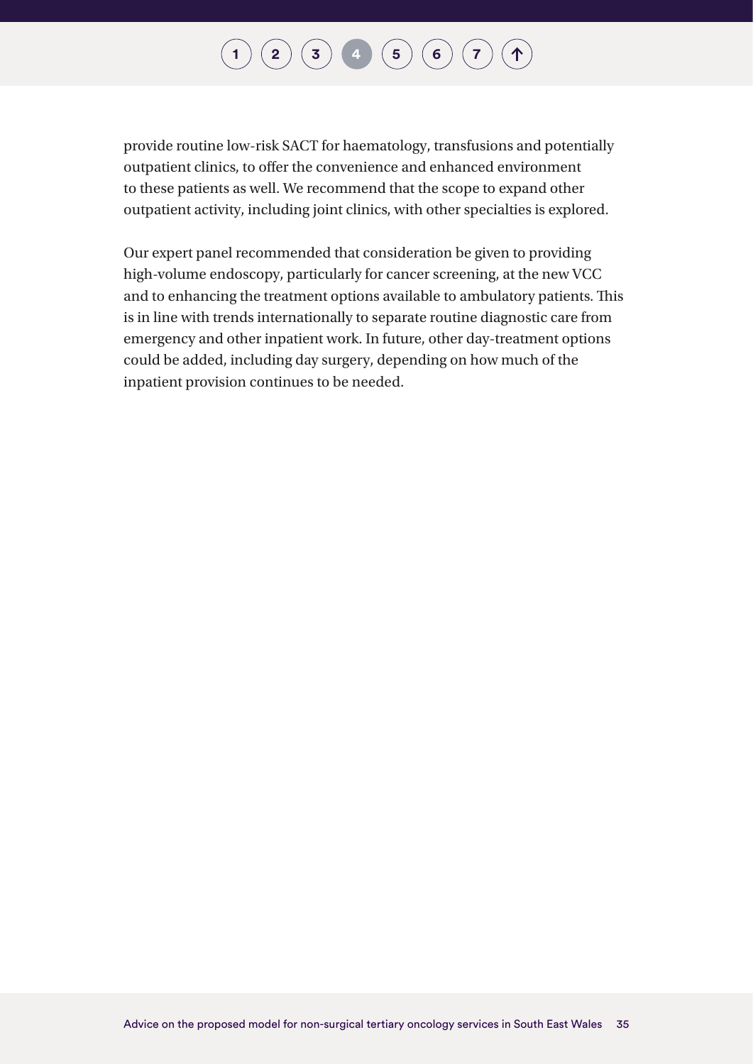provide routine low-risk SACT for haematology, transfusions and potentially outpatient clinics, to offer the convenience and enhanced environment to these patients as well. We recommend that the scope to expand other outpatient activity, including joint clinics, with other specialties is explored.

Our expert panel recommended that consideration be given to providing high-volume endoscopy, particularly for cancer screening, at the new VCC and to enhancing the treatment options available to ambulatory patients. This is in line with trends internationally to separate routine diagnostic care from emergency and other inpatient work. In future, other day-treatment options could be added, including day surgery, depending on how much of the inpatient provision continues to be needed.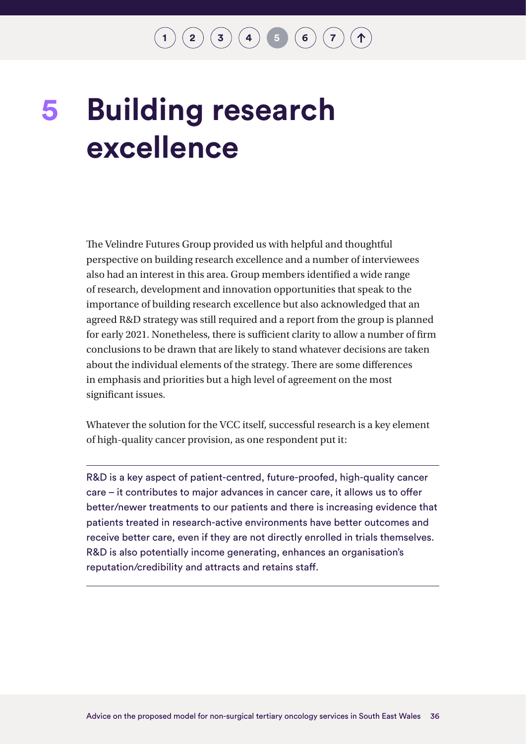# 5 Building research excellence

The Velindre Futures Group provided us with helpful and thoughtful perspective on building research excellence and a number of interviewees also had an interest in this area. Group members identified a wide range of research, development and innovation opportunities that speak to the importance of building research excellence but also acknowledged that an agreed R&D strategy was still required and a report from the group is planned for early 2021. Nonetheless, there is sufficient clarity to allow a number of firm conclusions to be drawn that are likely to stand whatever decisions are taken about the individual elements of the strategy. There are some differences in emphasis and priorities but a high level of agreement on the most significant issues.

Whatever the solution for the VCC itself, successful research is a key element of high-quality cancer provision, as one respondent put it:

> R&D is a key aspect of patient-centred, future-proofed, high-quality cancer care – it contributes to major advances in cancer care, it allows us to offer better/newer treatments to our patients and there is increasing evidence that patients treated in research-active environments have better outcomes and receive better care, even if they are not directly enrolled in trials themselves. R&D is also potentially income generating, enhances an organisation's reputation/credibility and attracts and retains staff.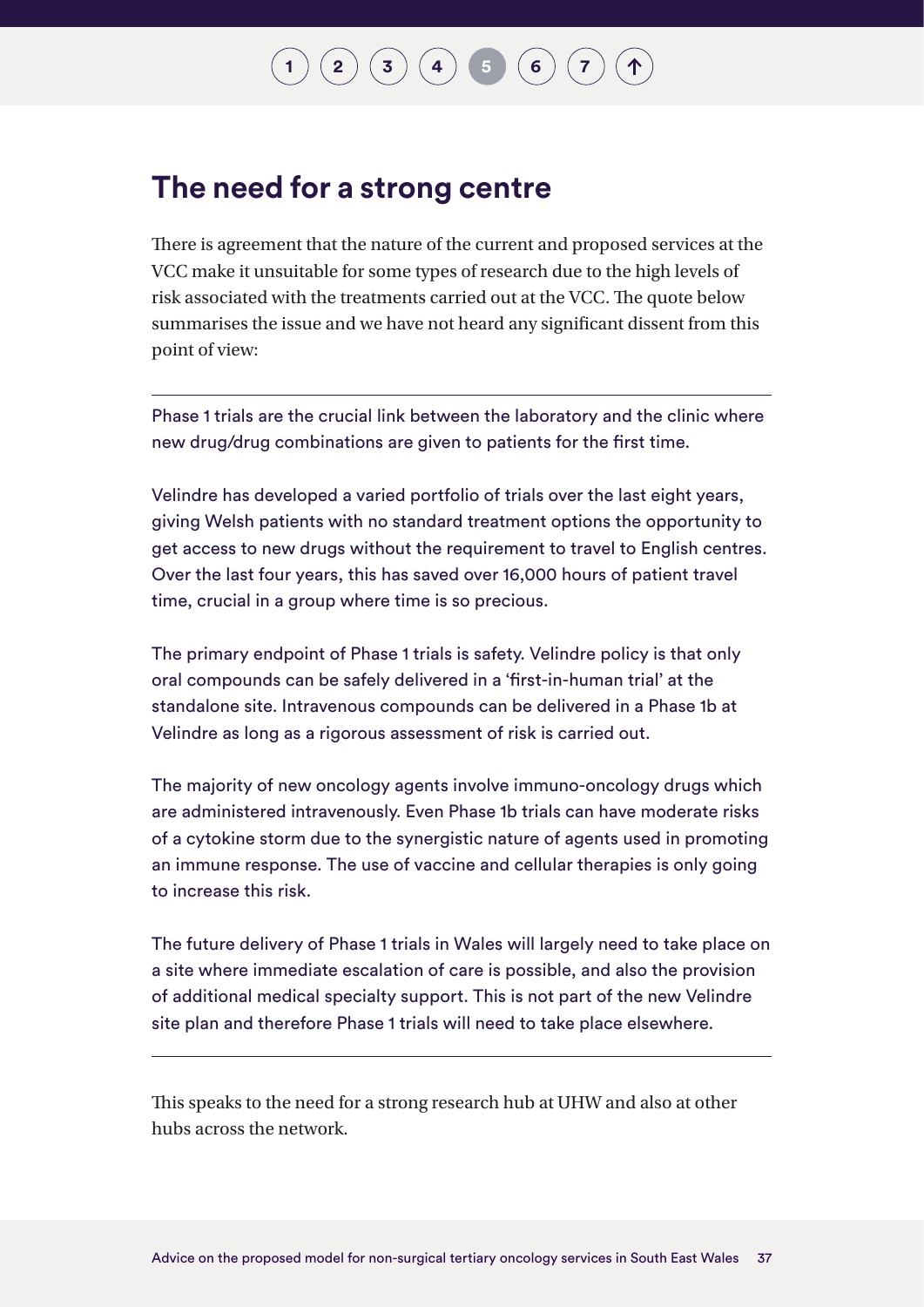## The need for a strong centre

There is agreement that the nature of the current and proposed services at the VCC make it unsuitable for some types of research due to the high levels of risk associated with the treatments carried out at the VCC. The quote below summarises the issue and we have not heard any significant dissent from this point of view:

---

> Phase 1 trials are the crucial link between the laboratory and the clinic where new drug/drug combinations are given to patients for the first time.
>
> Velindre has developed a varied portfolio of trials over the last eight years, giving Welsh patients with no standard treatment options the opportunity to get access to new drugs without the requirement to travel to English centres. Over the last four years, this has saved over 16,000 hours of patient travel time, crucial in a group where time is so precious.
>
> The primary endpoint of Phase 1 trials is safety. Velindre policy is that only oral compounds can be safely delivered in a 'first-in-human trial' at the standalone site. Intravenous compounds can be delivered in a Phase 1b at Velindre as long as a rigorous assessment of risk is carried out.
>
> The majority of new oncology agents involve immuno-oncology drugs which are administered intravenously. Even Phase 1b trials can have moderate risks of a cytokine storm due to the synergistic nature of agents used in promoting an immune response. The use of vaccine and cellular therapies is only going to increase this risk.
>
> The future delivery of Phase 1 trials in Wales will largely need to take place on a site where immediate escalation of care is possible, and also the provision of additional medical specialty support. This is not part of the new Velindre site plan and therefore Phase 1 trials will need to take place elsewhere.

---

This speaks to the need for a strong research hub at UHW and also at other hubs across the network.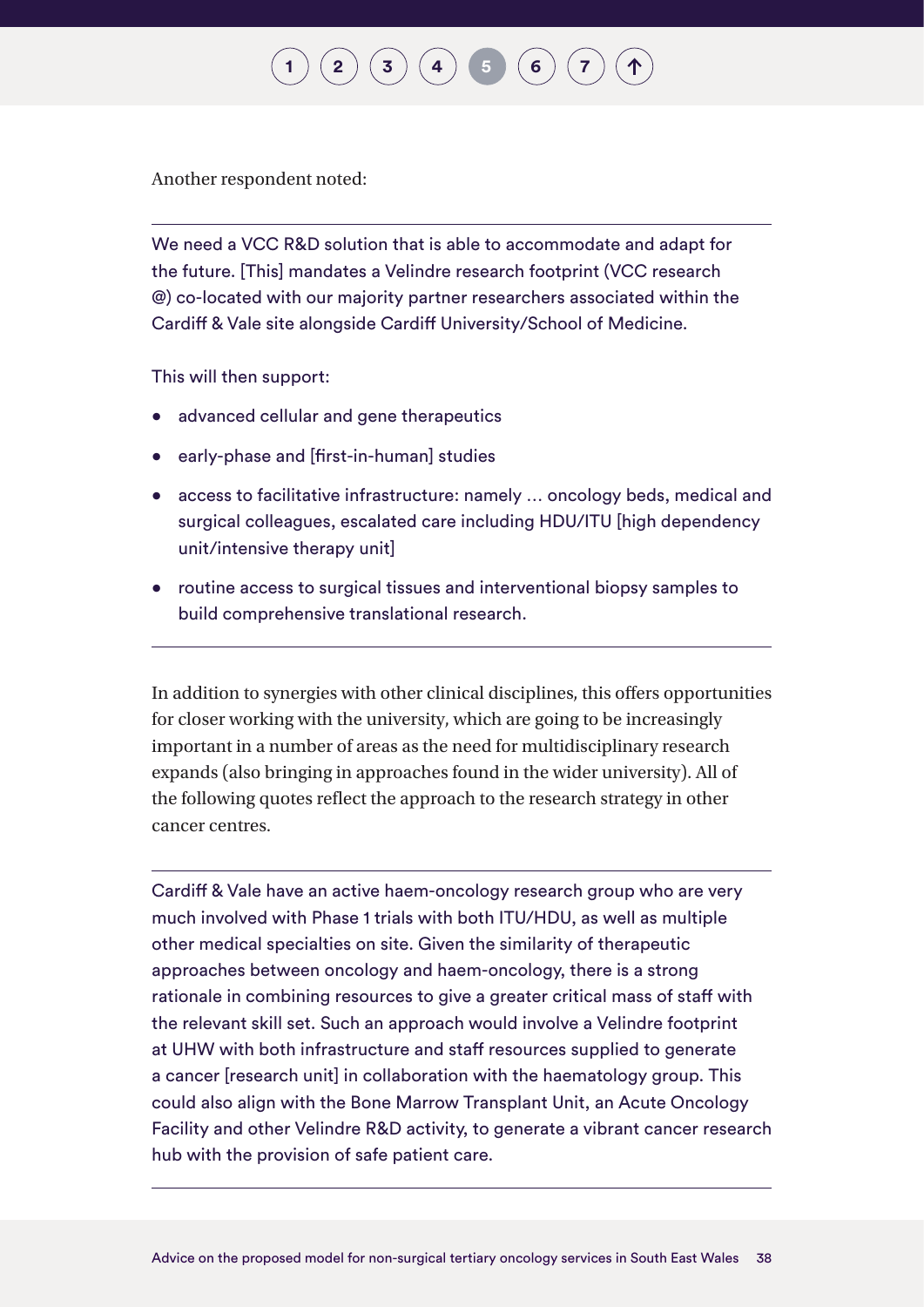Another respondent noted:

> We need a VCC R&D solution that is able to accommodate and adapt for the future. [This] mandates a Velindre research footprint (VCC research @) co-located with our majority partner researchers associated within the Cardiff & Vale site alongside Cardiff University/School of Medicine.
>
> This will then support:
>
> - advanced cellular and gene therapeutics
> - early-phase and [first-in-human] studies
> - access to facilitative infrastructure: namely … oncology beds, medical and surgical colleagues, escalated care including HDU/ITU [high dependency unit/intensive therapy unit]
> - routine access to surgical tissues and interventional biopsy samples to build comprehensive translational research.

In addition to synergies with other clinical disciplines, this offers opportunities for closer working with the university, which are going to be increasingly important in a number of areas as the need for multidisciplinary research expands (also bringing in approaches found in the wider university). All of the following quotes reflect the approach to the research strategy in other cancer centres.

> Cardiff & Vale have an active haem-oncology research group who are very much involved with Phase 1 trials with both ITU/HDU, as well as multiple other medical specialties on site. Given the similarity of therapeutic approaches between oncology and haem-oncology, there is a strong rationale in combining resources to give a greater critical mass of staff with the relevant skill set. Such an approach would involve a Velindre footprint at UHW with both infrastructure and staff resources supplied to generate a cancer [research unit] in collaboration with the haematology group. This could also align with the Bone Marrow Transplant Unit, an Acute Oncology Facility and other Velindre R&D activity, to generate a vibrant cancer research hub with the provision of safe patient care.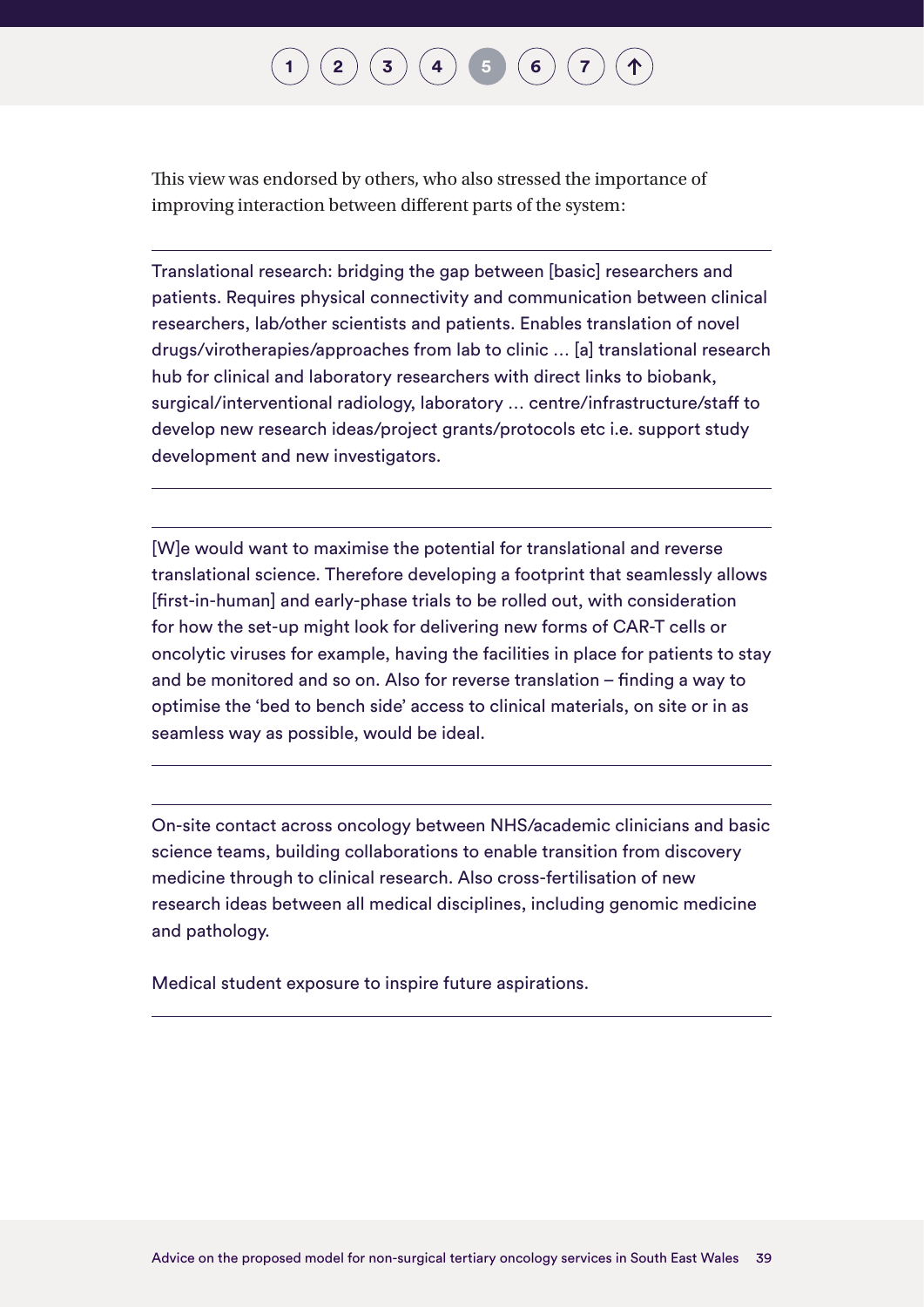This view was endorsed by others, who also stressed the importance of improving interaction between different parts of the system:

---

Translational research: bridging the gap between [basic] researchers and patients. Requires physical connectivity and communication between clinical researchers, lab/other scientists and patients. Enables translation of novel drugs/virotherapies/approaches from lab to clinic … [a] translational research hub for clinical and laboratory researchers with direct links to biobank, surgical/interventional radiology, laboratory … centre/infrastructure/staff to develop new research ideas/project grants/protocols etc i.e. support study development and new investigators.

---

[W]e would want to maximise the potential for translational and reverse translational science. Therefore developing a footprint that seamlessly allows [first-in-human] and early-phase trials to be rolled out, with consideration for how the set-up might look for delivering new forms of CAR-T cells or oncolytic viruses for example, having the facilities in place for patients to stay and be monitored and so on. Also for reverse translation – finding a way to optimise the 'bed to bench side' access to clinical materials, on site or in as seamless way as possible, would be ideal.

---

On-site contact across oncology between NHS/academic clinicians and basic science teams, building collaborations to enable transition from discovery medicine through to clinical research. Also cross-fertilisation of new research ideas between all medical disciplines, including genomic medicine and pathology.

Medical student exposure to inspire future aspirations.

---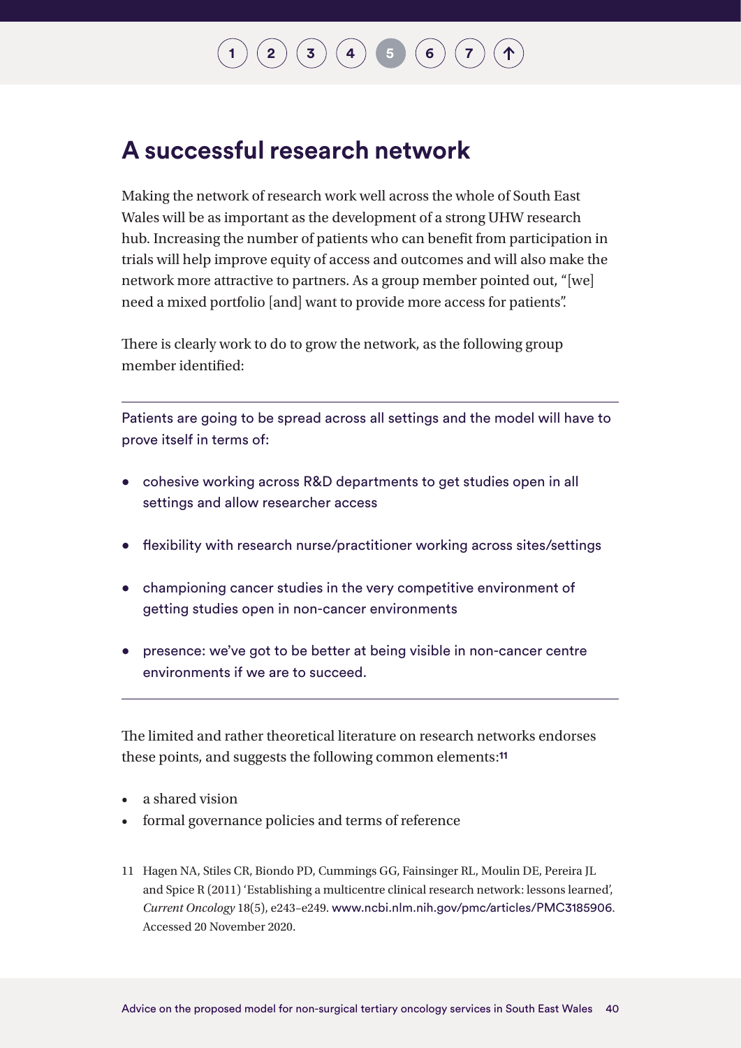## A successful research network

Making the network of research work well across the whole of South East Wales will be as important as the development of a strong UHW research hub. Increasing the number of patients who can benefit from participation in trials will help improve equity of access and outcomes and will also make the network more attractive to partners. As a group member pointed out, "[we] need a mixed portfolio [and] want to provide more access for patients".

There is clearly work to do to grow the network, as the following group member identified:

> Patients are going to be spread across all settings and the model will have to prove itself in terms of:
>
> - cohesive working across R&D departments to get studies open in all settings and allow researcher access
> - flexibility with research nurse/practitioner working across sites/settings
> - championing cancer studies in the very competitive environment of getting studies open in non-cancer environments
> - presence: we've got to be better at being visible in non-cancer centre environments if we are to succeed.

The limited and rather theoretical literature on research networks endorses these points, and suggests the following common elements:[11]

- a shared vision
- formal governance policies and terms of reference

11 Hagen NA, Stiles CR, Biondo PD, Cummings GG, Fainsinger RL, Moulin DE, Pereira JL and Spice R (2011) 'Establishing a multicentre clinical research network: lessons learned', *Current Oncology* 18(5), e243–e249. www.ncbi.nlm.nih.gov/pmc/articles/PMC3185906. Accessed 20 November 2020.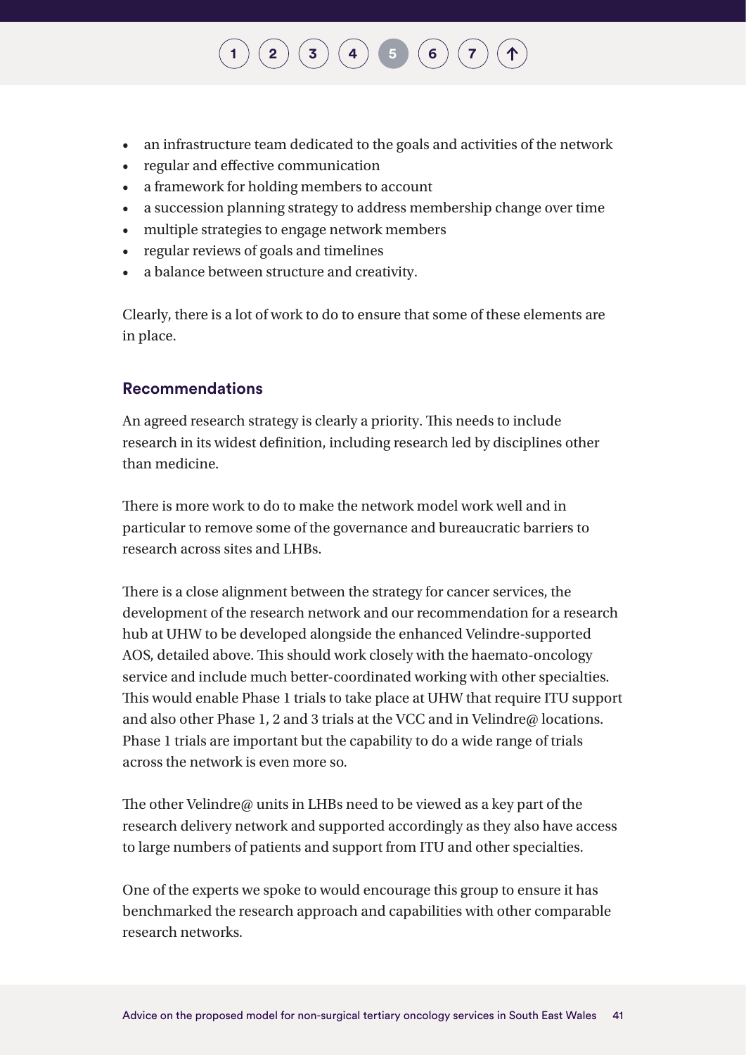- an infrastructure team dedicated to the goals and activities of the network
- regular and effective communication
- a framework for holding members to account
- a succession planning strategy to address membership change over time
- multiple strategies to engage network members
- regular reviews of goals and timelines
- a balance between structure and creativity.

Clearly, there is a lot of work to do to ensure that some of these elements are in place.

### Recommendations

An agreed research strategy is clearly a priority. This needs to include research in its widest definition, including research led by disciplines other than medicine.

There is more work to do to make the network model work well and in particular to remove some of the governance and bureaucratic barriers to research across sites and LHBs.

There is a close alignment between the strategy for cancer services, the development of the research network and our recommendation for a research hub at UHW to be developed alongside the enhanced Velindre-supported AOS, detailed above. This should work closely with the haemato-oncology service and include much better-coordinated working with other specialties. This would enable Phase 1 trials to take place at UHW that require ITU support and also other Phase 1, 2 and 3 trials at the VCC and in Velindre@ locations. Phase 1 trials are important but the capability to do a wide range of trials across the network is even more so.

The other Velindre@ units in LHBs need to be viewed as a key part of the research delivery network and supported accordingly as they also have access to large numbers of patients and support from ITU and other specialties.

One of the experts we spoke to would encourage this group to ensure it has benchmarked the research approach and capabilities with other comparable research networks.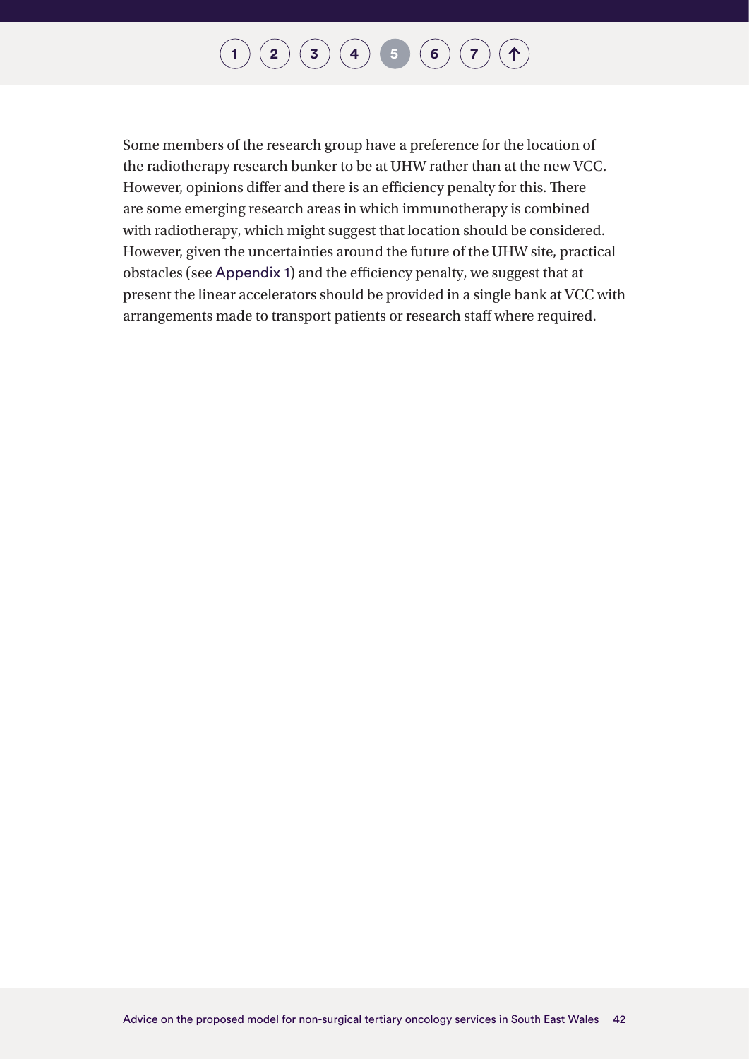Some members of the research group have a preference for the location of the radiotherapy research bunker to be at UHW rather than at the new VCC. However, opinions differ and there is an efficiency penalty for this. There are some emerging research areas in which immunotherapy is combined with radiotherapy, which might suggest that location should be considered. However, given the uncertainties around the future of the UHW site, practical obstacles (see Appendix 1) and the efficiency penalty, we suggest that at present the linear accelerators should be provided in a single bank at VCC with arrangements made to transport patients or research staff where required.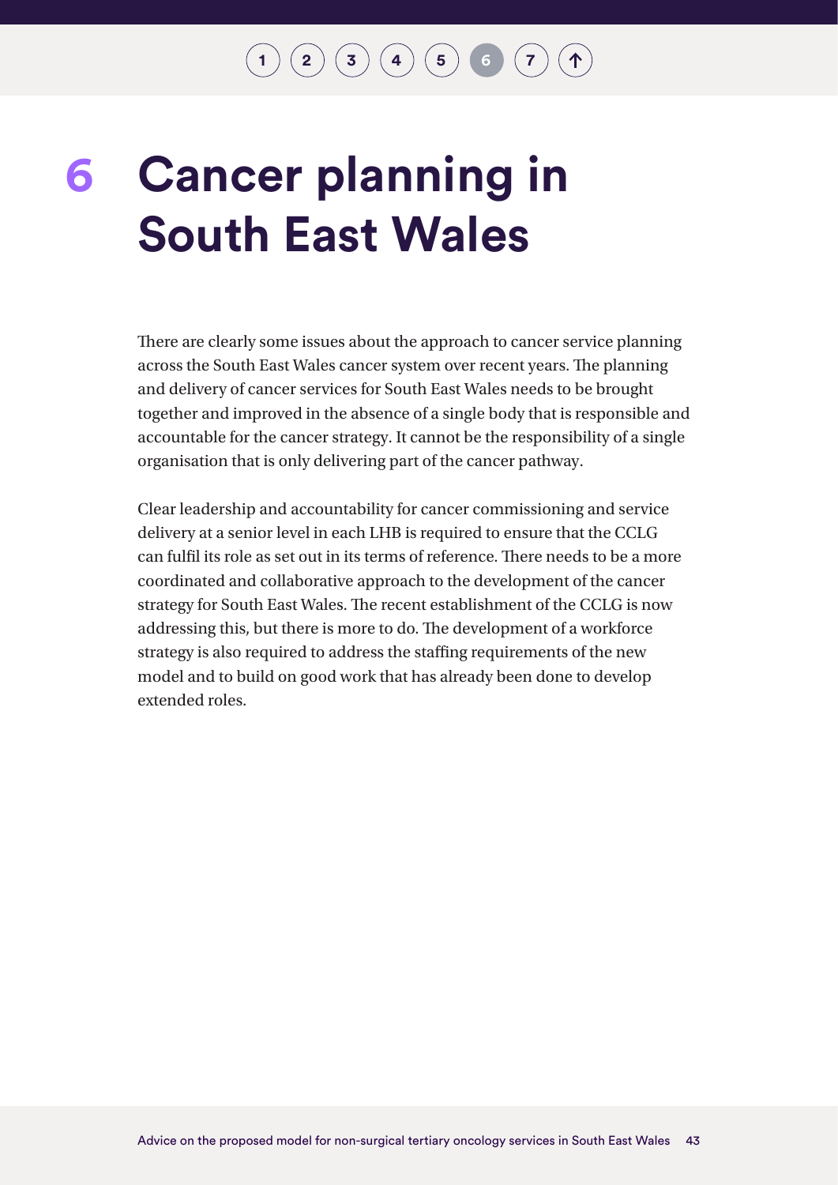# 6 Cancer planning in South East Wales

There are clearly some issues about the approach to cancer service planning across the South East Wales cancer system over recent years. The planning and delivery of cancer services for South East Wales needs to be brought together and improved in the absence of a single body that is responsible and accountable for the cancer strategy. It cannot be the responsibility of a single organisation that is only delivering part of the cancer pathway.

Clear leadership and accountability for cancer commissioning and service delivery at a senior level in each LHB is required to ensure that the CCLG can fulfil its role as set out in its terms of reference. There needs to be a more coordinated and collaborative approach to the development of the cancer strategy for South East Wales. The recent establishment of the CCLG is now addressing this, but there is more to do. The development of a workforce strategy is also required to address the staffing requirements of the new model and to build on good work that has already been done to develop extended roles.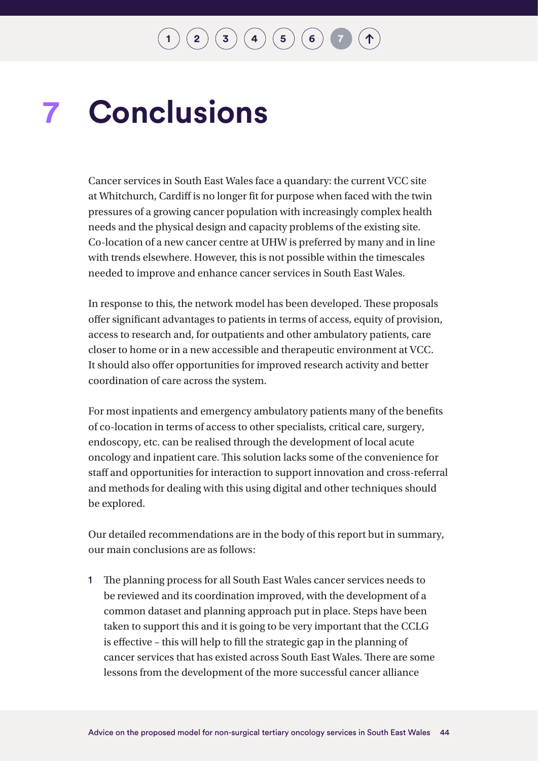# 7 Conclusions

Cancer services in South East Wales face a quandary: the current VCC site at Whitchurch, Cardiff is no longer fit for purpose when faced with the twin pressures of a growing cancer population with increasingly complex health needs and the physical design and capacity problems of the existing site. Co-location of a new cancer centre at UHW is preferred by many and in line with trends elsewhere. However, this is not possible within the timescales needed to improve and enhance cancer services in South East Wales.

In response to this, the network model has been developed. These proposals offer significant advantages to patients in terms of access, equity of provision, access to research and, for outpatients and other ambulatory patients, care closer to home or in a new accessible and therapeutic environment at VCC. It should also offer opportunities for improved research activity and better coordination of care across the system.

For most inpatients and emergency ambulatory patients many of the benefits of co-location in terms of access to other specialists, critical care, surgery, endoscopy, etc. can be realised through the development of local acute oncology and inpatient care. This solution lacks some of the convenience for staff and opportunities for interaction to support innovation and cross-referral and methods for dealing with this using digital and other techniques should be explored.

Our detailed recommendations are in the body of this report but in summary, our main conclusions are as follows:

1. The planning process for all South East Wales cancer services needs to be reviewed and its coordination improved, with the development of a common dataset and planning approach put in place. Steps have been taken to support this and it is going to be very important that the CCLG is effective – this will help to fill the strategic gap in the planning of cancer services that has existed across South East Wales. There are some lessons from the development of the more successful cancer alliance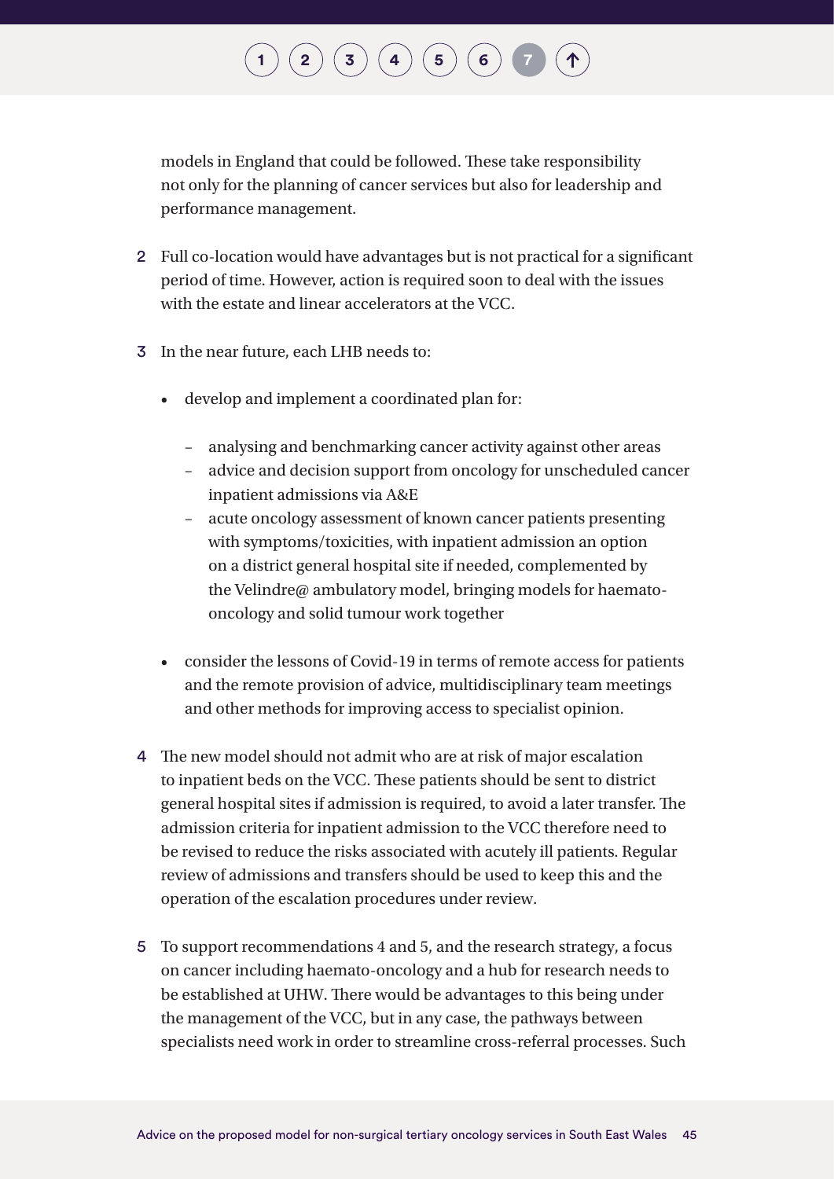models in England that could be followed. These take responsibility not only for the planning of cancer services but also for leadership and performance management.

2. Full co-location would have advantages but is not practical for a significant period of time. However, action is required soon to deal with the issues with the estate and linear accelerators at the VCC.

3. In the near future, each LHB needs to:

   - develop and implement a coordinated plan for:

     - analysing and benchmarking cancer activity against other areas
     - advice and decision support from oncology for unscheduled cancer inpatient admissions via A&E
     - acute oncology assessment of known cancer patients presenting with symptoms/toxicities, with inpatient admission an option on a district general hospital site if needed, complemented by the Velindre@ ambulatory model, bringing models for haemato-oncology and solid tumour work together

   - consider the lessons of Covid-19 in terms of remote access for patients and the remote provision of advice, multidisciplinary team meetings and other methods for improving access to specialist opinion.

4. The new model should not admit who are at risk of major escalation to inpatient beds on the VCC. These patients should be sent to district general hospital sites if admission is required, to avoid a later transfer. The admission criteria for inpatient admission to the VCC therefore need to be revised to reduce the risks associated with acutely ill patients. Regular review of admissions and transfers should be used to keep this and the operation of the escalation procedures under review.

5. To support recommendations 4 and 5, and the research strategy, a focus on cancer including haemato-oncology and a hub for research needs to be established at UHW. There would be advantages to this being under the management of the VCC, but in any case, the pathways between specialists need work in order to streamline cross-referral processes. Such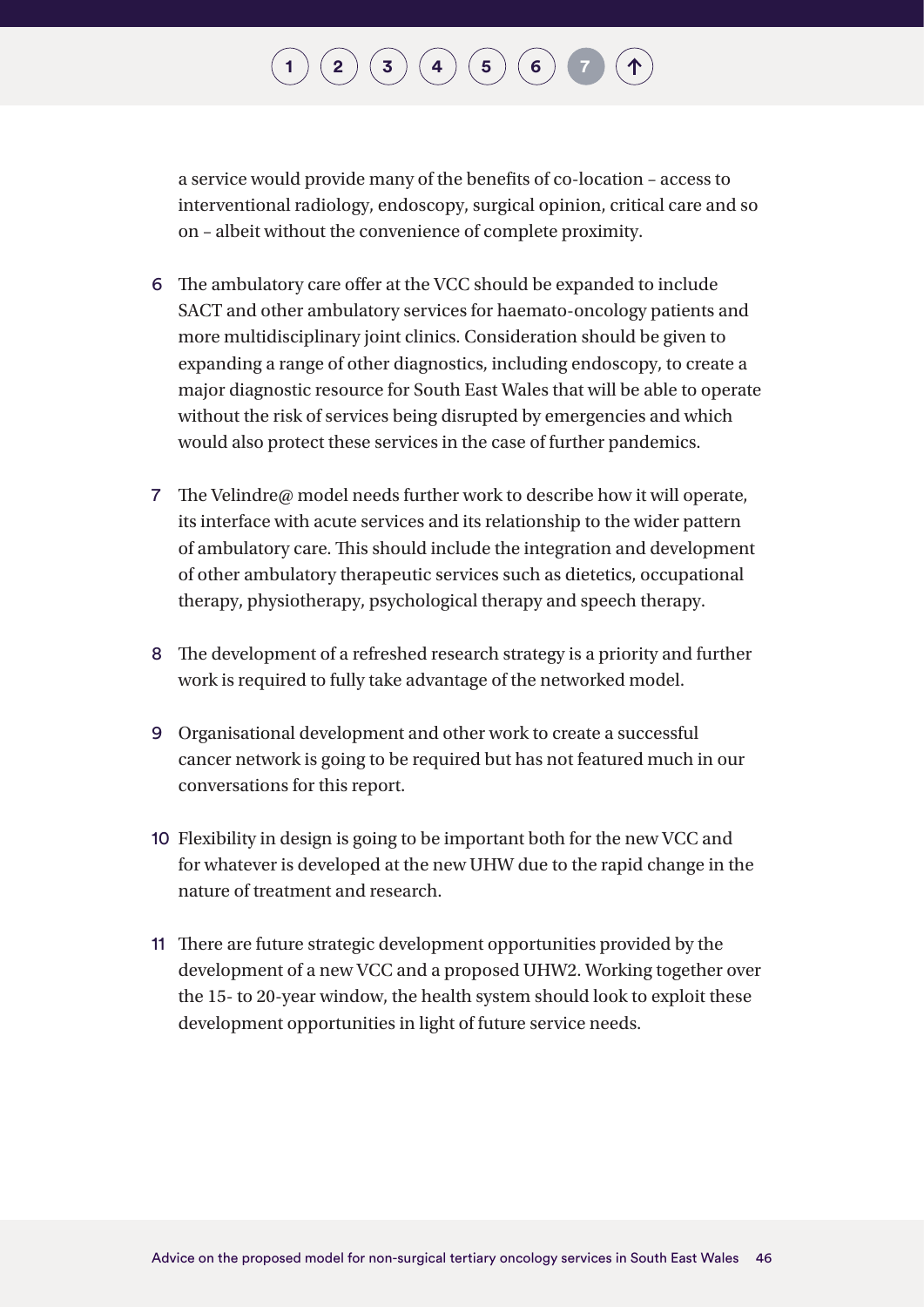a service would provide many of the benefits of co-location – access to interventional radiology, endoscopy, surgical opinion, critical care and so on – albeit without the convenience of complete proximity.

6. The ambulatory care offer at the VCC should be expanded to include SACT and other ambulatory services for haemato-oncology patients and more multidisciplinary joint clinics. Consideration should be given to expanding a range of other diagnostics, including endoscopy, to create a major diagnostic resource for South East Wales that will be able to operate without the risk of services being disrupted by emergencies and which would also protect these services in the case of further pandemics.

7. The Velindre@ model needs further work to describe how it will operate, its interface with acute services and its relationship to the wider pattern of ambulatory care. This should include the integration and development of other ambulatory therapeutic services such as dietetics, occupational therapy, physiotherapy, psychological therapy and speech therapy.

8. The development of a refreshed research strategy is a priority and further work is required to fully take advantage of the networked model.

9. Organisational development and other work to create a successful cancer network is going to be required but has not featured much in our conversations for this report.

10. Flexibility in design is going to be important both for the new VCC and for whatever is developed at the new UHW due to the rapid change in the nature of treatment and research.

11. There are future strategic development opportunities provided by the development of a new VCC and a proposed UHW2. Working together over the 15- to 20-year window, the health system should look to exploit these development opportunities in light of future service needs.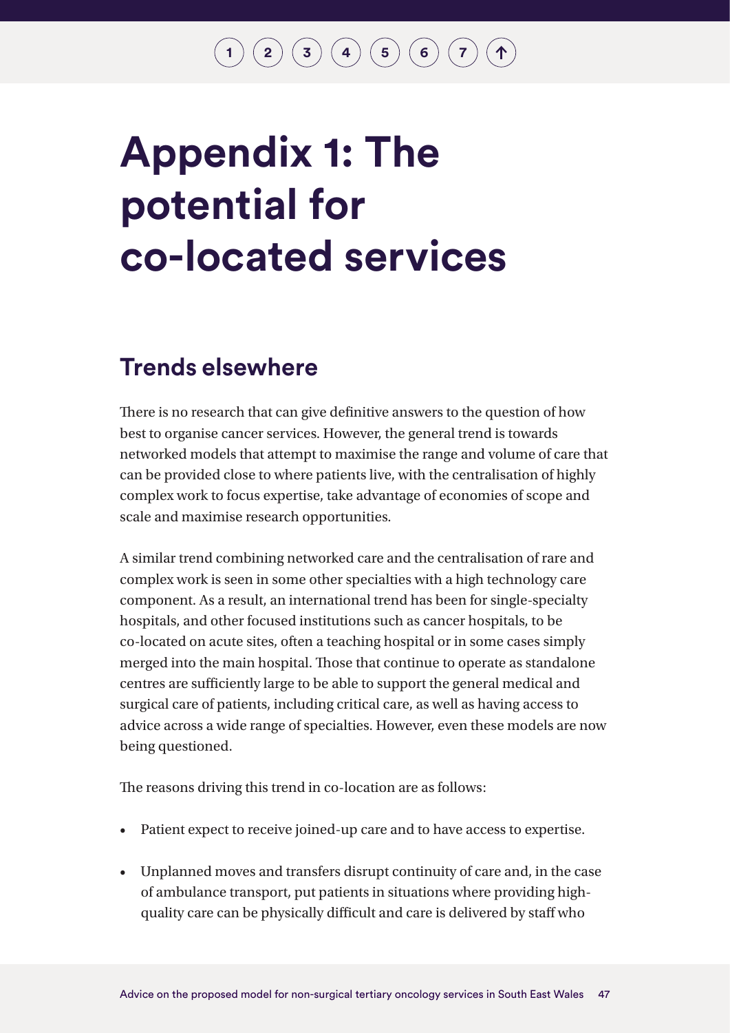# Appendix 1: The potential for co-located services

## Trends elsewhere

There is no research that can give definitive answers to the question of how best to organise cancer services. However, the general trend is towards networked models that attempt to maximise the range and volume of care that can be provided close to where patients live, with the centralisation of highly complex work to focus expertise, take advantage of economies of scope and scale and maximise research opportunities.

A similar trend combining networked care and the centralisation of rare and complex work is seen in some other specialties with a high technology care component. As a result, an international trend has been for single-specialty hospitals, and other focused institutions such as cancer hospitals, to be co-located on acute sites, often a teaching hospital or in some cases simply merged into the main hospital. Those that continue to operate as standalone centres are sufficiently large to be able to support the general medical and surgical care of patients, including critical care, as well as having access to advice across a wide range of specialties. However, even these models are now being questioned.

The reasons driving this trend in co-location are as follows:

- Patient expect to receive joined-up care and to have access to expertise.
- Unplanned moves and transfers disrupt continuity of care and, in the case of ambulance transport, put patients in situations where providing high-quality care can be physically difficult and care is delivered by staff who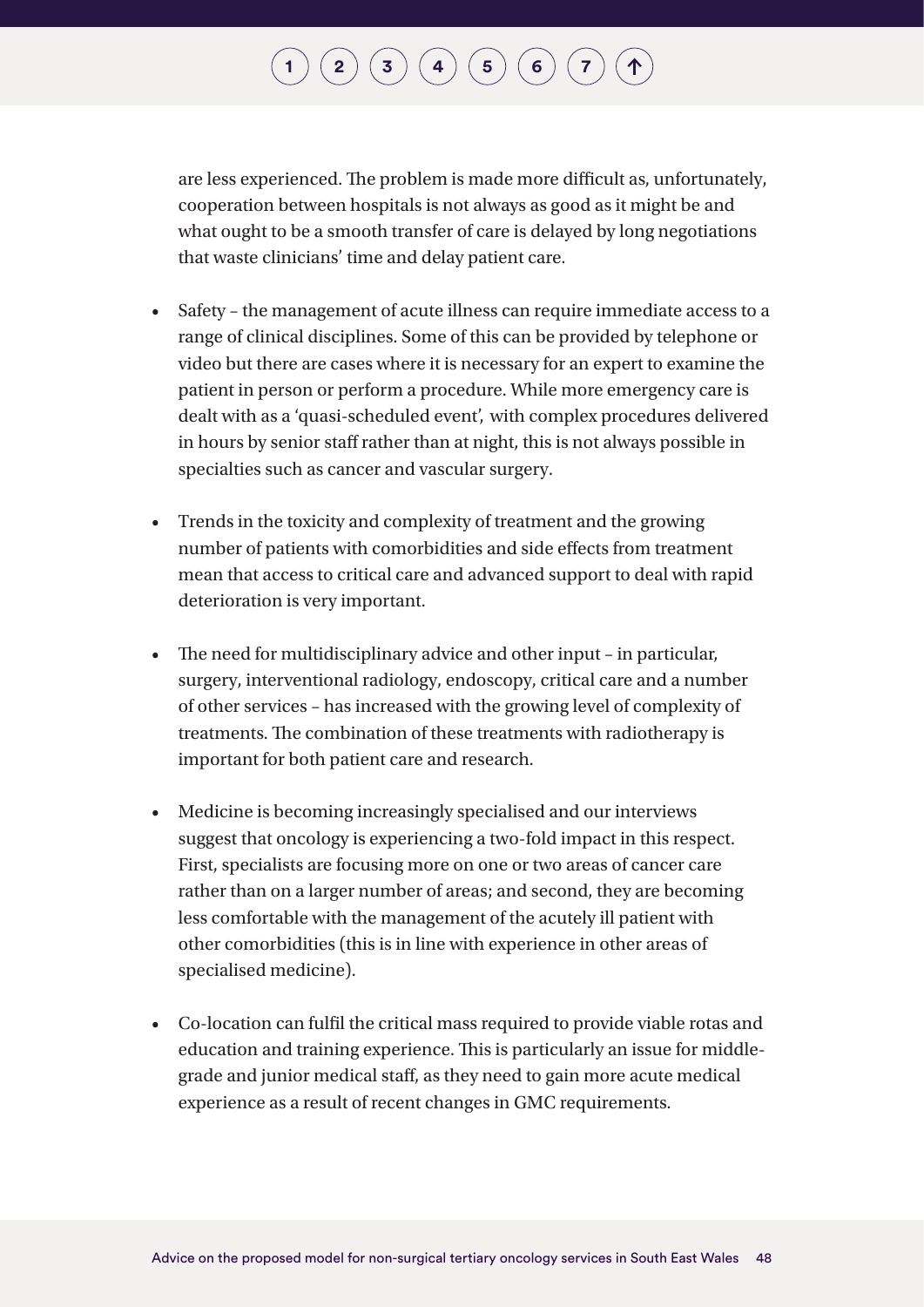are less experienced. The problem is made more difficult as, unfortunately, cooperation between hospitals is not always as good as it might be and what ought to be a smooth transfer of care is delayed by long negotiations that waste clinicians' time and delay patient care.

- Safety – the management of acute illness can require immediate access to a range of clinical disciplines. Some of this can be provided by telephone or video but there are cases where it is necessary for an expert to examine the patient in person or perform a procedure. While more emergency care is dealt with as a 'quasi-scheduled event', with complex procedures delivered in hours by senior staff rather than at night, this is not always possible in specialties such as cancer and vascular surgery.

- Trends in the toxicity and complexity of treatment and the growing number of patients with comorbidities and side effects from treatment mean that access to critical care and advanced support to deal with rapid deterioration is very important.

- The need for multidisciplinary advice and other input – in particular, surgery, interventional radiology, endoscopy, critical care and a number of other services – has increased with the growing level of complexity of treatments. The combination of these treatments with radiotherapy is important for both patient care and research.

- Medicine is becoming increasingly specialised and our interviews suggest that oncology is experiencing a two-fold impact in this respect. First, specialists are focusing more on one or two areas of cancer care rather than on a larger number of areas; and second, they are becoming less comfortable with the management of the acutely ill patient with other comorbidities (this is in line with experience in other areas of specialised medicine).

- Co-location can fulfil the critical mass required to provide viable rotas and education and training experience. This is particularly an issue for middle-grade and junior medical staff, as they need to gain more acute medical experience as a result of recent changes in GMC requirements.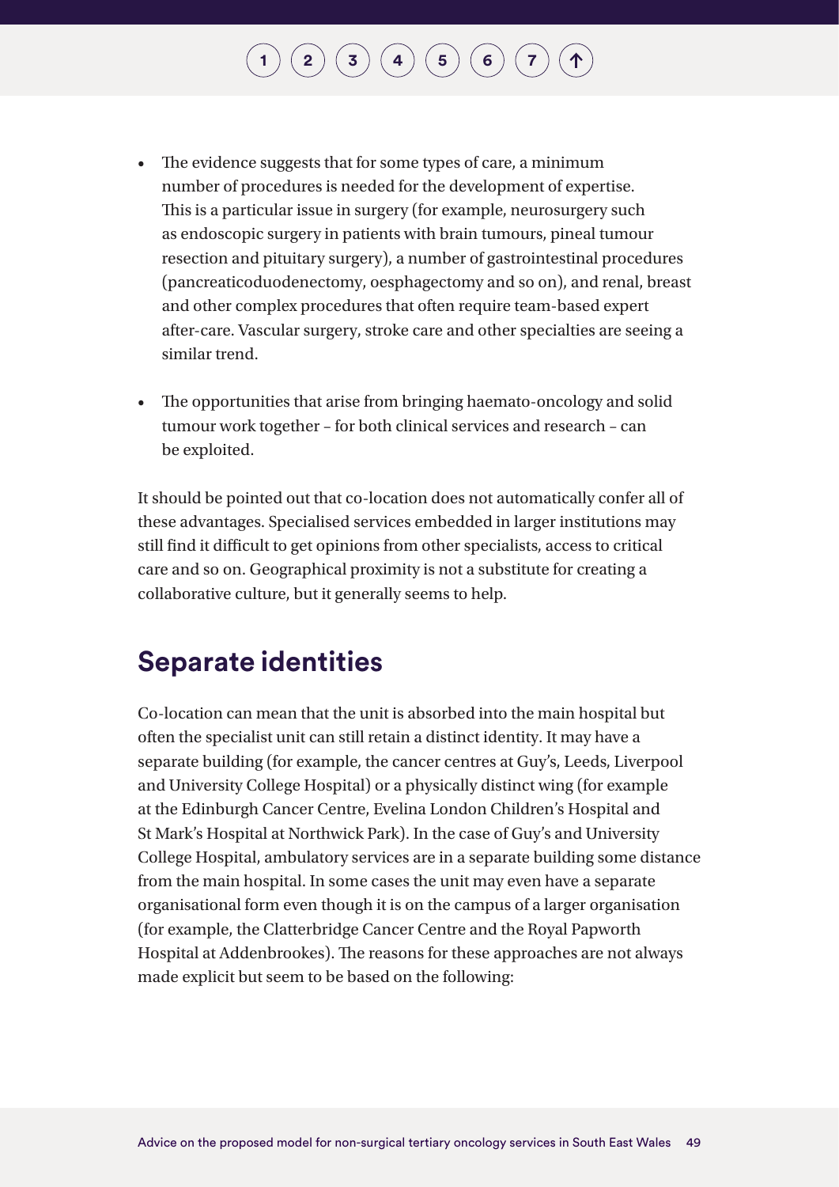- The evidence suggests that for some types of care, a minimum number of procedures is needed for the development of expertise. This is a particular issue in surgery (for example, neurosurgery such as endoscopic surgery in patients with brain tumours, pineal tumour resection and pituitary surgery), a number of gastrointestinal procedures (pancreaticoduodenectomy, oesphagectomy and so on), and renal, breast and other complex procedures that often require team-based expert after-care. Vascular surgery, stroke care and other specialties are seeing a similar trend.

- The opportunities that arise from bringing haemato-oncology and solid tumour work together – for both clinical services and research – can be exploited.

It should be pointed out that co-location does not automatically confer all of these advantages. Specialised services embedded in larger institutions may still find it difficult to get opinions from other specialists, access to critical care and so on. Geographical proximity is not a substitute for creating a collaborative culture, but it generally seems to help.

## Separate identities

Co-location can mean that the unit is absorbed into the main hospital but often the specialist unit can still retain a distinct identity. It may have a separate building (for example, the cancer centres at Guy's, Leeds, Liverpool and University College Hospital) or a physically distinct wing (for example at the Edinburgh Cancer Centre, Evelina London Children's Hospital and St Mark's Hospital at Northwick Park). In the case of Guy's and University College Hospital, ambulatory services are in a separate building some distance from the main hospital. In some cases the unit may even have a separate organisational form even though it is on the campus of a larger organisation (for example, the Clatterbridge Cancer Centre and the Royal Papworth Hospital at Addenbrookes). The reasons for these approaches are not always made explicit but seem to be based on the following: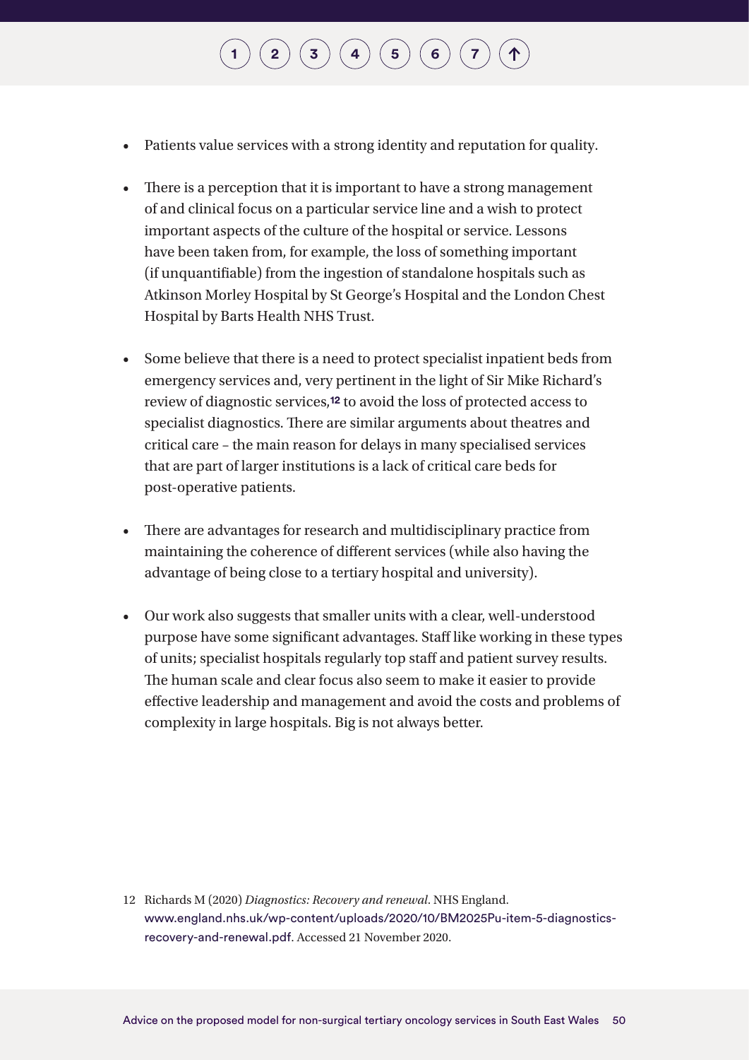- Patients value services with a strong identity and reputation for quality.
- There is a perception that it is important to have a strong management of and clinical focus on a particular service line and a wish to protect important aspects of the culture of the hospital or service. Lessons have been taken from, for example, the loss of something important (if unquantifiable) from the ingestion of standalone hospitals such as Atkinson Morley Hospital by St George's Hospital and the London Chest Hospital by Barts Health NHS Trust.
- Some believe that there is a need to protect specialist inpatient beds from emergency services and, very pertinent in the light of Sir Mike Richard's review of diagnostic services,[12] to avoid the loss of protected access to specialist diagnostics. There are similar arguments about theatres and critical care – the main reason for delays in many specialised services that are part of larger institutions is a lack of critical care beds for post-operative patients.
- There are advantages for research and multidisciplinary practice from maintaining the coherence of different services (while also having the advantage of being close to a tertiary hospital and university).
- Our work also suggests that smaller units with a clear, well-understood purpose have some significant advantages. Staff like working in these types of units; specialist hospitals regularly top staff and patient survey results. The human scale and clear focus also seem to make it easier to provide effective leadership and management and avoid the costs and problems of complexity in large hospitals. Big is not always better.

12 Richards M (2020) *Diagnostics: Recovery and renewal*. NHS England. www.england.nhs.uk/wp-content/uploads/2020/10/BM2025Pu-item-5-diagnostics-recovery-and-renewal.pdf. Accessed 21 November 2020.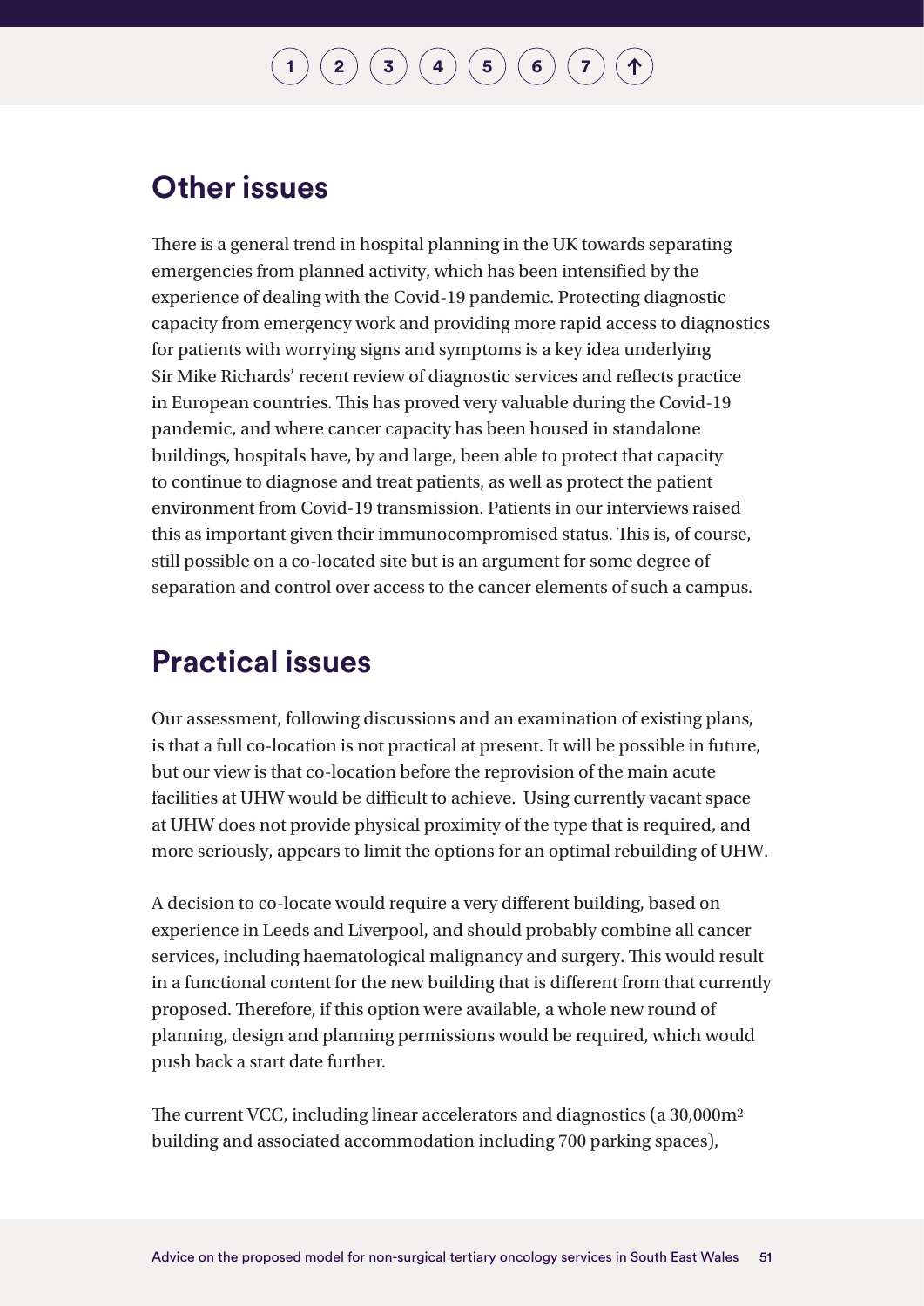## Other issues

There is a general trend in hospital planning in the UK towards separating emergencies from planned activity, which has been intensified by the experience of dealing with the Covid-19 pandemic. Protecting diagnostic capacity from emergency work and providing more rapid access to diagnostics for patients with worrying signs and symptoms is a key idea underlying Sir Mike Richards' recent review of diagnostic services and reflects practice in European countries. This has proved very valuable during the Covid-19 pandemic, and where cancer capacity has been housed in standalone buildings, hospitals have, by and large, been able to protect that capacity to continue to diagnose and treat patients, as well as protect the patient environment from Covid-19 transmission. Patients in our interviews raised this as important given their immunocompromised status. This is, of course, still possible on a co-located site but is an argument for some degree of separation and control over access to the cancer elements of such a campus.

## Practical issues

Our assessment, following discussions and an examination of existing plans, is that a full co-location is not practical at present. It will be possible in future, but our view is that co-location before the reprovision of the main acute facilities at UHW would be difficult to achieve. Using currently vacant space at UHW does not provide physical proximity of the type that is required, and more seriously, appears to limit the options for an optimal rebuilding of UHW.

A decision to co-locate would require a very different building, based on experience in Leeds and Liverpool, and should probably combine all cancer services, including haematological malignancy and surgery. This would result in a functional content for the new building that is different from that currently proposed. Therefore, if this option were available, a whole new round of planning, design and planning permissions would be required, which would push back a start date further.

The current VCC, including linear accelerators and diagnostics (a 30,000m$^2$ building and associated accommodation including 700 parking spaces),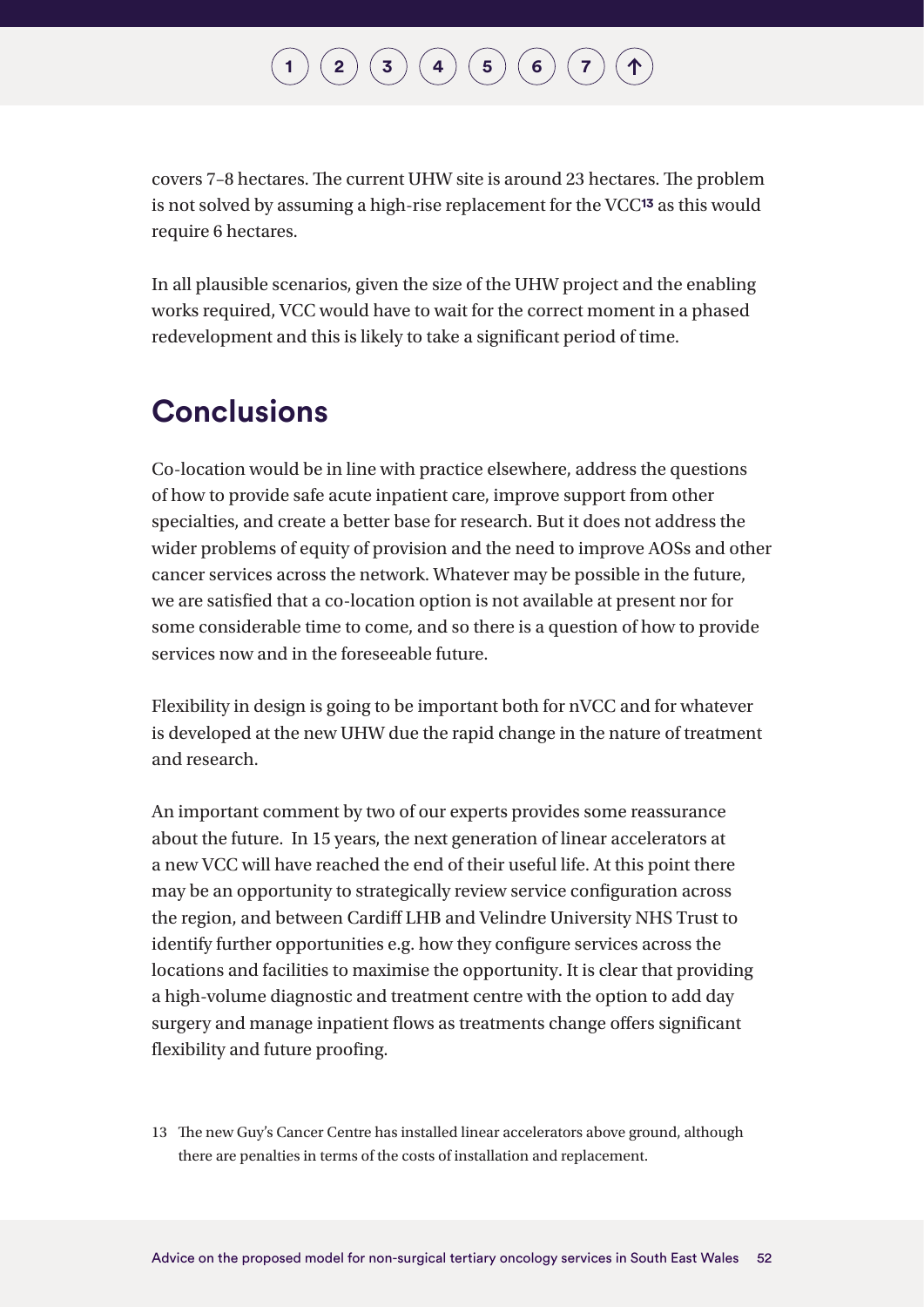covers 7–8 hectares. The current UHW site is around 23 hectares. The problem is not solved by assuming a high-rise replacement for the VCC[13] as this would require 6 hectares.

In all plausible scenarios, given the size of the UHW project and the enabling works required, VCC would have to wait for the correct moment in a phased redevelopment and this is likely to take a significant period of time.

## Conclusions

Co-location would be in line with practice elsewhere, address the questions of how to provide safe acute inpatient care, improve support from other specialties, and create a better base for research. But it does not address the wider problems of equity of provision and the need to improve AOSs and other cancer services across the network. Whatever may be possible in the future, we are satisfied that a co-location option is not available at present nor for some considerable time to come, and so there is a question of how to provide services now and in the foreseeable future.

Flexibility in design is going to be important both for nVCC and for whatever is developed at the new UHW due the rapid change in the nature of treatment and research.

An important comment by two of our experts provides some reassurance about the future. In 15 years, the next generation of linear accelerators at a new VCC will have reached the end of their useful life. At this point there may be an opportunity to strategically review service configuration across the region, and between Cardiff LHB and Velindre University NHS Trust to identify further opportunities e.g. how they configure services across the locations and facilities to maximise the opportunity. It is clear that providing a high-volume diagnostic and treatment centre with the option to add day surgery and manage inpatient flows as treatments change offers significant flexibility and future proofing.

13 The new Guy's Cancer Centre has installed linear accelerators above ground, although there are penalties in terms of the costs of installation and replacement.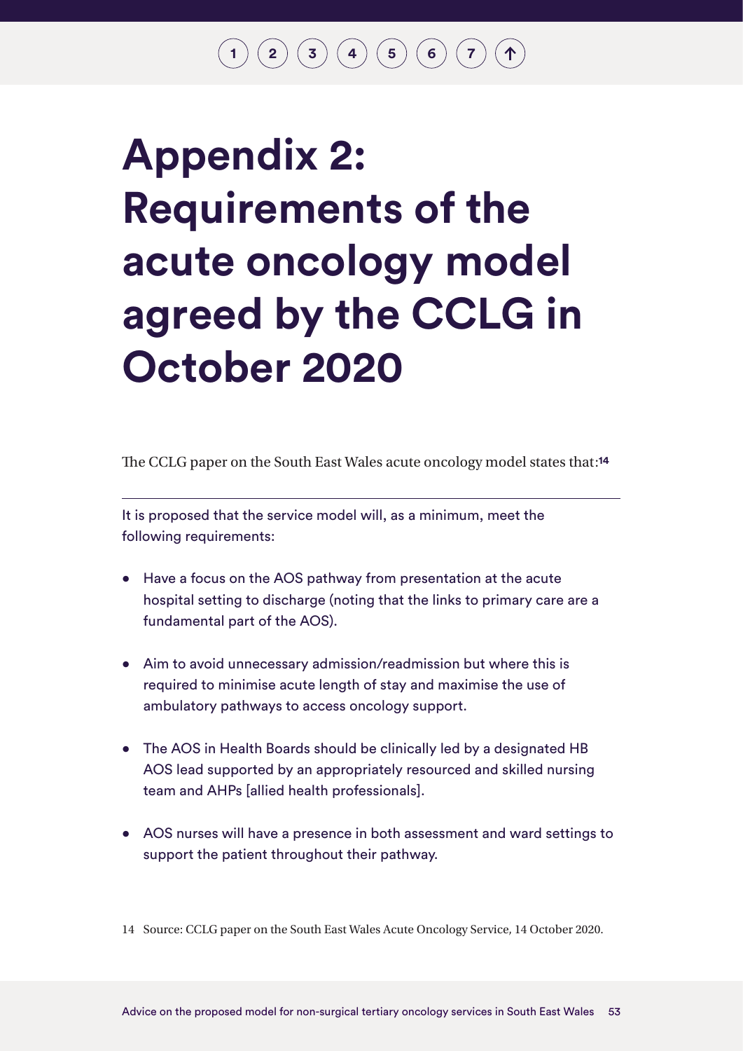# Appendix 2: Requirements of the acute oncology model agreed by the CCLG in October 2020

The CCLG paper on the South East Wales acute oncology model states that:[14]

---

It is proposed that the service model will, as a minimum, meet the following requirements:

- Have a focus on the AOS pathway from presentation at the acute hospital setting to discharge (noting that the links to primary care are a fundamental part of the AOS).
- Aim to avoid unnecessary admission/readmission but where this is required to minimise acute length of stay and maximise the use of ambulatory pathways to access oncology support.
- The AOS in Health Boards should be clinically led by a designated HB AOS lead supported by an appropriately resourced and skilled nursing team and AHPs [allied health professionals].
- AOS nurses will have a presence in both assessment and ward settings to support the patient throughout their pathway.

14 Source: CCLG paper on the South East Wales Acute Oncology Service, 14 October 2020.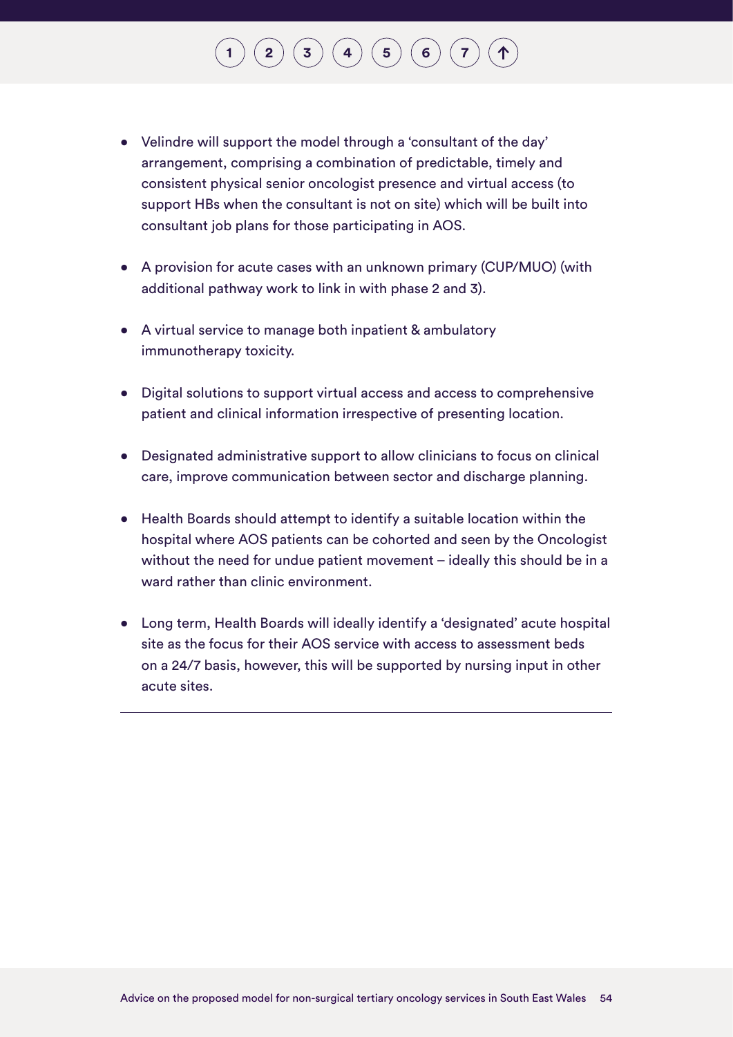- Velindre will support the model through a 'consultant of the day' arrangement, comprising a combination of predictable, timely and consistent physical senior oncologist presence and virtual access (to support HBs when the consultant is not on site) which will be built into consultant job plans for those participating in AOS.

- A provision for acute cases with an unknown primary (CUP/MUO) (with additional pathway work to link in with phase 2 and 3).

- A virtual service to manage both inpatient & ambulatory immunotherapy toxicity.

- Digital solutions to support virtual access and access to comprehensive patient and clinical information irrespective of presenting location.

- Designated administrative support to allow clinicians to focus on clinical care, improve communication between sector and discharge planning.

- Health Boards should attempt to identify a suitable location within the hospital where AOS patients can be cohorted and seen by the Oncologist without the need for undue patient movement – ideally this should be in a ward rather than clinic environment.

- Long term, Health Boards will ideally identify a 'designated' acute hospital site as the focus for their AOS service with access to assessment beds on a 24/7 basis, however, this will be supported by nursing input in other acute sites.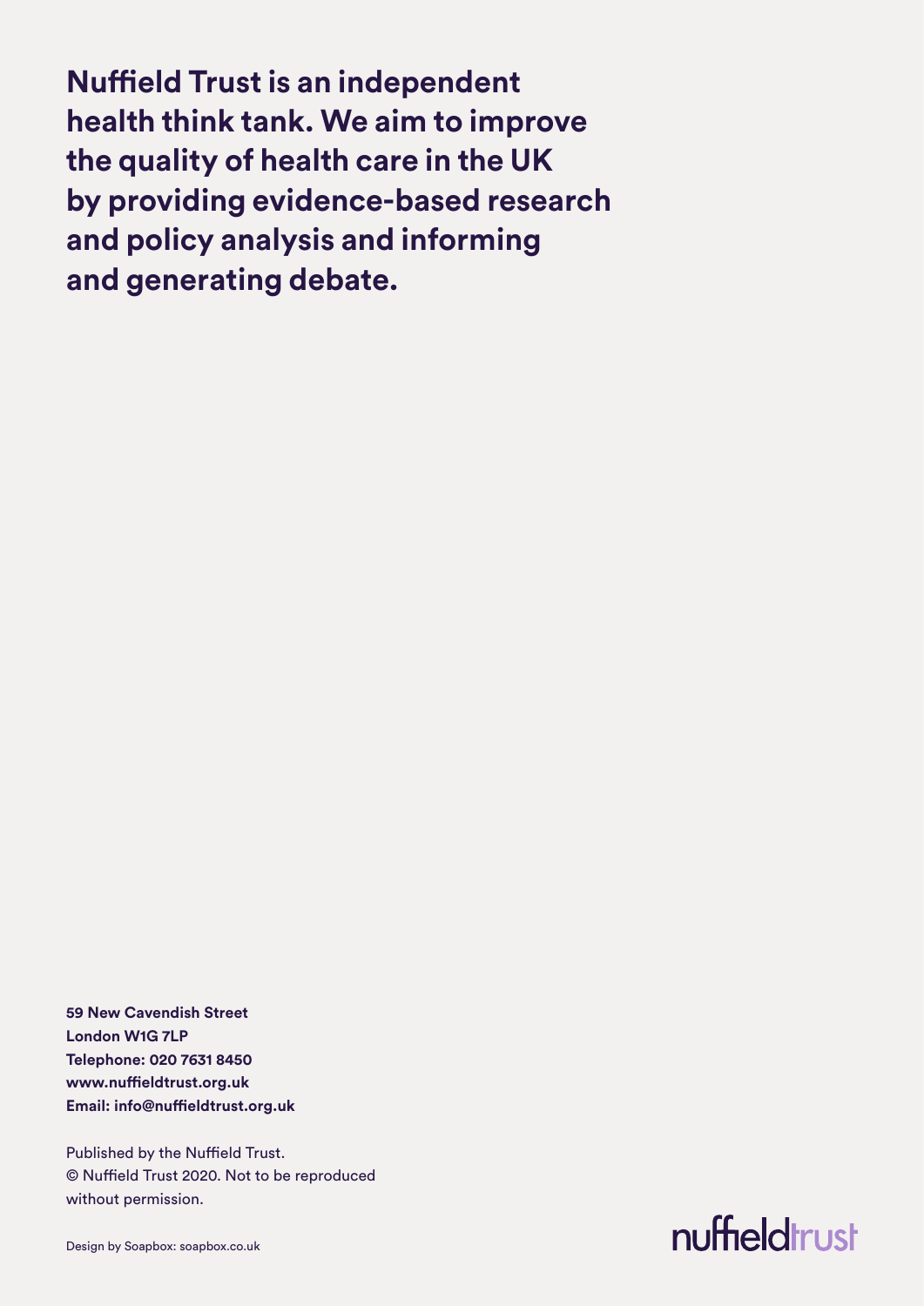**Nuffield Trust is an independent health think tank. We aim to improve the quality of health care in the UK by providing evidence-based research and policy analysis and informing and generating debate.**

**59 New Cavendish Street**
**London W1G 7LP**
**Telephone: 020 7631 8450**
**www.nuffieldtrust.org.uk**
**Email: info@nuffieldtrust.org.uk**

Published by the Nuffield Trust.
© Nuffield Trust 2020. Not to be reproduced without permission.

Design by Soapbox: soapbox.co.uk

nuffieldtrust